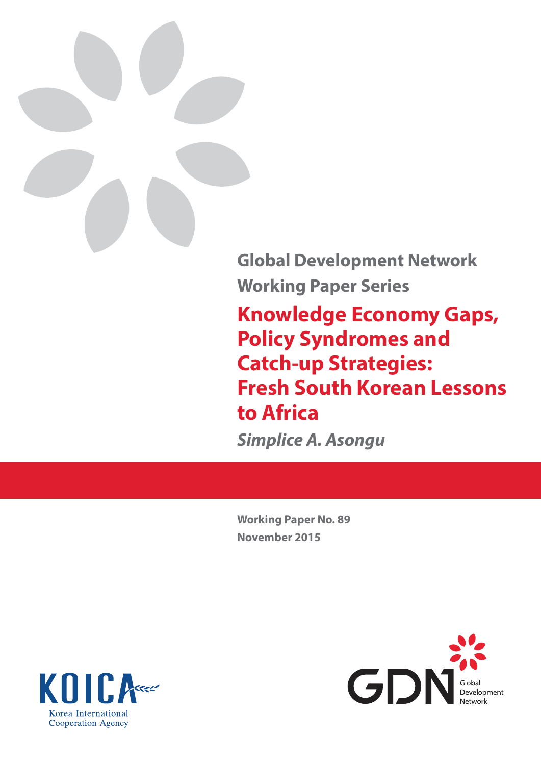Global Development Network

Working Paper Series

# Knowledge Economy Gaps, Policy Syndromes and Catch-up Strategies: Fresh South Korean Lessons to Africa

*Simplice A. Asongu*

**Working Paper No. 89**

**November 2015**

KOICA
Korea International Cooperation Agency

GDN
Global Development Network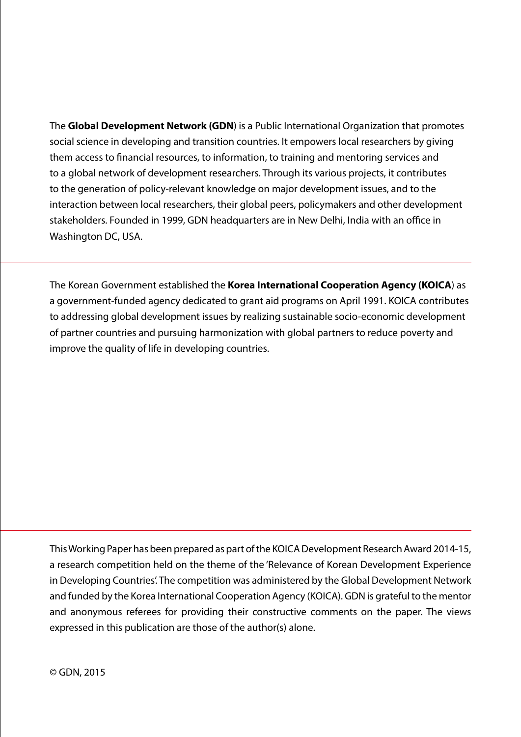The **Global Development Network (GDN**) is a Public International Organization that promotes social science in developing and transition countries. It empowers local researchers by giving them access to financial resources, to information, to training and mentoring services and to a global network of development researchers. Through its various projects, it contributes to the generation of policy-relevant knowledge on major development issues, and to the interaction between local researchers, their global peers, policymakers and other development stakeholders. Founded in 1999, GDN headquarters are in New Delhi, India with an office in Washington DC, USA.

---

The Korean Government established the **Korea International Cooperation Agency (KOICA**) as a government-funded agency dedicated to grant aid programs on April 1991. KOICA contributes to addressing global development issues by realizing sustainable socio-economic development of partner countries and pursuing harmonization with global partners to reduce poverty and improve the quality of life in developing countries.

---

This Working Paper has been prepared as part of the KOICA Development Research Award 2014-15, a research competition held on the theme of the 'Relevance of Korean Development Experience in Developing Countries'. The competition was administered by the Global Development Network and funded by the Korea International Cooperation Agency (KOICA). GDN is grateful to the mentor and anonymous referees for providing their constructive comments on the paper. The views expressed in this publication are those of the author(s) alone.

© GDN, 2015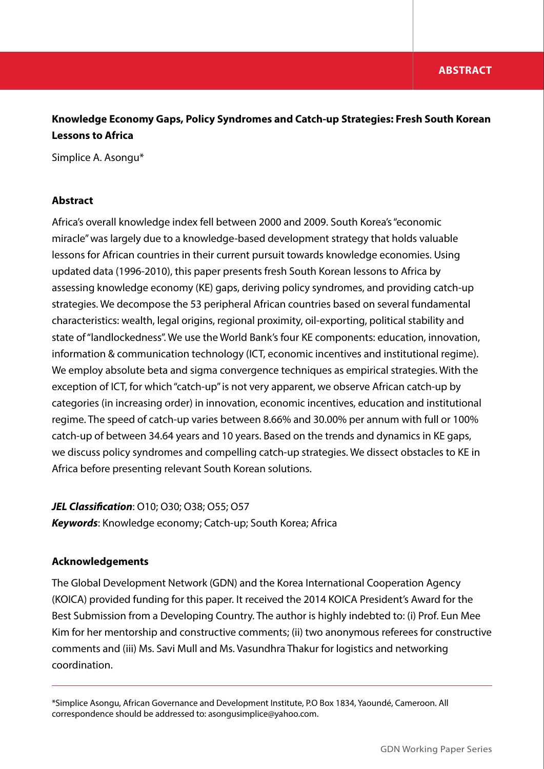# Knowledge Economy Gaps, Policy Syndromes and Catch-up Strategies: Fresh South Korean Lessons to Africa

Simplice A. Asongu*

## Abstract

Africa's overall knowledge index fell between 2000 and 2009. South Korea's "economic miracle" was largely due to a knowledge-based development strategy that holds valuable lessons for African countries in their current pursuit towards knowledge economies. Using updated data (1996-2010), this paper presents fresh South Korean lessons to Africa by assessing knowledge economy (KE) gaps, deriving policy syndromes, and providing catch-up strategies. We decompose the 53 peripheral African countries based on several fundamental characteristics: wealth, legal origins, regional proximity, oil-exporting, political stability and state of "landlockedness". We use the World Bank's four KE components: education, innovation, information & communication technology (ICT, economic incentives and institutional regime). We employ absolute beta and sigma convergence techniques as empirical strategies. With the exception of ICT, for which "catch-up" is not very apparent, we observe African catch-up by categories (in increasing order) in innovation, economic incentives, education and institutional regime. The speed of catch-up varies between 8.66% and 30.00% per annum with full or 100% catch-up of between 34.64 years and 10 years. Based on the trends and dynamics in KE gaps, we discuss policy syndromes and compelling catch-up strategies. We dissect obstacles to KE in Africa before presenting relevant South Korean solutions.

***JEL Classification***: O10; O30; O38; O55; O57

***Keywords***: Knowledge economy; Catch-up; South Korea; Africa

## Acknowledgements

The Global Development Network (GDN) and the Korea International Cooperation Agency (KOICA) provided funding for this paper. It received the 2014 KOICA President's Award for the Best Submission from a Developing Country. The author is highly indebted to: (i) Prof. Eun Mee Kim for her mentorship and constructive comments; (ii) two anonymous referees for constructive comments and (iii) Ms. Savi Mull and Ms. Vasundhra Thakur for logistics and networking coordination.

---

*Simplice Asongu, African Governance and Development Institute, P.O Box 1834, Yaoundé, Cameroon. All correspondence should be addressed to: asongusimplice@yahoo.com.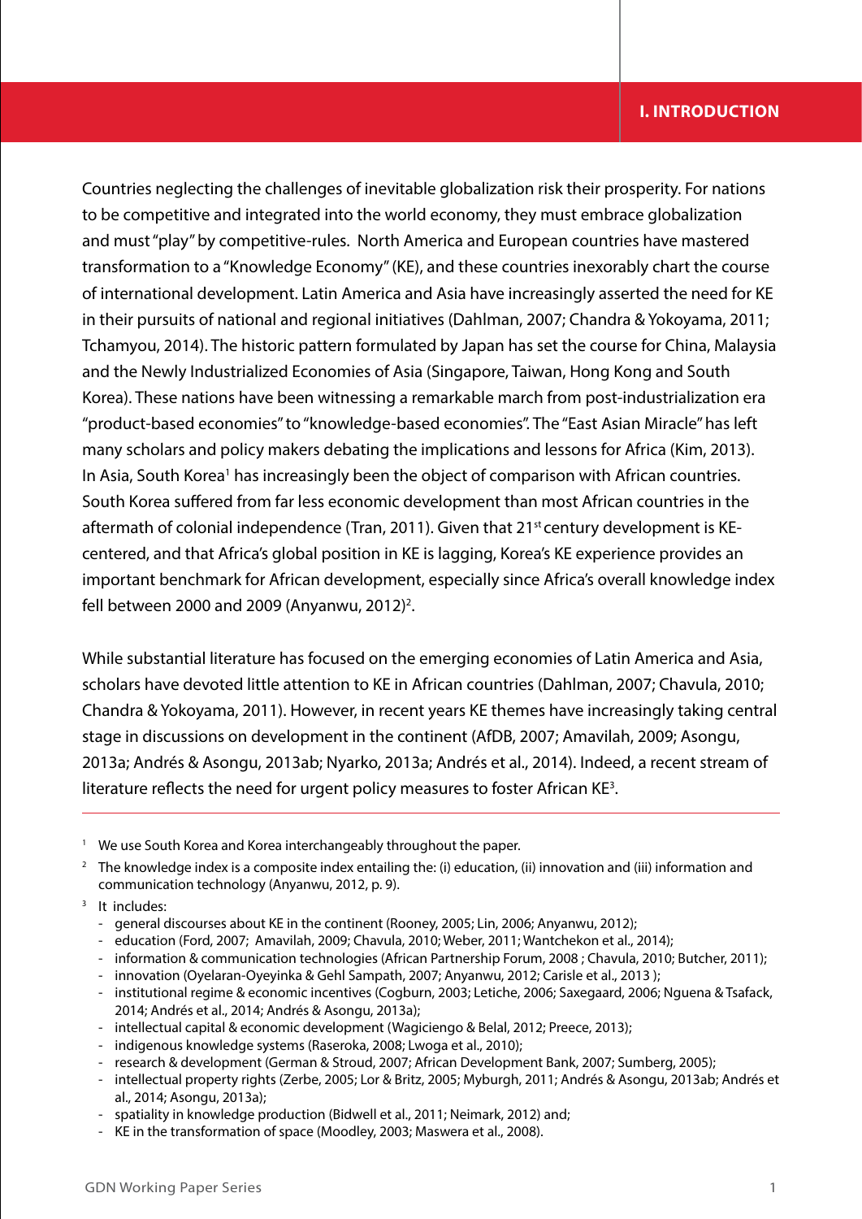# I. INTRODUCTION

Countries neglecting the challenges of inevitable globalization risk their prosperity. For nations to be competitive and integrated into the world economy, they must embrace globalization and must "play" by competitive-rules. North America and European countries have mastered transformation to a "Knowledge Economy" (KE), and these countries inexorably chart the course of international development. Latin America and Asia have increasingly asserted the need for KE in their pursuits of national and regional initiatives (Dahlman, 2007; Chandra & Yokoyama, 2011; Tchamyou, 2014). The historic pattern formulated by Japan has set the course for China, Malaysia and the Newly Industrialized Economies of Asia (Singapore, Taiwan, Hong Kong and South Korea). These nations have been witnessing a remarkable march from post-industrialization era "product-based economies" to "knowledge-based economies". The "East Asian Miracle" has left many scholars and policy makers debating the implications and lessons for Africa (Kim, 2013). In Asia, South Korea[1] has increasingly been the object of comparison with African countries. South Korea suffered from far less economic development than most African countries in the aftermath of colonial independence (Tran, 2011). Given that 21st century development is KE-centered, and that Africa's global position in KE is lagging, Korea's KE experience provides an important benchmark for African development, especially since Africa's overall knowledge index fell between 2000 and 2009 (Anyanwu, 2012)[2].

While substantial literature has focused on the emerging economies of Latin America and Asia, scholars have devoted little attention to KE in African countries (Dahlman, 2007; Chavula, 2010; Chandra & Yokoyama, 2011). However, in recent years KE themes have increasingly taking central stage in discussions on development in the continent (AfDB, 2007; Amavilah, 2009; Asongu, 2013a; Andrés & Asongu, 2013ab; Nyarko, 2013a; Andrés et al., 2014). Indeed, a recent stream of literature reflects the need for urgent policy measures to foster African KE[3].

---

[1] We use South Korea and Korea interchangeably throughout the paper.

[2] The knowledge index is a composite index entailing the: (i) education, (ii) innovation and (iii) information and communication technology (Anyanwu, 2012, p. 9).

[3] It includes:
- general discourses about KE in the continent (Rooney, 2005; Lin, 2006; Anyanwu, 2012);
- education (Ford, 2007; Amavilah, 2009; Chavula, 2010; Weber, 2011; Wantchekon et al., 2014);
- information & communication technologies (African Partnership Forum, 2008 ; Chavula, 2010; Butcher, 2011);
- innovation (Oyelaran-Oyeyinka & Gehl Sampath, 2007; Anyanwu, 2012; Carisle et al., 2013 );
- institutional regime & economic incentives (Cogburn, 2003; Letiche, 2006; Saxegaard, 2006; Nguena & Tsafack, 2014; Andrés et al., 2014; Andrés & Asongu, 2013a);
- intellectual capital & economic development (Wagiciengo & Belal, 2012; Preece, 2013);
- indigenous knowledge systems (Raseroka, 2008; Lwoga et al., 2010);
- research & development (German & Stroud, 2007; African Development Bank, 2007; Sumberg, 2005);
- intellectual property rights (Zerbe, 2005; Lor & Britz, 2005; Myburgh, 2011; Andrés & Asongu, 2013ab; Andrés et al., 2014; Asongu, 2013a);
- spatiality in knowledge production (Bidwell et al., 2011; Neimark, 2012) and;
- KE in the transformation of space (Moodley, 2003; Maswera et al., 2008).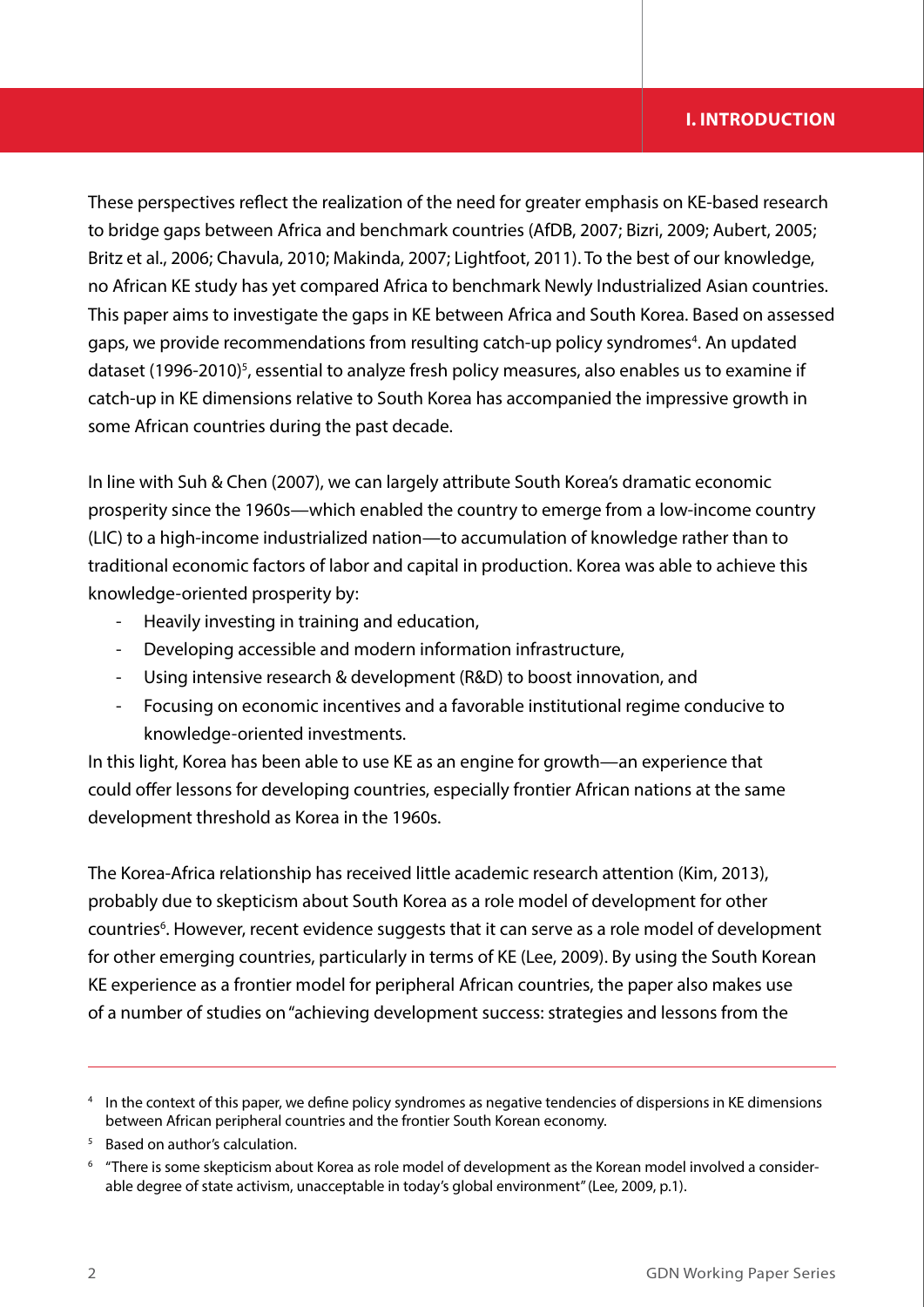These perspectives reflect the realization of the need for greater emphasis on KE-based research to bridge gaps between Africa and benchmark countries (AfDB, 2007; Bizri, 2009; Aubert, 2005; Britz et al., 2006; Chavula, 2010; Makinda, 2007; Lightfoot, 2011). To the best of our knowledge, no African KE study has yet compared Africa to benchmark Newly Industrialized Asian countries. This paper aims to investigate the gaps in KE between Africa and South Korea. Based on assessed gaps, we provide recommendations from resulting catch-up policy syndromes[4]. An updated dataset (1996-2010)[5], essential to analyze fresh policy measures, also enables us to examine if catch-up in KE dimensions relative to South Korea has accompanied the impressive growth in some African countries during the past decade.

In line with Suh & Chen (2007), we can largely attribute South Korea's dramatic economic prosperity since the 1960s—which enabled the country to emerge from a low-income country (LIC) to a high-income industrialized nation—to accumulation of knowledge rather than to traditional economic factors of labor and capital in production. Korea was able to achieve this knowledge-oriented prosperity by:

- Heavily investing in training and education,
- Developing accessible and modern information infrastructure,
- Using intensive research & development (R&D) to boost innovation, and
- Focusing on economic incentives and a favorable institutional regime conducive to knowledge-oriented investments.

In this light, Korea has been able to use KE as an engine for growth—an experience that could offer lessons for developing countries, especially frontier African nations at the same development threshold as Korea in the 1960s.

The Korea-Africa relationship has received little academic research attention (Kim, 2013), probably due to skepticism about South Korea as a role model of development for other countries[6]. However, recent evidence suggests that it can serve as a role model of development for other emerging countries, particularly in terms of KE (Lee, 2009). By using the South Korean KE experience as a frontier model for peripheral African countries, the paper also makes use of a number of studies on "achieving development success: strategies and lessons from the

---

[4] In the context of this paper, we define policy syndromes as negative tendencies of dispersions in KE dimensions between African peripheral countries and the frontier South Korean economy.

[5] Based on author's calculation.

[6] "There is some skepticism about Korea as role model of development as the Korean model involved a considerable degree of state activism, unacceptable in today's global environment" (Lee, 2009, p.1).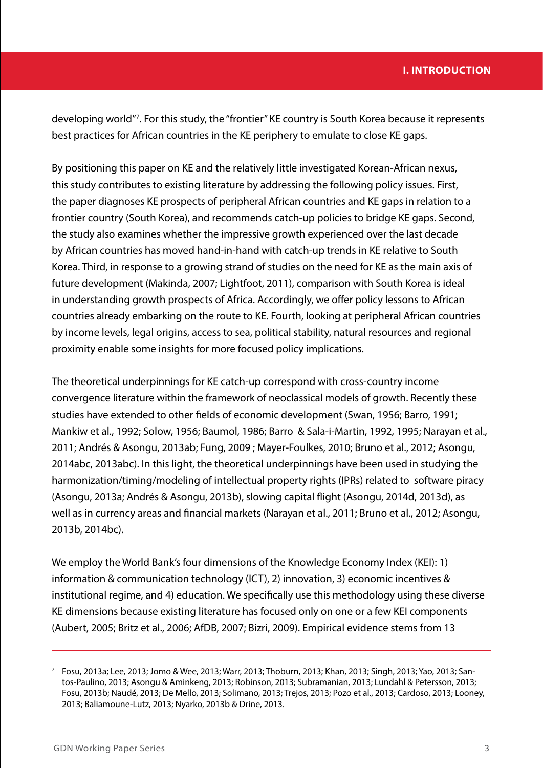developing world"[7]. For this study, the "frontier" KE country is South Korea because it represents best practices for African countries in the KE periphery to emulate to close KE gaps.

By positioning this paper on KE and the relatively little investigated Korean-African nexus, this study contributes to existing literature by addressing the following policy issues. First, the paper diagnoses KE prospects of peripheral African countries and KE gaps in relation to a frontier country (South Korea), and recommends catch-up policies to bridge KE gaps. Second, the study also examines whether the impressive growth experienced over the last decade by African countries has moved hand-in-hand with catch-up trends in KE relative to South Korea. Third, in response to a growing strand of studies on the need for KE as the main axis of future development (Makinda, 2007; Lightfoot, 2011), comparison with South Korea is ideal in understanding growth prospects of Africa. Accordingly, we offer policy lessons to African countries already embarking on the route to KE. Fourth, looking at peripheral African countries by income levels, legal origins, access to sea, political stability, natural resources and regional proximity enable some insights for more focused policy implications.

The theoretical underpinnings for KE catch-up correspond with cross-country income convergence literature within the framework of neoclassical models of growth. Recently these studies have extended to other fields of economic development (Swan, 1956; Barro, 1991; Mankiw et al., 1992; Solow, 1956; Baumol, 1986; Barro & Sala-i-Martin, 1992, 1995; Narayan et al., 2011; Andrés & Asongu, 2013ab; Fung, 2009 ; Mayer-Foulkes, 2010; Bruno et al., 2012; Asongu, 2014abc, 2013abc). In this light, the theoretical underpinnings have been used in studying the harmonization/timing/modeling of intellectual property rights (IPRs) related to software piracy (Asongu, 2013a; Andrés & Asongu, 2013b), slowing capital flight (Asongu, 2014d, 2013d), as well as in currency areas and financial markets (Narayan et al., 2011; Bruno et al., 2012; Asongu, 2013b, 2014bc).

We employ the World Bank's four dimensions of the Knowledge Economy Index (KEI): 1) information & communication technology (ICT), 2) innovation, 3) economic incentives & institutional regime, and 4) education. We specifically use this methodology using these diverse KE dimensions because existing literature has focused only on one or a few KEI components (Aubert, 2005; Britz et al., 2006; AfDB, 2007; Bizri, 2009). Empirical evidence stems from 13

---

[7] Fosu, 2013a; Lee, 2013; Jomo & Wee, 2013; Warr, 2013; Thoburn, 2013; Khan, 2013; Singh, 2013; Yao, 2013; Santos-Paulino, 2013; Asongu & Aminkeng, 2013; Robinson, 2013; Subramanian, 2013; Lundahl & Petersson, 2013; Fosu, 2013b; Naudé, 2013; De Mello, 2013; Solimano, 2013; Trejos, 2013; Pozo et al., 2013; Cardoso, 2013; Looney, 2013; Baliamoune-Lutz, 2013; Nyarko, 2013b & Drine, 2013.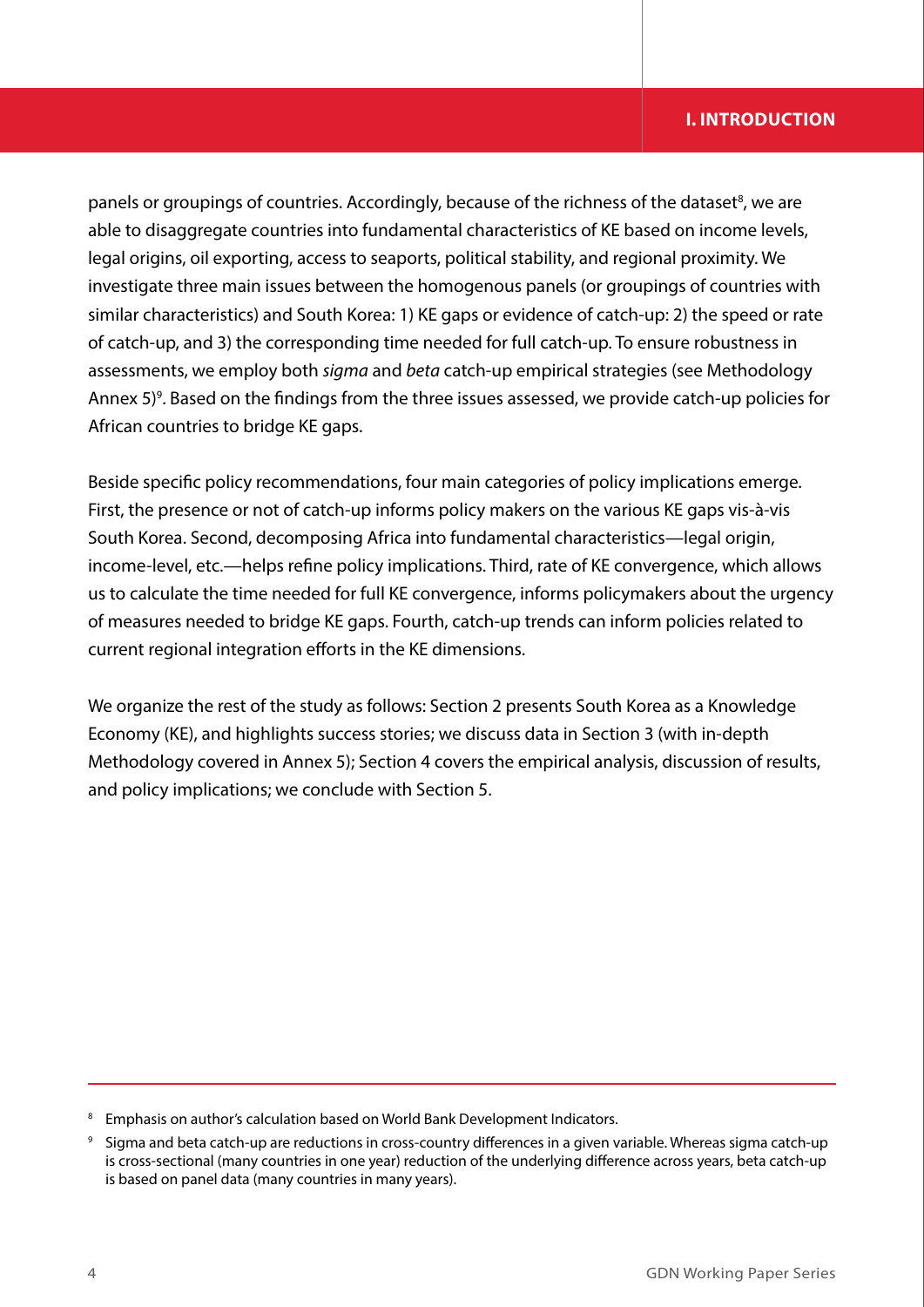panels or groupings of countries. Accordingly, because of the richness of the dataset[8], we are able to disaggregate countries into fundamental characteristics of KE based on income levels, legal origins, oil exporting, access to seaports, political stability, and regional proximity. We investigate three main issues between the homogenous panels (or groupings of countries with similar characteristics) and South Korea: 1) KE gaps or evidence of catch-up: 2) the speed or rate of catch-up, and 3) the corresponding time needed for full catch-up. To ensure robustness in assessments, we employ both *sigma* and *beta* catch-up empirical strategies (see Methodology Annex 5)[9]. Based on the findings from the three issues assessed, we provide catch-up policies for African countries to bridge KE gaps.

Beside specific policy recommendations, four main categories of policy implications emerge. First, the presence or not of catch-up informs policy makers on the various KE gaps vis-à-vis South Korea. Second, decomposing Africa into fundamental characteristics—legal origin, income-level, etc.—helps refine policy implications. Third, rate of KE convergence, which allows us to calculate the time needed for full KE convergence, informs policymakers about the urgency of measures needed to bridge KE gaps. Fourth, catch-up trends can inform policies related to current regional integration efforts in the KE dimensions.

We organize the rest of the study as follows: Section 2 presents South Korea as a Knowledge Economy (KE), and highlights success stories; we discuss data in Section 3 (with in-depth Methodology covered in Annex 5); Section 4 covers the empirical analysis, discussion of results, and policy implications; we conclude with Section 5.

---

[8] Emphasis on author's calculation based on World Bank Development Indicators.

[9] Sigma and beta catch-up are reductions in cross-country differences in a given variable. Whereas sigma catch-up is cross-sectional (many countries in one year) reduction of the underlying difference across years, beta catch-up is based on panel data (many countries in many years).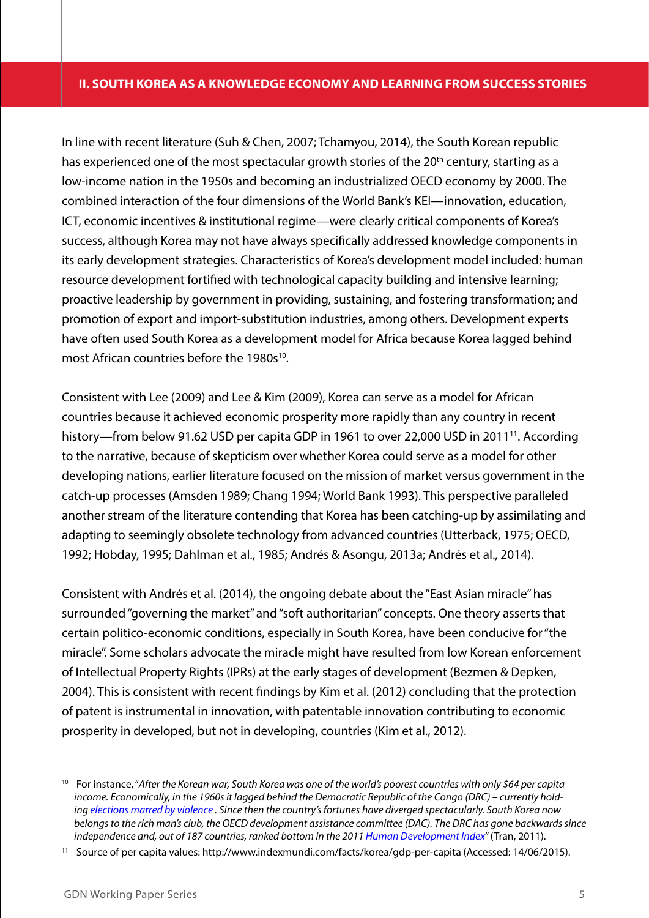## II. SOUTH KOREA AS A KNOWLEDGE ECONOMY AND LEARNING FROM SUCCESS STORIES

In line with recent literature (Suh & Chen, 2007; Tchamyou, 2014), the South Korean republic has experienced one of the most spectacular growth stories of the 20th century, starting as a low-income nation in the 1950s and becoming an industrialized OECD economy by 2000. The combined interaction of the four dimensions of the World Bank's KEI—innovation, education, ICT, economic incentives & institutional regime—were clearly critical components of Korea's success, although Korea may not have always specifically addressed knowledge components in its early development strategies. Characteristics of Korea's development model included: human resource development fortified with technological capacity building and intensive learning; proactive leadership by government in providing, sustaining, and fostering transformation; and promotion of export and import-substitution industries, among others. Development experts have often used South Korea as a development model for Africa because Korea lagged behind most African countries before the 1980s[10].

Consistent with Lee (2009) and Lee & Kim (2009), Korea can serve as a model for African countries because it achieved economic prosperity more rapidly than any country in recent history—from below 91.62 USD per capita GDP in 1961 to over 22,000 USD in 2011[11]. According to the narrative, because of skepticism over whether Korea could serve as a model for other developing nations, earlier literature focused on the mission of market versus government in the catch-up processes (Amsden 1989; Chang 1994; World Bank 1993). This perspective paralleled another stream of the literature contending that Korea has been catching-up by assimilating and adapting to seemingly obsolete technology from advanced countries (Utterback, 1975; OECD, 1992; Hobday, 1995; Dahlman et al., 1985; Andrés & Asongu, 2013a; Andrés et al., 2014).

Consistent with Andrés et al. (2014), the ongoing debate about the "East Asian miracle" has surrounded "governing the market" and "soft authoritarian" concepts. One theory asserts that certain politico-economic conditions, especially in South Korea, have been conducive for "the miracle". Some scholars advocate the miracle might have resulted from low Korean enforcement of Intellectual Property Rights (IPRs) at the early stages of development (Bezmen & Depken, 2004). This is consistent with recent findings by Kim et al. (2012) concluding that the protection of patent is instrumental in innovation, with patentable innovation contributing to economic prosperity in developed, but not in developing, countries (Kim et al., 2012).

---

[10] For instance, "*After the Korean war, South Korea was one of the world's poorest countries with only $64 per capita income. Economically, in the 1960s it lagged behind the Democratic Republic of the Congo (DRC) – currently holding elections marred by violence. Since then the country's fortunes have diverged spectacularly. South Korea now belongs to the rich man's club, the OECD development assistance committee (DAC). The DRC has gone backwards since independence and, out of 187 countries, ranked bottom in the 2011 Human Development Index*" (Tran, 2011).

[11] Source of per capita values: http://www.indexmundi.com/facts/korea/gdp-per-capita (Accessed: 14/06/2015).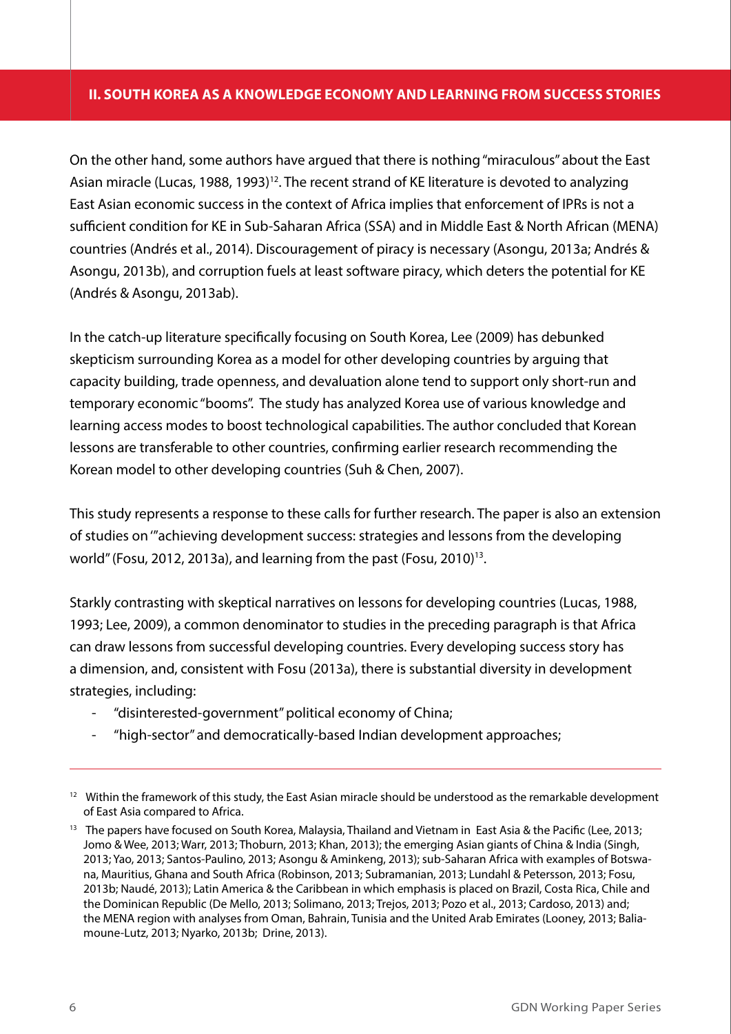## II. SOUTH KOREA AS A KNOWLEDGE ECONOMY AND LEARNING FROM SUCCESS STORIES

On the other hand, some authors have argued that there is nothing "miraculous" about the East Asian miracle (Lucas, 1988, 1993)[12]. The recent strand of KE literature is devoted to analyzing East Asian economic success in the context of Africa implies that enforcement of IPRs is not a sufficient condition for KE in Sub-Saharan Africa (SSA) and in Middle East & North African (MENA) countries (Andrés et al., 2014). Discouragement of piracy is necessary (Asongu, 2013a; Andrés & Asongu, 2013b), and corruption fuels at least software piracy, which deters the potential for KE (Andrés & Asongu, 2013ab).

In the catch-up literature specifically focusing on South Korea, Lee (2009) has debunked skepticism surrounding Korea as a model for other developing countries by arguing that capacity building, trade openness, and devaluation alone tend to support only short-run and temporary economic "booms". The study has analyzed Korea use of various knowledge and learning access modes to boost technological capabilities. The author concluded that Korean lessons are transferable to other countries, confirming earlier research recommending the Korean model to other developing countries (Suh & Chen, 2007).

This study represents a response to these calls for further research. The paper is also an extension of studies on '"achieving development success: strategies and lessons from the developing world" (Fosu, 2012, 2013a), and learning from the past (Fosu, 2010)[13].

Starkly contrasting with skeptical narratives on lessons for developing countries (Lucas, 1988, 1993; Lee, 2009), a common denominator to studies in the preceding paragraph is that Africa can draw lessons from successful developing countries. Every developing success story has a dimension, and, consistent with Fosu (2013a), there is substantial diversity in development strategies, including:

- "disinterested-government" political economy of China;
- "high-sector" and democratically-based Indian development approaches;

---

[12] Within the framework of this study, the East Asian miracle should be understood as the remarkable development of East Asia compared to Africa.

[13] The papers have focused on South Korea, Malaysia, Thailand and Vietnam in East Asia & the Pacific (Lee, 2013; Jomo & Wee, 2013; Warr, 2013; Thoburn, 2013; Khan, 2013); the emerging Asian giants of China & India (Singh, 2013; Yao, 2013; Santos-Paulino, 2013; Asongu & Aminkeng, 2013); sub-Saharan Africa with examples of Botswana, Mauritius, Ghana and South Africa (Robinson, 2013; Subramanian, 2013; Lundahl & Petersson, 2013; Fosu, 2013b; Naudé, 2013); Latin America & the Caribbean in which emphasis is placed on Brazil, Costa Rica, Chile and the Dominican Republic (De Mello, 2013; Solimano, 2013; Trejos, 2013; Pozo et al., 2013; Cardoso, 2013) and; the MENA region with analyses from Oman, Bahrain, Tunisia and the United Arab Emirates (Looney, 2013; Baliamoune-Lutz, 2013; Nyarko, 2013b; Drine, 2013).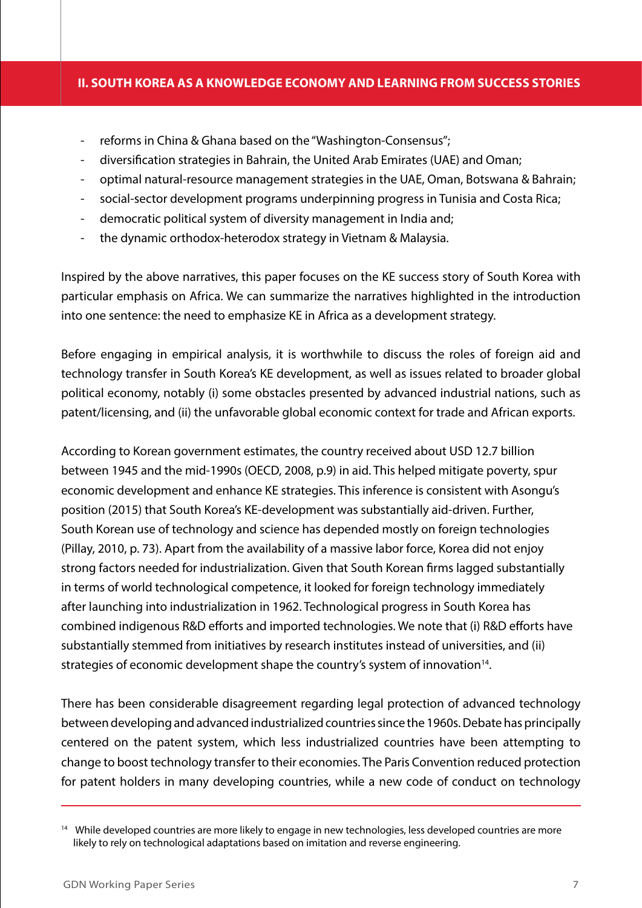- reforms in China & Ghana based on the "Washington-Consensus";
- diversification strategies in Bahrain, the United Arab Emirates (UAE) and Oman;
- optimal natural-resource management strategies in the UAE, Oman, Botswana & Bahrain;
- social-sector development programs underpinning progress in Tunisia and Costa Rica;
- democratic political system of diversity management in India and;
- the dynamic orthodox-heterodox strategy in Vietnam & Malaysia.

Inspired by the above narratives, this paper focuses on the KE success story of South Korea with particular emphasis on Africa. We can summarize the narratives highlighted in the introduction into one sentence: the need to emphasize KE in Africa as a development strategy.

Before engaging in empirical analysis, it is worthwhile to discuss the roles of foreign aid and technology transfer in South Korea's KE development, as well as issues related to broader global political economy, notably (i) some obstacles presented by advanced industrial nations, such as patent/licensing, and (ii) the unfavorable global economic context for trade and African exports.

According to Korean government estimates, the country received about USD 12.7 billion between 1945 and the mid-1990s (OECD, 2008, p.9) in aid. This helped mitigate poverty, spur economic development and enhance KE strategies. This inference is consistent with Asongu's position (2015) that South Korea's KE-development was substantially aid-driven. Further, South Korean use of technology and science has depended mostly on foreign technologies (Pillay, 2010, p. 73). Apart from the availability of a massive labor force, Korea did not enjoy strong factors needed for industrialization. Given that South Korean firms lagged substantially in terms of world technological competence, it looked for foreign technology immediately after launching into industrialization in 1962. Technological progress in South Korea has combined indigenous R&D efforts and imported technologies. We note that (i) R&D efforts have substantially stemmed from initiatives by research institutes instead of universities, and (ii) strategies of economic development shape the country's system of innovation[14].

There has been considerable disagreement regarding legal protection of advanced technology between developing and advanced industrialized countries since the 1960s. Debate has principally centered on the patent system, which less industrialized countries have been attempting to change to boost technology transfer to their economies. The Paris Convention reduced protection for patent holders in many developing countries, while a new code of conduct on technology

[14] While developed countries are more likely to engage in new technologies, less developed countries are more likely to rely on technological adaptations based on imitation and reverse engineering.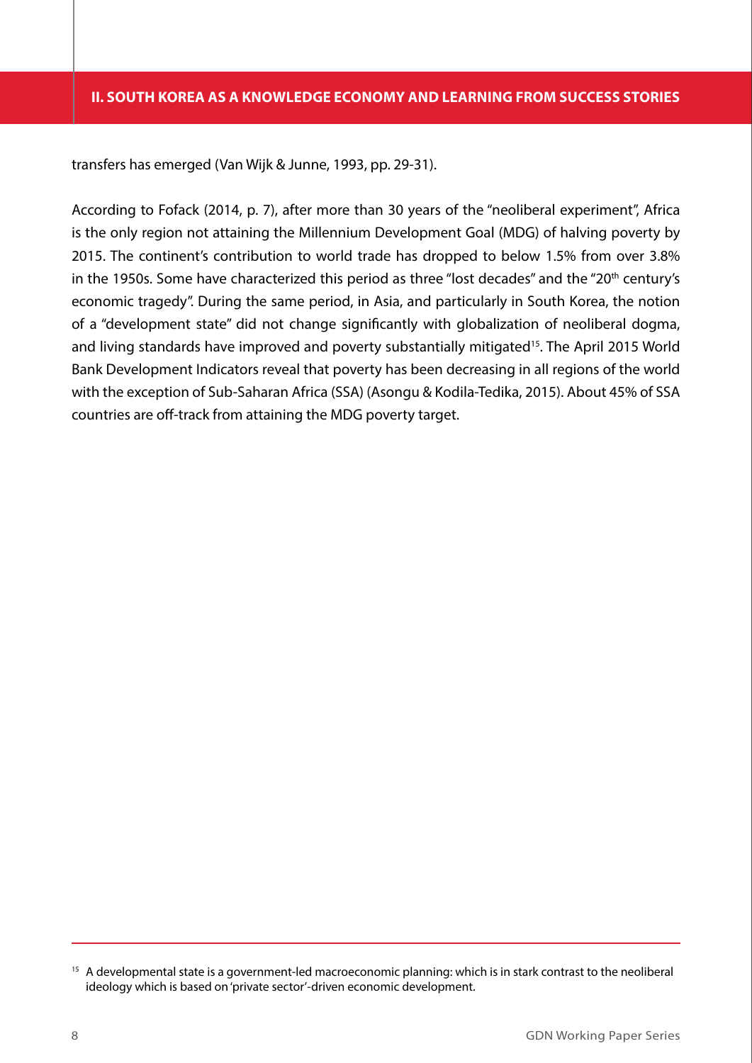transfers has emerged (Van Wijk & Junne, 1993, pp. 29-31).

According to Fofack (2014, p. 7), after more than 30 years of the "neoliberal experiment", Africa is the only region not attaining the Millennium Development Goal (MDG) of halving poverty by 2015. The continent's contribution to world trade has dropped to below 1.5% from over 3.8% in the 1950s. Some have characterized this period as three "lost decades" and the "20th century's economic tragedy". During the same period, in Asia, and particularly in South Korea, the notion of a "development state" did not change significantly with globalization of neoliberal dogma, and living standards have improved and poverty substantially mitigated[15]. The April 2015 World Bank Development Indicators reveal that poverty has been decreasing in all regions of the world with the exception of Sub-Saharan Africa (SSA) (Asongu & Kodila-Tedika, 2015). About 45% of SSA countries are off-track from attaining the MDG poverty target.

[15] A developmental state is a government-led macroeconomic planning: which is in stark contrast to the neoliberal ideology which is based on 'private sector'-driven economic development.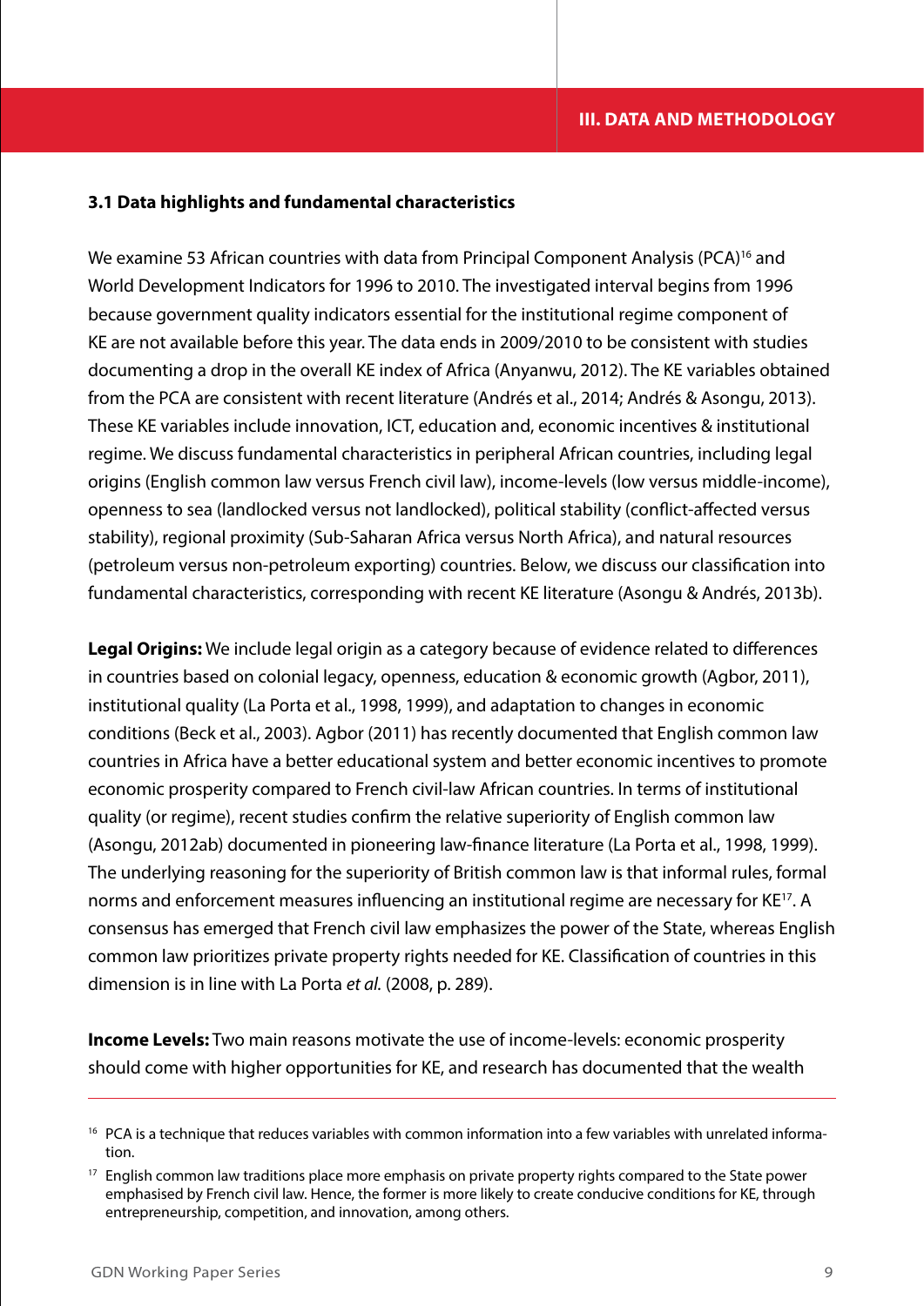### 3.1 Data highlights and fundamental characteristics

We examine 53 African countries with data from Principal Component Analysis (PCA)[16] and World Development Indicators for 1996 to 2010. The investigated interval begins from 1996 because government quality indicators essential for the institutional regime component of KE are not available before this year. The data ends in 2009/2010 to be consistent with studies documenting a drop in the overall KE index of Africa (Anyanwu, 2012). The KE variables obtained from the PCA are consistent with recent literature (Andrés et al., 2014; Andrés & Asongu, 2013). These KE variables include innovation, ICT, education and, economic incentives & institutional regime. We discuss fundamental characteristics in peripheral African countries, including legal origins (English common law versus French civil law), income-levels (low versus middle-income), openness to sea (landlocked versus not landlocked), political stability (conflict-affected versus stability), regional proximity (Sub-Saharan Africa versus North Africa), and natural resources (petroleum versus non-petroleum exporting) countries. Below, we discuss our classification into fundamental characteristics, corresponding with recent KE literature (Asongu & Andrés, 2013b).

**Legal Origins:** We include legal origin as a category because of evidence related to differences in countries based on colonial legacy, openness, education & economic growth (Agbor, 2011), institutional quality (La Porta et al., 1998, 1999), and adaptation to changes in economic conditions (Beck et al., 2003). Agbor (2011) has recently documented that English common law countries in Africa have a better educational system and better economic incentives to promote economic prosperity compared to French civil-law African countries. In terms of institutional quality (or regime), recent studies confirm the relative superiority of English common law (Asongu, 2012ab) documented in pioneering law-finance literature (La Porta et al., 1998, 1999). The underlying reasoning for the superiority of British common law is that informal rules, formal norms and enforcement measures influencing an institutional regime are necessary for KE[17]. A consensus has emerged that French civil law emphasizes the power of the State, whereas English common law prioritizes private property rights needed for KE. Classification of countries in this dimension is in line with La Porta *et al.* (2008, p. 289).

**Income Levels:** Two main reasons motivate the use of income-levels: economic prosperity should come with higher opportunities for KE, and research has documented that the wealth

[16] PCA is a technique that reduces variables with common information into a few variables with unrelated information.

[17] English common law traditions place more emphasis on private property rights compared to the State power emphasised by French civil law. Hence, the former is more likely to create conducive conditions for KE, through entrepreneurship, competition, and innovation, among others.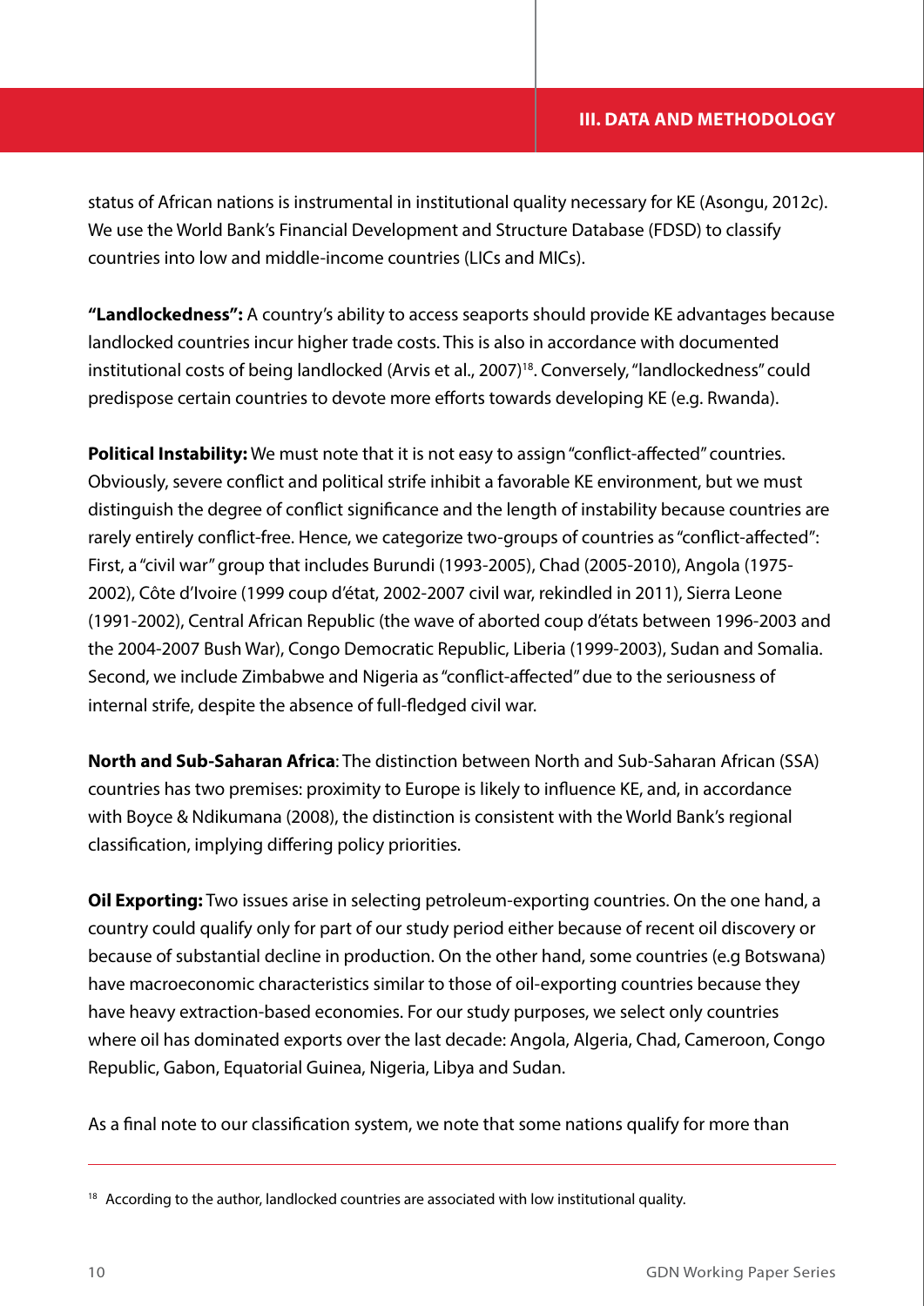status of African nations is instrumental in institutional quality necessary for KE (Asongu, 2012c). We use the World Bank's Financial Development and Structure Database (FDSD) to classify countries into low and middle-income countries (LICs and MICs).

**"Landlockedness":** A country's ability to access seaports should provide KE advantages because landlocked countries incur higher trade costs. This is also in accordance with documented institutional costs of being landlocked (Arvis et al., 2007)[18]. Conversely, "landlockedness" could predispose certain countries to devote more efforts towards developing KE (e.g. Rwanda).

**Political Instability:** We must note that it is not easy to assign "conflict-affected" countries. Obviously, severe conflict and political strife inhibit a favorable KE environment, but we must distinguish the degree of conflict significance and the length of instability because countries are rarely entirely conflict-free. Hence, we categorize two-groups of countries as "conflict-affected": First, a "civil war" group that includes Burundi (1993-2005), Chad (2005-2010), Angola (1975-2002), Côte d'Ivoire (1999 coup d'état, 2002-2007 civil war, rekindled in 2011), Sierra Leone (1991-2002), Central African Republic (the wave of aborted coup d'états between 1996-2003 and the 2004-2007 Bush War), Congo Democratic Republic, Liberia (1999-2003), Sudan and Somalia. Second, we include Zimbabwe and Nigeria as "conflict-affected" due to the seriousness of internal strife, despite the absence of full-fledged civil war.

**North and Sub-Saharan Africa**: The distinction between North and Sub-Saharan African (SSA) countries has two premises: proximity to Europe is likely to influence KE, and, in accordance with Boyce & Ndikumana (2008), the distinction is consistent with the World Bank's regional classification, implying differing policy priorities.

**Oil Exporting:** Two issues arise in selecting petroleum-exporting countries. On the one hand, a country could qualify only for part of our study period either because of recent oil discovery or because of substantial decline in production. On the other hand, some countries (e.g Botswana) have macroeconomic characteristics similar to those of oil-exporting countries because they have heavy extraction-based economies. For our study purposes, we select only countries where oil has dominated exports over the last decade: Angola, Algeria, Chad, Cameroon, Congo Republic, Gabon, Equatorial Guinea, Nigeria, Libya and Sudan.

As a final note to our classification system, we note that some nations qualify for more than

---

[18] According to the author, landlocked countries are associated with low institutional quality.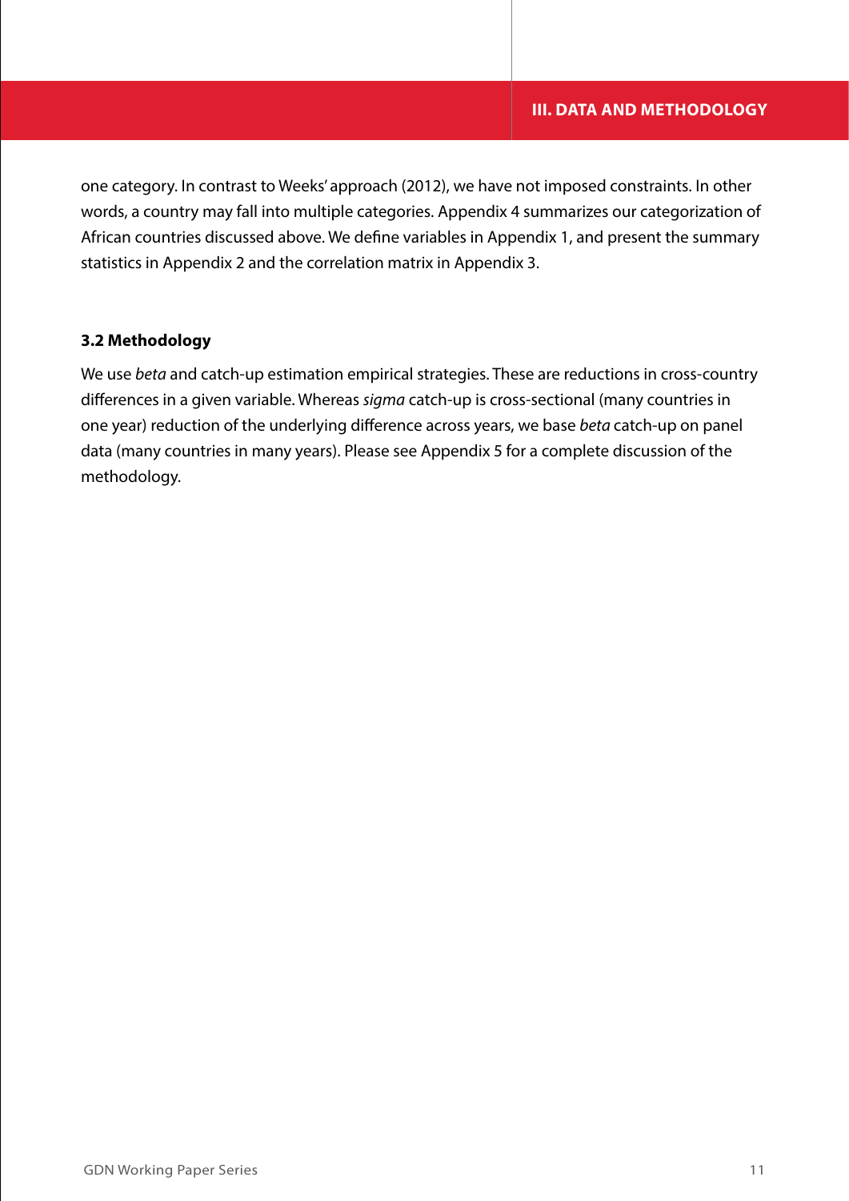one category. In contrast to Weeks' approach (2012), we have not imposed constraints. In other words, a country may fall into multiple categories. Appendix 4 summarizes our categorization of African countries discussed above. We define variables in Appendix 1, and present the summary statistics in Appendix 2 and the correlation matrix in Appendix 3.

### 3.2 Methodology

We use *beta* and catch-up estimation empirical strategies. These are reductions in cross-country differences in a given variable. Whereas *sigma* catch-up is cross-sectional (many countries in one year) reduction of the underlying difference across years, we base *beta* catch-up on panel data (many countries in many years). Please see Appendix 5 for a complete discussion of the methodology.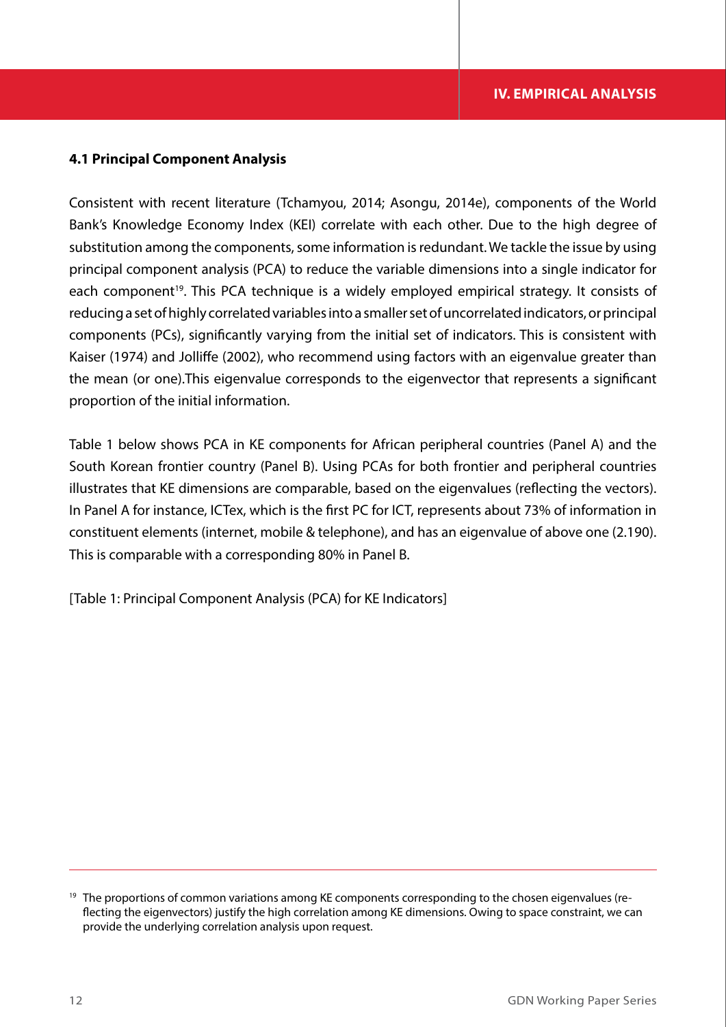### 4.1 Principal Component Analysis

Consistent with recent literature (Tchamyou, 2014; Asongu, 2014e), components of the World Bank's Knowledge Economy Index (KEI) correlate with each other. Due to the high degree of substitution among the components, some information is redundant. We tackle the issue by using principal component analysis (PCA) to reduce the variable dimensions into a single indicator for each component[19]. This PCA technique is a widely employed empirical strategy. It consists of reducing a set of highly correlated variables into a smaller set of uncorrelated indicators, or principal components (PCs), significantly varying from the initial set of indicators. This is consistent with Kaiser (1974) and Jolliffe (2002), who recommend using factors with an eigenvalue greater than the mean (or one).This eigenvalue corresponds to the eigenvector that represents a significant proportion of the initial information.

Table 1 below shows PCA in KE components for African peripheral countries (Panel A) and the South Korean frontier country (Panel B). Using PCAs for both frontier and peripheral countries illustrates that KE dimensions are comparable, based on the eigenvalues (reflecting the vectors). In Panel A for instance, ICTex, which is the first PC for ICT, represents about 73% of information in constituent elements (internet, mobile & telephone), and has an eigenvalue of above one (2.190). This is comparable with a corresponding 80% in Panel B.

[Table 1: Principal Component Analysis (PCA) for KE Indicators]

---

[19] The proportions of common variations among KE components corresponding to the chosen eigenvalues (reflecting the eigenvectors) justify the high correlation among KE dimensions. Owing to space constraint, we can provide the underlying correlation analysis upon request.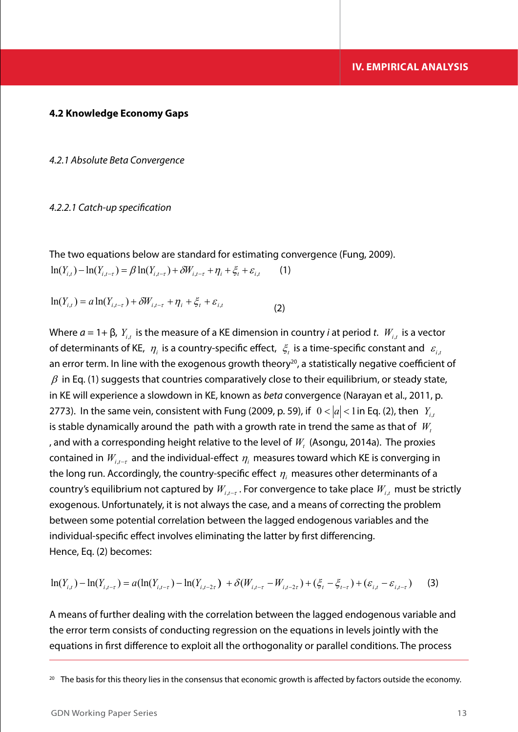### 4.2 Knowledge Economy Gaps

*4.2.1 Absolute Beta Convergence*

*4.2.2.1 Catch-up specification*

The two equations below are standard for estimating convergence (Fung, 2009).

$$\ln(Y_{i,t}) - \ln(Y_{i,t-\tau}) = \beta \ln(Y_{i,t-\tau}) + \delta W_{i,t-\tau} + \eta_i + \xi_t + \varepsilon_{i,t} \qquad (1)$$

$$\ln(Y_{i,t}) = a \ln(Y_{i,t-\tau}) + \delta W_{i,t-\tau} + \eta_i + \xi_t + \varepsilon_{i,t} \qquad (2)$$

Where $a = 1+ \beta$, $Y_{i,t}$ is the measure of a KE dimension in country *i* at period *t*. $W_{i,t}$ is a vector of determinants of KE, $\eta_i$ is a country-specific effect, $\xi_t$ is a time-specific constant and $\varepsilon_{i,t}$ an error term. In line with the exogenous growth theory[20], a statistically negative coefficient of $\beta$ in Eq. (1) suggests that countries comparatively close to their equilibrium, or steady state, in KE will experience a slowdown in KE, known as *beta* convergence (Narayan et al., 2011, p. 2773). In the same vein, consistent with Fung (2009, p. 59), if $0 < |a| < 1$ in Eq. (2), then $Y_{i,t}$ is stable dynamically around the path with a growth rate in trend the same as that of $W_t$, and with a corresponding height relative to the level of $W_t$ (Asongu, 2014a). The proxies contained in $W_{i,t-\tau}$ and the individual-effect $\eta_i$ measures toward which KE is converging in the long run. Accordingly, the country-specific effect $\eta_i$ measures other determinants of a country's equilibrium not captured by $W_{i,t-\tau}$. For convergence to take place $W_{i,t}$ must be strictly exogenous. Unfortunately, it is not always the case, and a means of correcting the problem between some potential correlation between the lagged endogenous variables and the individual-specific effect involves eliminating the latter by first differencing.
Hence, Eq. (2) becomes:

$$\ln(Y_{i,t}) - \ln(Y_{i,t-\tau}) = a(\ln(Y_{i,t-\tau}) - \ln(Y_{i,t-2\tau})) + \delta(W_{i,t-\tau} - W_{i,t-2\tau}) + (\xi_t - \xi_{t-\tau}) + (\varepsilon_{i,t} - \varepsilon_{i,t-\tau}) \qquad (3)$$

A means of further dealing with the correlation between the lagged endogenous variable and the error term consists of conducting regression on the equations in levels jointly with the equations in first difference to exploit all the orthogonality or parallel conditions. The process

[20] The basis for this theory lies in the consensus that economic growth is affected by factors outside the economy.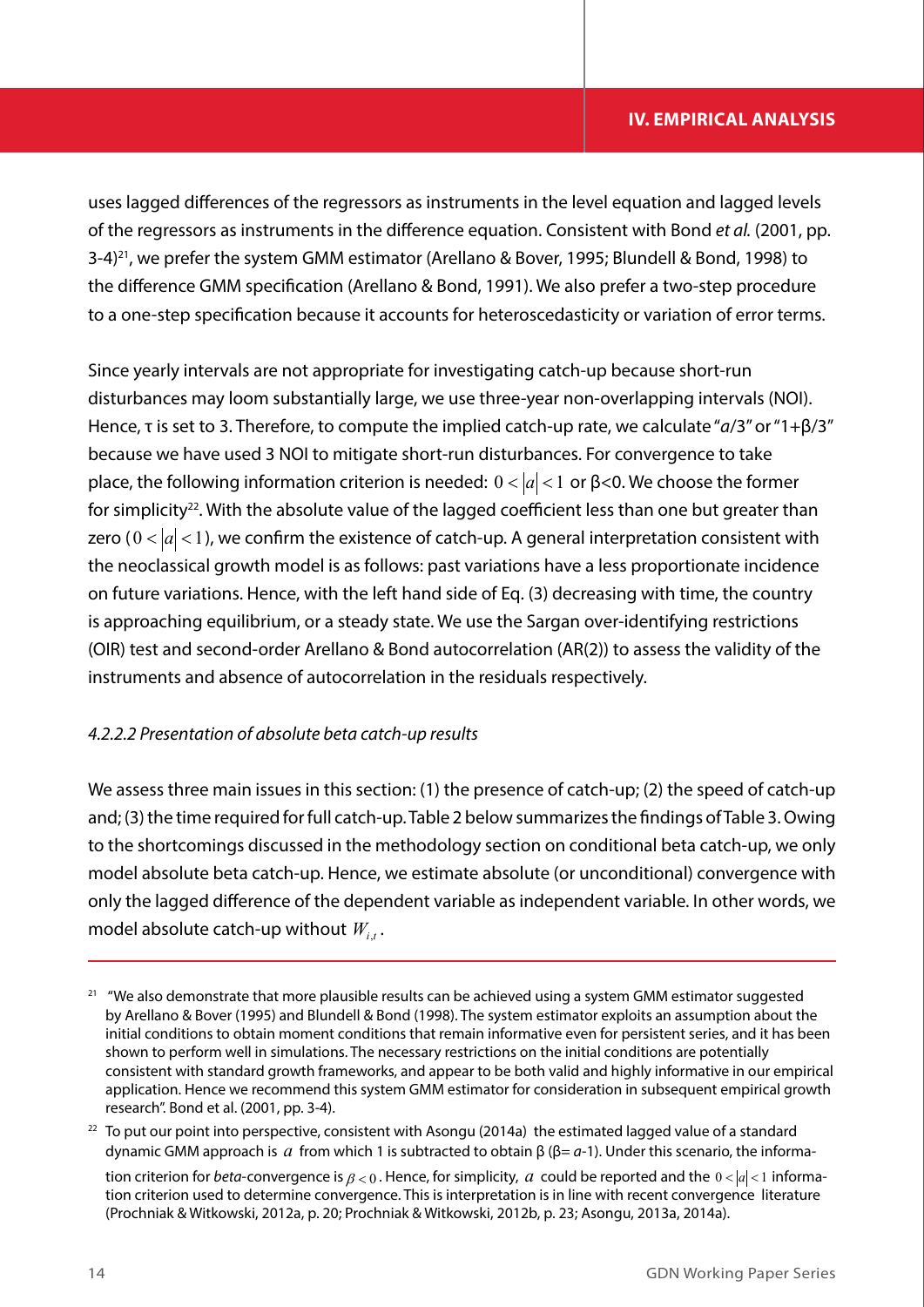uses lagged differences of the regressors as instruments in the level equation and lagged levels of the regressors as instruments in the difference equation. Consistent with Bond *et al.* (2001, pp. 3-4)[21], we prefer the system GMM estimator (Arellano & Bover, 1995; Blundell & Bond, 1998) to the difference GMM specification (Arellano & Bond, 1991). We also prefer a two-step procedure to a one-step specification because it accounts for heteroscedasticity or variation of error terms.

Since yearly intervals are not appropriate for investigating catch-up because short-run disturbances may loom substantially large, we use three-year non-overlapping intervals (NOI). Hence, $\tau$ is set to 3. Therefore, to compute the implied catch-up rate, we calculate "$a$/3" or "1+$\beta$/3" because we have used 3 NOI to mitigate short-run disturbances. For convergence to take place, the following information criterion is needed: $0 < |a| < 1$ or $\beta$<0. We choose the former for simplicity[22]. With the absolute value of the lagged coefficient less than one but greater than zero ($0 < |a| < 1$), we confirm the existence of catch-up. A general interpretation consistent with the neoclassical growth model is as follows: past variations have a less proportionate incidence on future variations. Hence, with the left hand side of Eq. (3) decreasing with time, the country is approaching equilibrium, or a steady state. We use the Sargan over-identifying restrictions (OIR) test and second-order Arellano & Bond autocorrelation (AR(2)) to assess the validity of the instruments and absence of autocorrelation in the residuals respectively.

#### *4.2.2.2 Presentation of absolute beta catch-up results*

We assess three main issues in this section: (1) the presence of catch-up; (2) the speed of catch-up and; (3) the time required for full catch-up. Table 2 below summarizes the findings of Table 3. Owing to the shortcomings discussed in the methodology section on conditional beta catch-up, we only model absolute beta catch-up. Hence, we estimate absolute (or unconditional) convergence with only the lagged difference of the dependent variable as independent variable. In other words, we model absolute catch-up without $W_{i,t}$.

---

[21] "We also demonstrate that more plausible results can be achieved using a system GMM estimator suggested by Arellano & Bover (1995) and Blundell & Bond (1998). The system estimator exploits an assumption about the initial conditions to obtain moment conditions that remain informative even for persistent series, and it has been shown to perform well in simulations. The necessary restrictions on the initial conditions are potentially consistent with standard growth frameworks, and appear to be both valid and highly informative in our empirical application. Hence we recommend this system GMM estimator for consideration in subsequent empirical growth research". Bond et al. (2001, pp. 3-4).

[22] To put our point into perspective, consistent with Asongu (2014a) the estimated lagged value of a standard dynamic GMM approach is $a$ from which 1 is subtracted to obtain $\beta$ ($\beta$= $a$-1). Under this scenario, the information criterion for *beta*-convergence is $\beta < 0$. Hence, for simplicity, $a$ could be reported and the $0 < |a| < 1$ information criterion used to determine convergence. This is interpretation is in line with recent convergence literature (Prochniak & Witkowski, 2012a, p. 20; Prochniak & Witkowski, 2012b, p. 23; Asongu, 2013a, 2014a).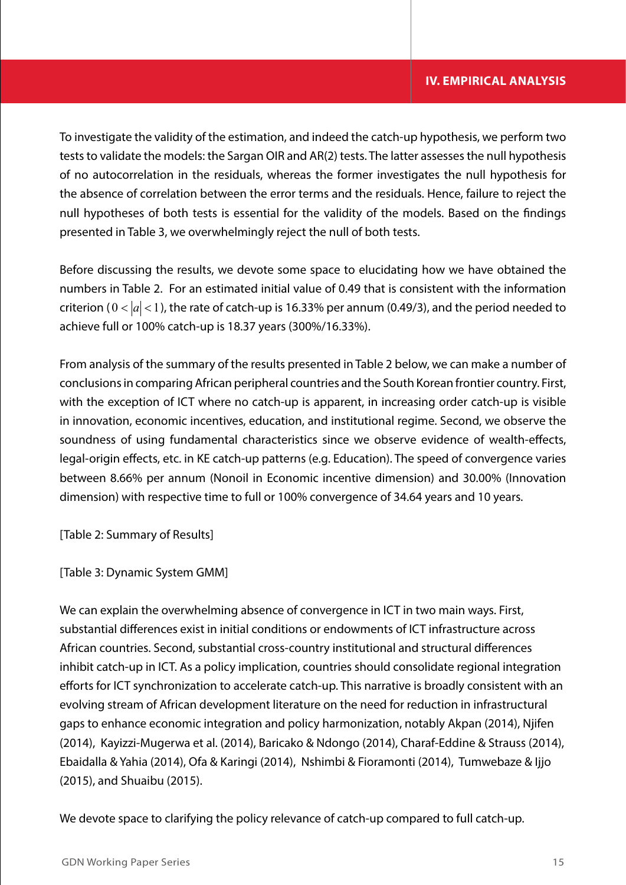To investigate the validity of the estimation, and indeed the catch-up hypothesis, we perform two tests to validate the models: the Sargan OIR and AR(2) tests. The latter assesses the null hypothesis of no autocorrelation in the residuals, whereas the former investigates the null hypothesis for the absence of correlation between the error terms and the residuals. Hence, failure to reject the null hypotheses of both tests is essential for the validity of the models. Based on the findings presented in Table 3, we overwhelmingly reject the null of both tests.

Before discussing the results, we devote some space to elucidating how we have obtained the numbers in Table 2. For an estimated initial value of 0.49 that is consistent with the information criterion ($0 < |a| < 1$), the rate of catch-up is 16.33% per annum (0.49/3), and the period needed to achieve full or 100% catch-up is 18.37 years (300%/16.33%).

From analysis of the summary of the results presented in Table 2 below, we can make a number of conclusions in comparing African peripheral countries and the South Korean frontier country. First, with the exception of ICT where no catch-up is apparent, in increasing order catch-up is visible in innovation, economic incentives, education, and institutional regime. Second, we observe the soundness of using fundamental characteristics since we observe evidence of wealth-effects, legal-origin effects, etc. in KE catch-up patterns (e.g. Education). The speed of convergence varies between 8.66% per annum (Nonoil in Economic incentive dimension) and 30.00% (Innovation dimension) with respective time to full or 100% convergence of 34.64 years and 10 years.

[Table 2: Summary of Results]

[Table 3: Dynamic System GMM]

We can explain the overwhelming absence of convergence in ICT in two main ways. First, substantial differences exist in initial conditions or endowments of ICT infrastructure across African countries. Second, substantial cross-country institutional and structural differences inhibit catch-up in ICT. As a policy implication, countries should consolidate regional integration efforts for ICT synchronization to accelerate catch-up. This narrative is broadly consistent with an evolving stream of African development literature on the need for reduction in infrastructural gaps to enhance economic integration and policy harmonization, notably Akpan (2014), Njifen (2014), Kayizzi-Mugerwa et al. (2014), Baricako & Ndongo (2014), Charaf-Eddine & Strauss (2014), Ebaidalla & Yahia (2014), Ofa & Karingi (2014), Nshimbi & Fioramonti (2014), Tumwebaze & Ijjo (2015), and Shuaibu (2015).

We devote space to clarifying the policy relevance of catch-up compared to full catch-up.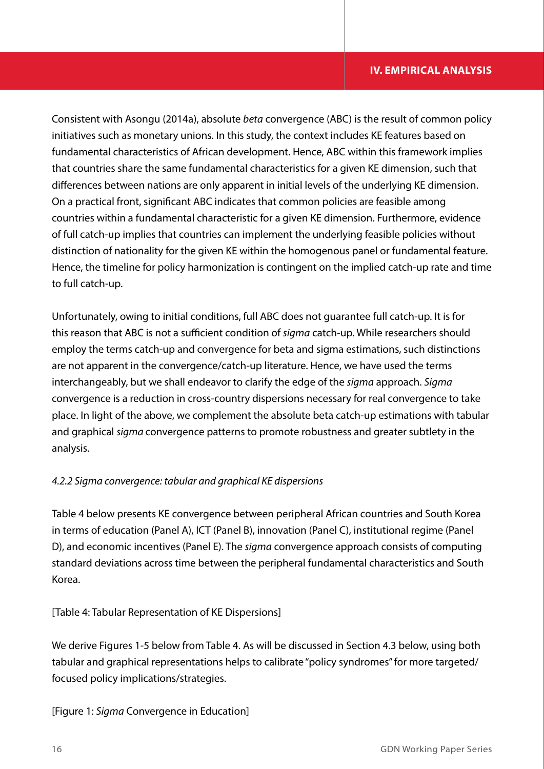Consistent with Asongu (2014a), absolute *beta* convergence (ABC) is the result of common policy initiatives such as monetary unions. In this study, the context includes KE features based on fundamental characteristics of African development. Hence, ABC within this framework implies that countries share the same fundamental characteristics for a given KE dimension, such that differences between nations are only apparent in initial levels of the underlying KE dimension. On a practical front, significant ABC indicates that common policies are feasible among countries within a fundamental characteristic for a given KE dimension. Furthermore, evidence of full catch-up implies that countries can implement the underlying feasible policies without distinction of nationality for the given KE within the homogenous panel or fundamental feature. Hence, the timeline for policy harmonization is contingent on the implied catch-up rate and time to full catch-up.

Unfortunately, owing to initial conditions, full ABC does not guarantee full catch-up. It is for this reason that ABC is not a sufficient condition of *sigma* catch-up. While researchers should employ the terms catch-up and convergence for beta and sigma estimations, such distinctions are not apparent in the convergence/catch-up literature. Hence, we have used the terms interchangeably, but we shall endeavor to clarify the edge of the *sigma* approach. *Sigma* convergence is a reduction in cross-country dispersions necessary for real convergence to take place. In light of the above, we complement the absolute beta catch-up estimations with tabular and graphical *sigma* convergence patterns to promote robustness and greater subtlety in the analysis.

#### *4.2.2 Sigma convergence: tabular and graphical KE dispersions*

Table 4 below presents KE convergence between peripheral African countries and South Korea in terms of education (Panel A), ICT (Panel B), innovation (Panel C), institutional regime (Panel D), and economic incentives (Panel E). The *sigma* convergence approach consists of computing standard deviations across time between the peripheral fundamental characteristics and South Korea.

[Table 4: Tabular Representation of KE Dispersions]

We derive Figures 1-5 below from Table 4. As will be discussed in Section 4.3 below, using both tabular and graphical representations helps to calibrate "policy syndromes" for more targeted/focused policy implications/strategies.

[Figure 1: *Sigma* Convergence in Education]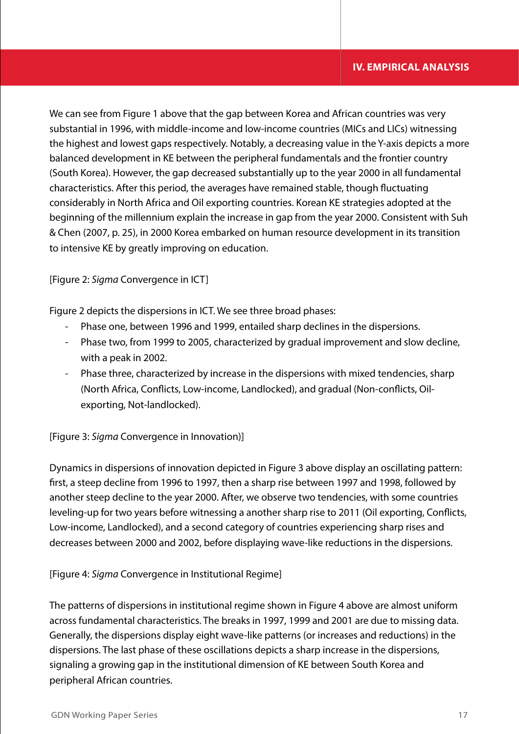We can see from Figure 1 above that the gap between Korea and African countries was very substantial in 1996, with middle-income and low-income countries (MICs and LICs) witnessing the highest and lowest gaps respectively. Notably, a decreasing value in the Y-axis depicts a more balanced development in KE between the peripheral fundamentals and the frontier country (South Korea). However, the gap decreased substantially up to the year 2000 in all fundamental characteristics. After this period, the averages have remained stable, though fluctuating considerably in North Africa and Oil exporting countries. Korean KE strategies adopted at the beginning of the millennium explain the increase in gap from the year 2000. Consistent with Suh & Chen (2007, p. 25), in 2000 Korea embarked on human resource development in its transition to intensive KE by greatly improving on education.

[Figure 2: *Sigma* Convergence in ICT]

Figure 2 depicts the dispersions in ICT. We see three broad phases:

- Phase one, between 1996 and 1999, entailed sharp declines in the dispersions.
- Phase two, from 1999 to 2005, characterized by gradual improvement and slow decline, with a peak in 2002.
- Phase three, characterized by increase in the dispersions with mixed tendencies, sharp (North Africa, Conflicts, Low-income, Landlocked), and gradual (Non-conflicts, Oil-exporting, Not-landlocked).

[Figure 3: *Sigma* Convergence in Innovation)]

Dynamics in dispersions of innovation depicted in Figure 3 above display an oscillating pattern: first, a steep decline from 1996 to 1997, then a sharp rise between 1997 and 1998, followed by another steep decline to the year 2000. After, we observe two tendencies, with some countries leveling-up for two years before witnessing a another sharp rise to 2011 (Oil exporting, Conflicts, Low-income, Landlocked), and a second category of countries experiencing sharp rises and decreases between 2000 and 2002, before displaying wave-like reductions in the dispersions.

[Figure 4: *Sigma* Convergence in Institutional Regime]

The patterns of dispersions in institutional regime shown in Figure 4 above are almost uniform across fundamental characteristics. The breaks in 1997, 1999 and 2001 are due to missing data. Generally, the dispersions display eight wave-like patterns (or increases and reductions) in the dispersions. The last phase of these oscillations depicts a sharp increase in the dispersions, signaling a growing gap in the institutional dimension of KE between South Korea and peripheral African countries.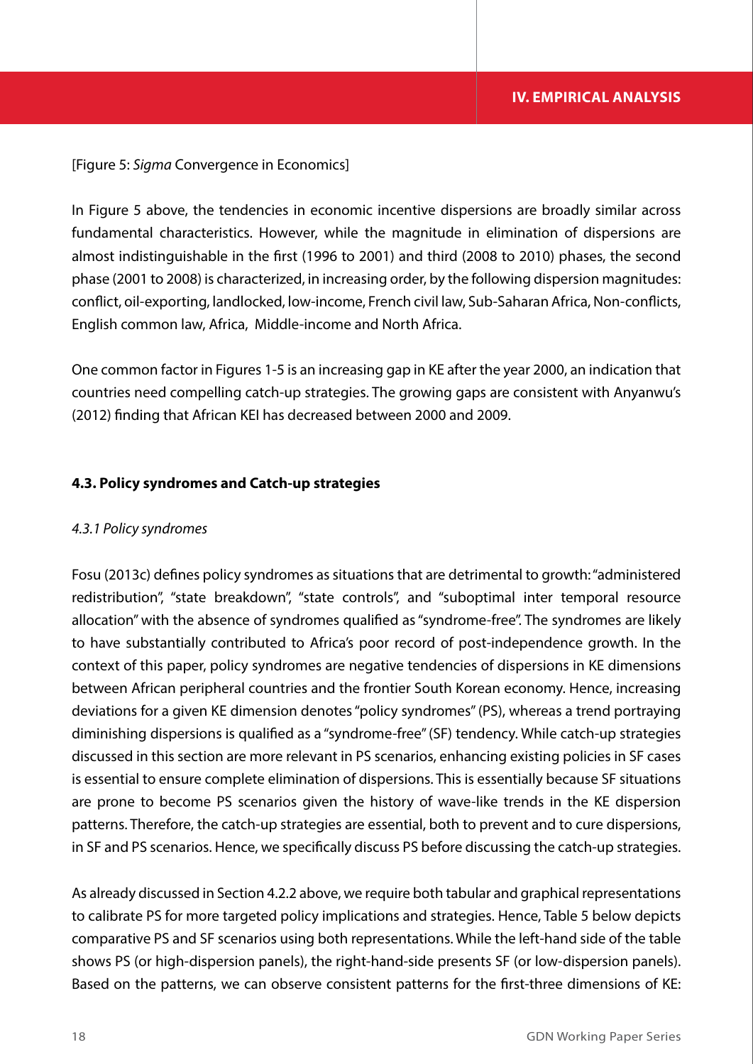[Figure 5: *Sigma* Convergence in Economics]

In Figure 5 above, the tendencies in economic incentive dispersions are broadly similar across fundamental characteristics. However, while the magnitude in elimination of dispersions are almost indistinguishable in the first (1996 to 2001) and third (2008 to 2010) phases, the second phase (2001 to 2008) is characterized, in increasing order, by the following dispersion magnitudes: conflict, oil-exporting, landlocked, low-income, French civil law, Sub-Saharan Africa, Non-conflicts, English common law, Africa, Middle-income and North Africa.

One common factor in Figures 1-5 is an increasing gap in KE after the year 2000, an indication that countries need compelling catch-up strategies. The growing gaps are consistent with Anyanwu's (2012) finding that African KEI has decreased between 2000 and 2009.

### 4.3. Policy syndromes and Catch-up strategies

#### *4.3.1 Policy syndromes*

Fosu (2013c) defines policy syndromes as situations that are detrimental to growth: "administered redistribution", "state breakdown", "state controls", and "suboptimal inter temporal resource allocation" with the absence of syndromes qualified as "syndrome-free". The syndromes are likely to have substantially contributed to Africa's poor record of post-independence growth. In the context of this paper, policy syndromes are negative tendencies of dispersions in KE dimensions between African peripheral countries and the frontier South Korean economy. Hence, increasing deviations for a given KE dimension denotes "policy syndromes" (PS), whereas a trend portraying diminishing dispersions is qualified as a "syndrome-free" (SF) tendency. While catch-up strategies discussed in this section are more relevant in PS scenarios, enhancing existing policies in SF cases is essential to ensure complete elimination of dispersions. This is essentially because SF situations are prone to become PS scenarios given the history of wave-like trends in the KE dispersion patterns. Therefore, the catch-up strategies are essential, both to prevent and to cure dispersions, in SF and PS scenarios. Hence, we specifically discuss PS before discussing the catch-up strategies.

As already discussed in Section 4.2.2 above, we require both tabular and graphical representations to calibrate PS for more targeted policy implications and strategies. Hence, Table 5 below depicts comparative PS and SF scenarios using both representations. While the left-hand side of the table shows PS (or high-dispersion panels), the right-hand-side presents SF (or low-dispersion panels). Based on the patterns, we can observe consistent patterns for the first-three dimensions of KE: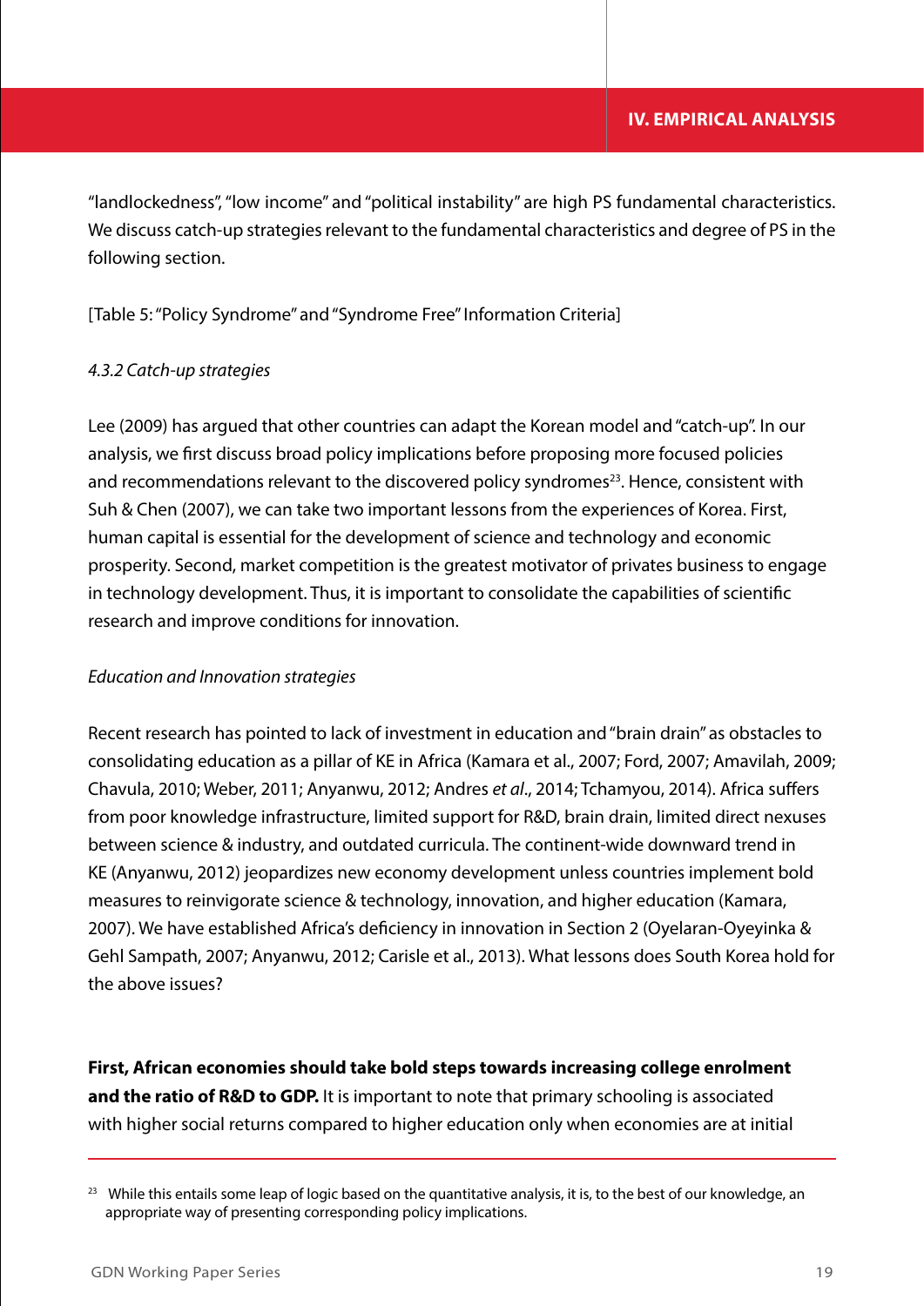"landlockedness", "low income" and "political instability" are high PS fundamental characteristics. We discuss catch-up strategies relevant to the fundamental characteristics and degree of PS in the following section.

[Table 5: "Policy Syndrome" and "Syndrome Free" Information Criteria]

*4.3.2 Catch-up strategies*

Lee (2009) has argued that other countries can adapt the Korean model and "catch-up". In our analysis, we first discuss broad policy implications before proposing more focused policies and recommendations relevant to the discovered policy syndromes[23]. Hence, consistent with Suh & Chen (2007), we can take two important lessons from the experiences of Korea. First, human capital is essential for the development of science and technology and economic prosperity. Second, market competition is the greatest motivator of privates business to engage in technology development. Thus, it is important to consolidate the capabilities of scientific research and improve conditions for innovation.

*Education and Innovation strategies*

Recent research has pointed to lack of investment in education and "brain drain" as obstacles to consolidating education as a pillar of KE in Africa (Kamara et al., 2007; Ford, 2007; Amavilah, 2009; Chavula, 2010; Weber, 2011; Anyanwu, 2012; Andres *et al*., 2014; Tchamyou, 2014). Africa suffers from poor knowledge infrastructure, limited support for R&D, brain drain, limited direct nexuses between science & industry, and outdated curricula. The continent-wide downward trend in KE (Anyanwu, 2012) jeopardizes new economy development unless countries implement bold measures to reinvigorate science & technology, innovation, and higher education (Kamara, 2007). We have established Africa's deficiency in innovation in Section 2 (Oyelaran-Oyeyinka & Gehl Sampath, 2007; Anyanwu, 2012; Carisle et al., 2013). What lessons does South Korea hold for the above issues?

**First, African economies should take bold steps towards increasing college enrolment and the ratio of R&D to GDP.** It is important to note that primary schooling is associated with higher social returns compared to higher education only when economies are at initial

---

[23] While this entails some leap of logic based on the quantitative analysis, it is, to the best of our knowledge, an appropriate way of presenting corresponding policy implications.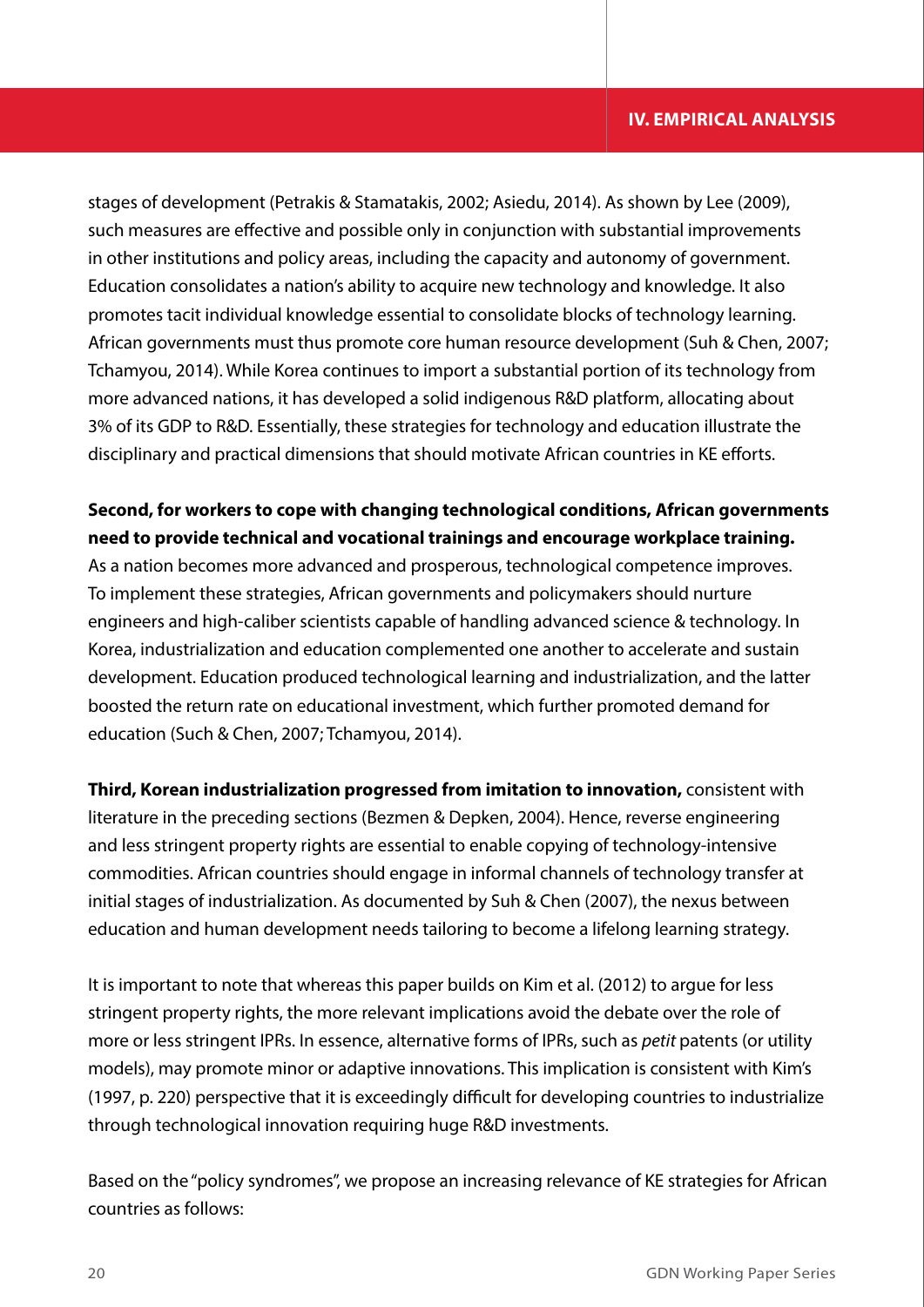stages of development (Petrakis & Stamatakis, 2002; Asiedu, 2014). As shown by Lee (2009), such measures are effective and possible only in conjunction with substantial improvements in other institutions and policy areas, including the capacity and autonomy of government. Education consolidates a nation's ability to acquire new technology and knowledge. It also promotes tacit individual knowledge essential to consolidate blocks of technology learning. African governments must thus promote core human resource development (Suh & Chen, 2007; Tchamyou, 2014). While Korea continues to import a substantial portion of its technology from more advanced nations, it has developed a solid indigenous R&D platform, allocating about 3% of its GDP to R&D. Essentially, these strategies for technology and education illustrate the disciplinary and practical dimensions that should motivate African countries in KE efforts.

**Second, for workers to cope with changing technological conditions, African governments need to provide technical and vocational trainings and encourage workplace training.** As a nation becomes more advanced and prosperous, technological competence improves. To implement these strategies, African governments and policymakers should nurture engineers and high-caliber scientists capable of handling advanced science & technology. In Korea, industrialization and education complemented one another to accelerate and sustain development. Education produced technological learning and industrialization, and the latter boosted the return rate on educational investment, which further promoted demand for education (Such & Chen, 2007; Tchamyou, 2014).

**Third, Korean industrialization progressed from imitation to innovation,** consistent with literature in the preceding sections (Bezmen & Depken, 2004). Hence, reverse engineering and less stringent property rights are essential to enable copying of technology-intensive commodities. African countries should engage in informal channels of technology transfer at initial stages of industrialization. As documented by Suh & Chen (2007), the nexus between education and human development needs tailoring to become a lifelong learning strategy.

It is important to note that whereas this paper builds on Kim et al. (2012) to argue for less stringent property rights, the more relevant implications avoid the debate over the role of more or less stringent IPRs. In essence, alternative forms of IPRs, such as *petit* patents (or utility models), may promote minor or adaptive innovations. This implication is consistent with Kim's (1997, p. 220) perspective that it is exceedingly difficult for developing countries to industrialize through technological innovation requiring huge R&D investments.

Based on the "policy syndromes", we propose an increasing relevance of KE strategies for African countries as follows: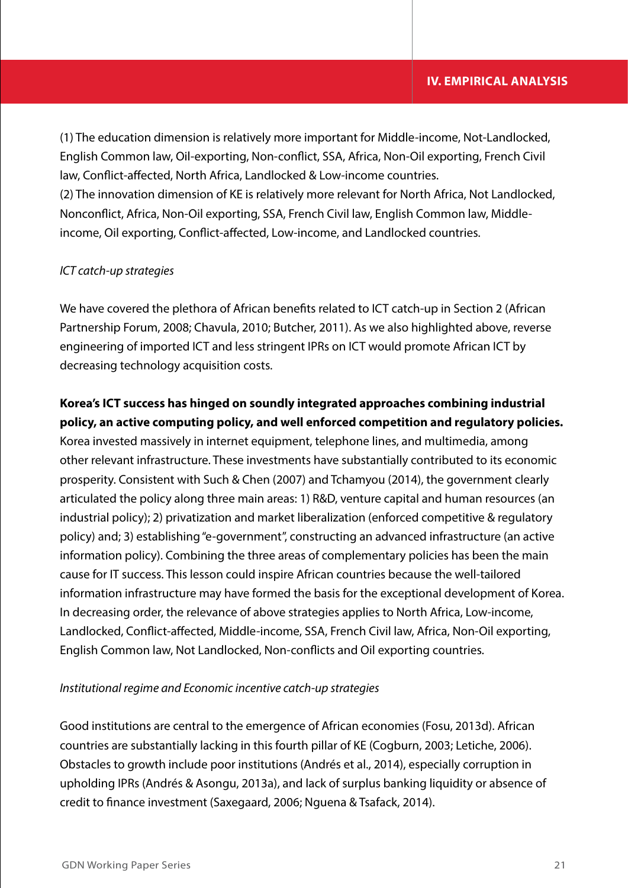(1) The education dimension is relatively more important for Middle-income, Not-Landlocked, English Common law, Oil-exporting, Non-conflict, SSA, Africa, Non-Oil exporting, French Civil law, Conflict-affected, North Africa, Landlocked & Low-income countries.
(2) The innovation dimension of KE is relatively more relevant for North Africa, Not Landlocked, Nonconflict, Africa, Non-Oil exporting, SSA, French Civil law, English Common law, Middle-income, Oil exporting, Conflict-affected, Low-income, and Landlocked countries.

*ICT catch-up strategies*

We have covered the plethora of African benefits related to ICT catch-up in Section 2 (African Partnership Forum, 2008; Chavula, 2010; Butcher, 2011). As we also highlighted above, reverse engineering of imported ICT and less stringent IPRs on ICT would promote African ICT by decreasing technology acquisition costs.

**Korea's ICT success has hinged on soundly integrated approaches combining industrial policy, an active computing policy, and well enforced competition and regulatory policies.** Korea invested massively in internet equipment, telephone lines, and multimedia, among other relevant infrastructure. These investments have substantially contributed to its economic prosperity. Consistent with Such & Chen (2007) and Tchamyou (2014), the government clearly articulated the policy along three main areas: 1) R&D, venture capital and human resources (an industrial policy); 2) privatization and market liberalization (enforced competitive & regulatory policy) and; 3) establishing "e-government", constructing an advanced infrastructure (an active information policy). Combining the three areas of complementary policies has been the main cause for IT success. This lesson could inspire African countries because the well-tailored information infrastructure may have formed the basis for the exceptional development of Korea. In decreasing order, the relevance of above strategies applies to North Africa, Low-income, Landlocked, Conflict-affected, Middle-income, SSA, French Civil law, Africa, Non-Oil exporting, English Common law, Not Landlocked, Non-conflicts and Oil exporting countries.

*Institutional regime and Economic incentive catch-up strategies*

Good institutions are central to the emergence of African economies (Fosu, 2013d). African countries are substantially lacking in this fourth pillar of KE (Cogburn, 2003; Letiche, 2006). Obstacles to growth include poor institutions (Andrés et al., 2014), especially corruption in upholding IPRs (Andrés & Asongu, 2013a), and lack of surplus banking liquidity or absence of credit to finance investment (Saxegaard, 2006; Nguena & Tsafack, 2014).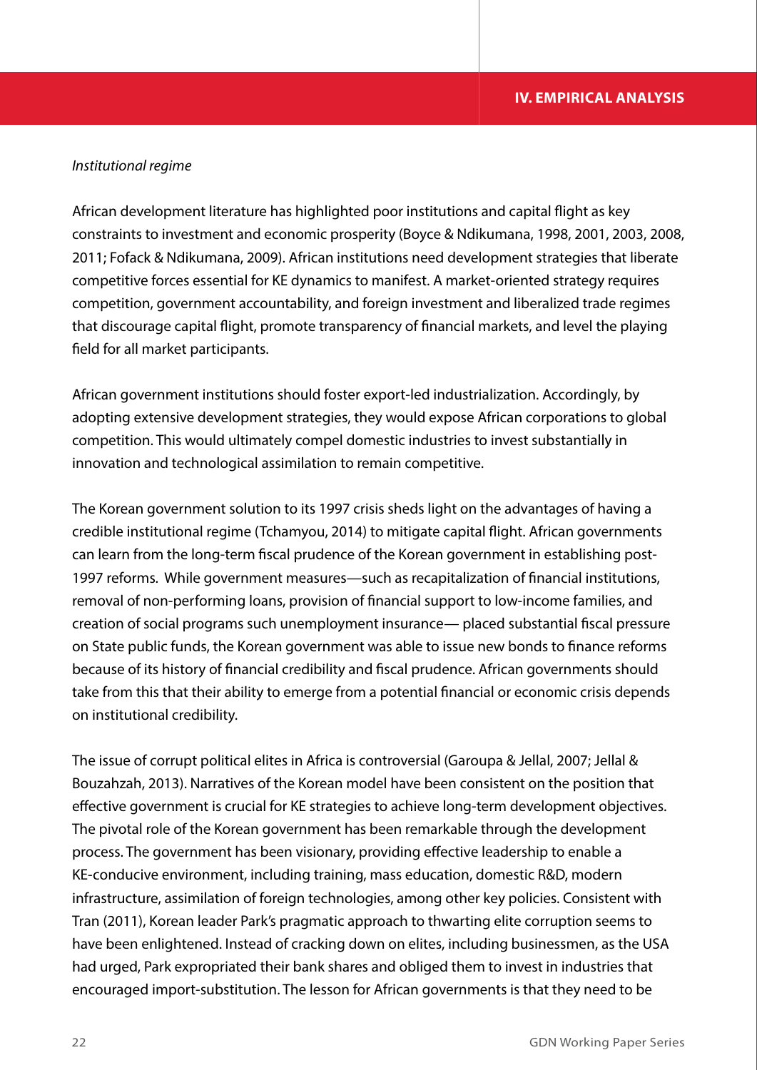*Institutional regime*

African development literature has highlighted poor institutions and capital flight as key constraints to investment and economic prosperity (Boyce & Ndikumana, 1998, 2001, 2003, 2008, 2011; Fofack & Ndikumana, 2009). African institutions need development strategies that liberate competitive forces essential for KE dynamics to manifest. A market-oriented strategy requires competition, government accountability, and foreign investment and liberalized trade regimes that discourage capital flight, promote transparency of financial markets, and level the playing field for all market participants.

African government institutions should foster export-led industrialization. Accordingly, by adopting extensive development strategies, they would expose African corporations to global competition. This would ultimately compel domestic industries to invest substantially in innovation and technological assimilation to remain competitive.

The Korean government solution to its 1997 crisis sheds light on the advantages of having a credible institutional regime (Tchamyou, 2014) to mitigate capital flight. African governments can learn from the long-term fiscal prudence of the Korean government in establishing post-1997 reforms. While government measures—such as recapitalization of financial institutions, removal of non-performing loans, provision of financial support to low-income families, and creation of social programs such unemployment insurance— placed substantial fiscal pressure on State public funds, the Korean government was able to issue new bonds to finance reforms because of its history of financial credibility and fiscal prudence. African governments should take from this that their ability to emerge from a potential financial or economic crisis depends on institutional credibility.

The issue of corrupt political elites in Africa is controversial (Garoupa & Jellal, 2007; Jellal & Bouzahzah, 2013). Narratives of the Korean model have been consistent on the position that effective government is crucial for KE strategies to achieve long-term development objectives. The pivotal role of the Korean government has been remarkable through the development process. The government has been visionary, providing effective leadership to enable a KE-conducive environment, including training, mass education, domestic R&D, modern infrastructure, assimilation of foreign technologies, among other key policies. Consistent with Tran (2011), Korean leader Park's pragmatic approach to thwarting elite corruption seems to have been enlightened. Instead of cracking down on elites, including businessmen, as the USA had urged, Park expropriated their bank shares and obliged them to invest in industries that encouraged import-substitution. The lesson for African governments is that they need to be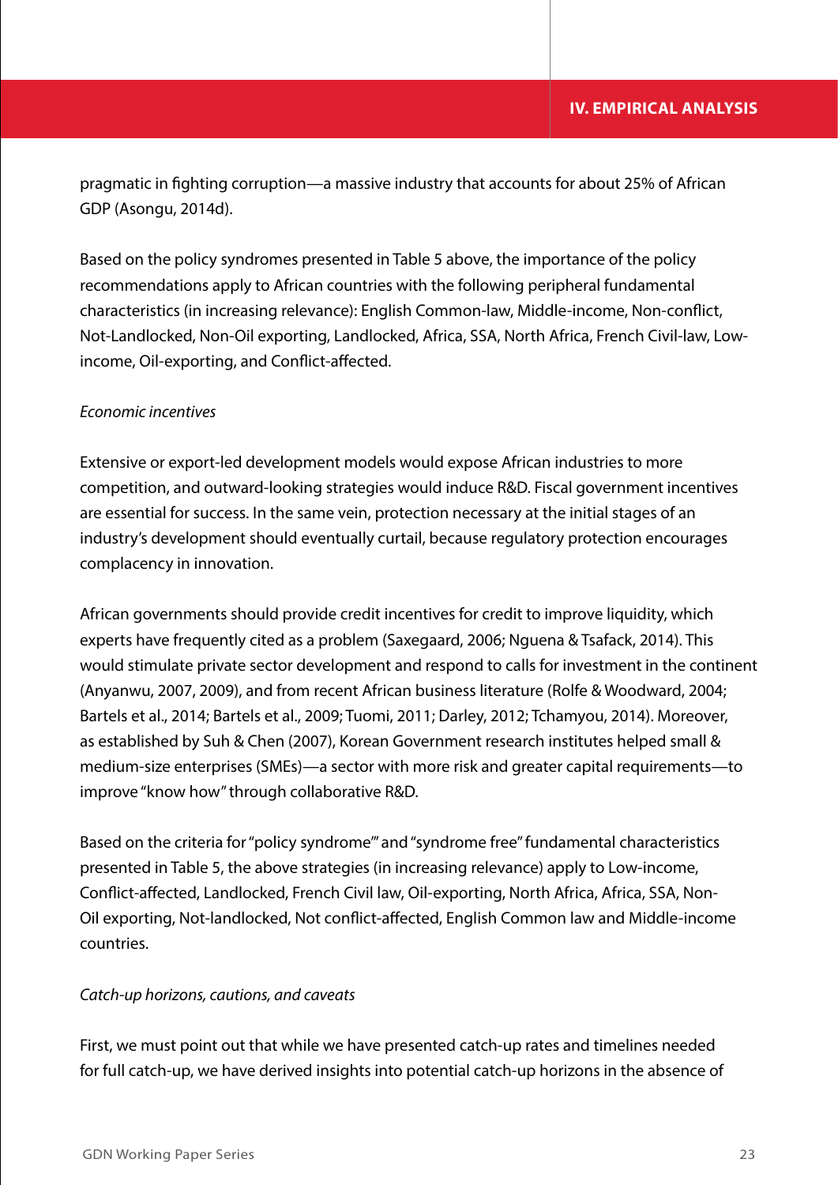pragmatic in fighting corruption—a massive industry that accounts for about 25% of African GDP (Asongu, 2014d).

Based on the policy syndromes presented in Table 5 above, the importance of the policy recommendations apply to African countries with the following peripheral fundamental characteristics (in increasing relevance): English Common-law, Middle-income, Non-conflict, Not-Landlocked, Non-Oil exporting, Landlocked, Africa, SSA, North Africa, French Civil-law, Low-income, Oil-exporting, and Conflict-affected.

*Economic incentives*

Extensive or export-led development models would expose African industries to more competition, and outward-looking strategies would induce R&D. Fiscal government incentives are essential for success. In the same vein, protection necessary at the initial stages of an industry's development should eventually curtail, because regulatory protection encourages complacency in innovation.

African governments should provide credit incentives for credit to improve liquidity, which experts have frequently cited as a problem (Saxegaard, 2006; Nguena & Tsafack, 2014). This would stimulate private sector development and respond to calls for investment in the continent (Anyanwu, 2007, 2009), and from recent African business literature (Rolfe & Woodward, 2004; Bartels et al., 2014; Bartels et al., 2009; Tuomi, 2011; Darley, 2012; Tchamyou, 2014). Moreover, as established by Suh & Chen (2007), Korean Government research institutes helped small & medium-size enterprises (SMEs)—a sector with more risk and greater capital requirements—to improve "know how" through collaborative R&D.

Based on the criteria for "policy syndrome"' and "syndrome free" fundamental characteristics presented in Table 5, the above strategies (in increasing relevance) apply to Low-income, Conflict-affected, Landlocked, French Civil law, Oil-exporting, North Africa, Africa, SSA, Non-Oil exporting, Not-landlocked, Not conflict-affected, English Common law and Middle-income countries.

*Catch-up horizons, cautions, and caveats*

First, we must point out that while we have presented catch-up rates and timelines needed for full catch-up, we have derived insights into potential catch-up horizons in the absence of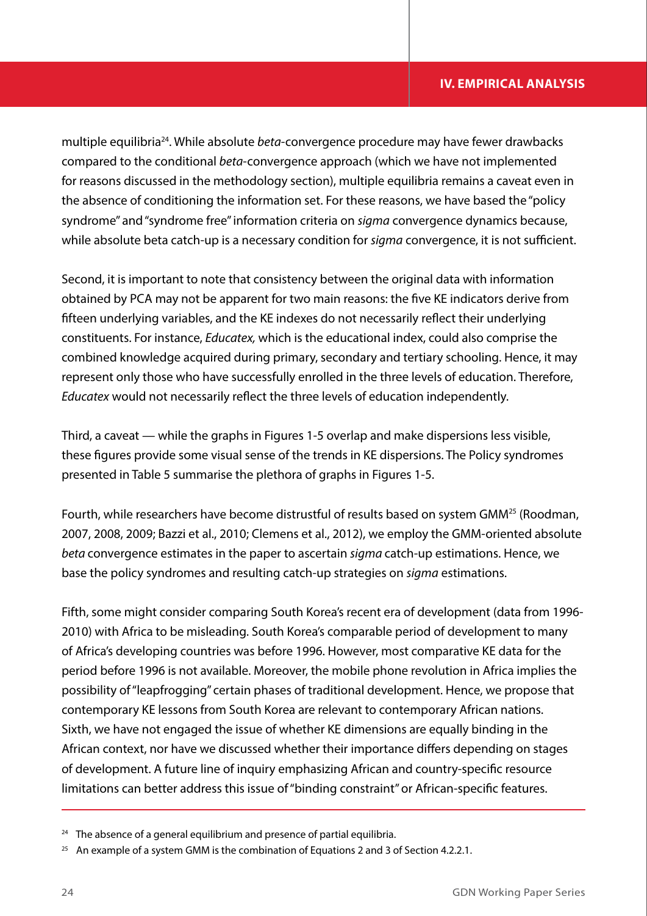multiple equilibria[24]. While absolute *beta*-convergence procedure may have fewer drawbacks compared to the conditional *beta*-convergence approach (which we have not implemented for reasons discussed in the methodology section), multiple equilibria remains a caveat even in the absence of conditioning the information set. For these reasons, we have based the "policy syndrome" and "syndrome free" information criteria on *sigma* convergence dynamics because, while absolute beta catch-up is a necessary condition for *sigma* convergence, it is not sufficient.

Second, it is important to note that consistency between the original data with information obtained by PCA may not be apparent for two main reasons: the five KE indicators derive from fifteen underlying variables, and the KE indexes do not necessarily reflect their underlying constituents. For instance, *Educatex,* which is the educational index, could also comprise the combined knowledge acquired during primary, secondary and tertiary schooling. Hence, it may represent only those who have successfully enrolled in the three levels of education. Therefore, *Educatex* would not necessarily reflect the three levels of education independently.

Third, a caveat — while the graphs in Figures 1-5 overlap and make dispersions less visible, these figures provide some visual sense of the trends in KE dispersions. The Policy syndromes presented in Table 5 summarise the plethora of graphs in Figures 1-5.

Fourth, while researchers have become distrustful of results based on system GMM[25] (Roodman, 2007, 2008, 2009; Bazzi et al., 2010; Clemens et al., 2012), we employ the GMM-oriented absolute *beta* convergence estimates in the paper to ascertain *sigma* catch-up estimations. Hence, we base the policy syndromes and resulting catch-up strategies on *sigma* estimations.

Fifth, some might consider comparing South Korea's recent era of development (data from 1996-2010) with Africa to be misleading. South Korea's comparable period of development to many of Africa's developing countries was before 1996. However, most comparative KE data for the period before 1996 is not available. Moreover, the mobile phone revolution in Africa implies the possibility of "leapfrogging" certain phases of traditional development. Hence, we propose that contemporary KE lessons from South Korea are relevant to contemporary African nations. Sixth, we have not engaged the issue of whether KE dimensions are equally binding in the African context, nor have we discussed whether their importance differs depending on stages of development. A future line of inquiry emphasizing African and country-specific resource limitations can better address this issue of "binding constraint" or African-specific features.

---

[24] The absence of a general equilibrium and presence of partial equilibria.

[25] An example of a system GMM is the combination of Equations 2 and 3 of Section 4.2.2.1.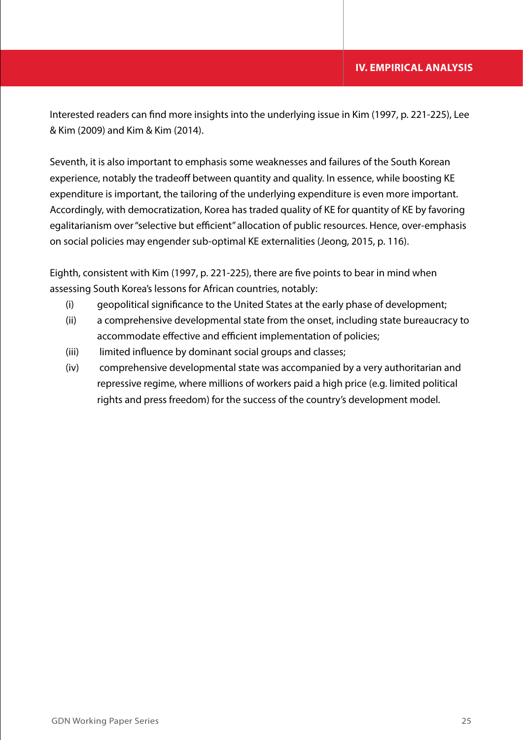Interested readers can find more insights into the underlying issue in Kim (1997, p. 221-225), Lee & Kim (2009) and Kim & Kim (2014).

Seventh, it is also important to emphasis some weaknesses and failures of the South Korean experience, notably the tradeoff between quantity and quality. In essence, while boosting KE expenditure is important, the tailoring of the underlying expenditure is even more important. Accordingly, with democratization, Korea has traded quality of KE for quantity of KE by favoring egalitarianism over "selective but efficient" allocation of public resources. Hence, over-emphasis on social policies may engender sub-optimal KE externalities (Jeong, 2015, p. 116).

Eighth, consistent with Kim (1997, p. 221-225), there are five points to bear in mind when assessing South Korea's lessons for African countries, notably:

- (i) geopolitical significance to the United States at the early phase of development;
- (ii) a comprehensive developmental state from the onset, including state bureaucracy to accommodate effective and efficient implementation of policies;
- (iii) limited influence by dominant social groups and classes;
- (iv) comprehensive developmental state was accompanied by a very authoritarian and repressive regime, where millions of workers paid a high price (e.g. limited political rights and press freedom) for the success of the country's development model.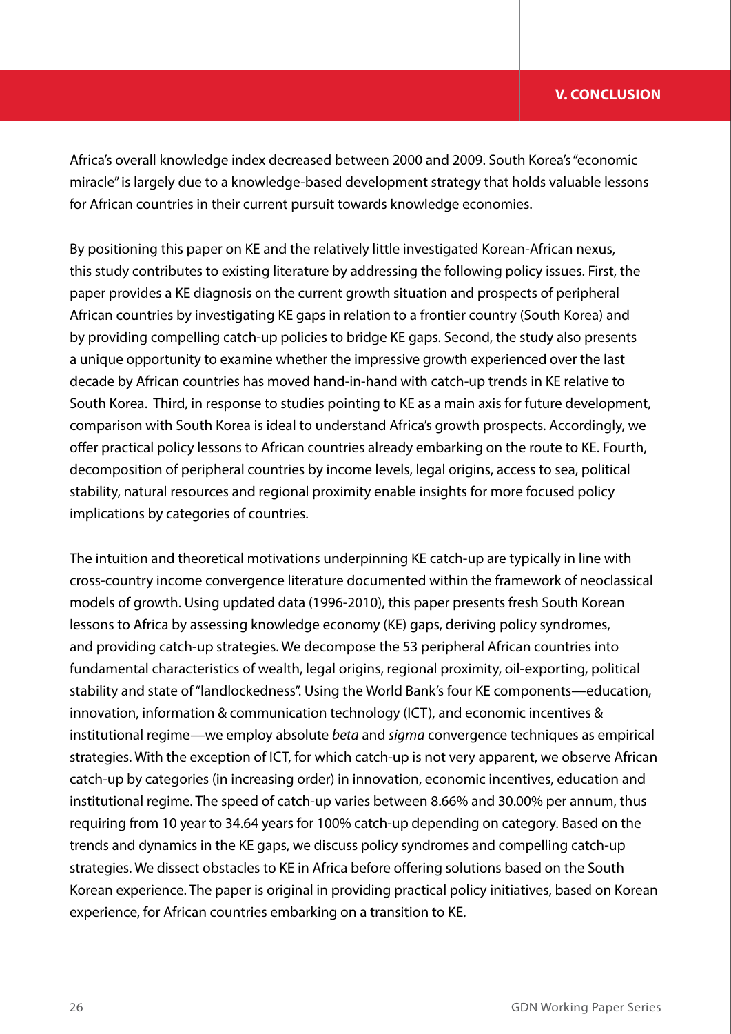## V. CONCLUSION

Africa's overall knowledge index decreased between 2000 and 2009. South Korea's "economic miracle" is largely due to a knowledge-based development strategy that holds valuable lessons for African countries in their current pursuit towards knowledge economies.

By positioning this paper on KE and the relatively little investigated Korean-African nexus, this study contributes to existing literature by addressing the following policy issues. First, the paper provides a KE diagnosis on the current growth situation and prospects of peripheral African countries by investigating KE gaps in relation to a frontier country (South Korea) and by providing compelling catch-up policies to bridge KE gaps. Second, the study also presents a unique opportunity to examine whether the impressive growth experienced over the last decade by African countries has moved hand-in-hand with catch-up trends in KE relative to South Korea. Third, in response to studies pointing to KE as a main axis for future development, comparison with South Korea is ideal to understand Africa's growth prospects. Accordingly, we offer practical policy lessons to African countries already embarking on the route to KE. Fourth, decomposition of peripheral countries by income levels, legal origins, access to sea, political stability, natural resources and regional proximity enable insights for more focused policy implications by categories of countries.

The intuition and theoretical motivations underpinning KE catch-up are typically in line with cross-country income convergence literature documented within the framework of neoclassical models of growth. Using updated data (1996-2010), this paper presents fresh South Korean lessons to Africa by assessing knowledge economy (KE) gaps, deriving policy syndromes, and providing catch-up strategies. We decompose the 53 peripheral African countries into fundamental characteristics of wealth, legal origins, regional proximity, oil-exporting, political stability and state of "landlockedness". Using the World Bank's four KE components—education, innovation, information & communication technology (ICT), and economic incentives & institutional regime—we employ absolute *beta* and *sigma* convergence techniques as empirical strategies. With the exception of ICT, for which catch-up is not very apparent, we observe African catch-up by categories (in increasing order) in innovation, economic incentives, education and institutional regime. The speed of catch-up varies between 8.66% and 30.00% per annum, thus requiring from 10 year to 34.64 years for 100% catch-up depending on category. Based on the trends and dynamics in the KE gaps, we discuss policy syndromes and compelling catch-up strategies. We dissect obstacles to KE in Africa before offering solutions based on the South Korean experience. The paper is original in providing practical policy initiatives, based on Korean experience, for African countries embarking on a transition to KE.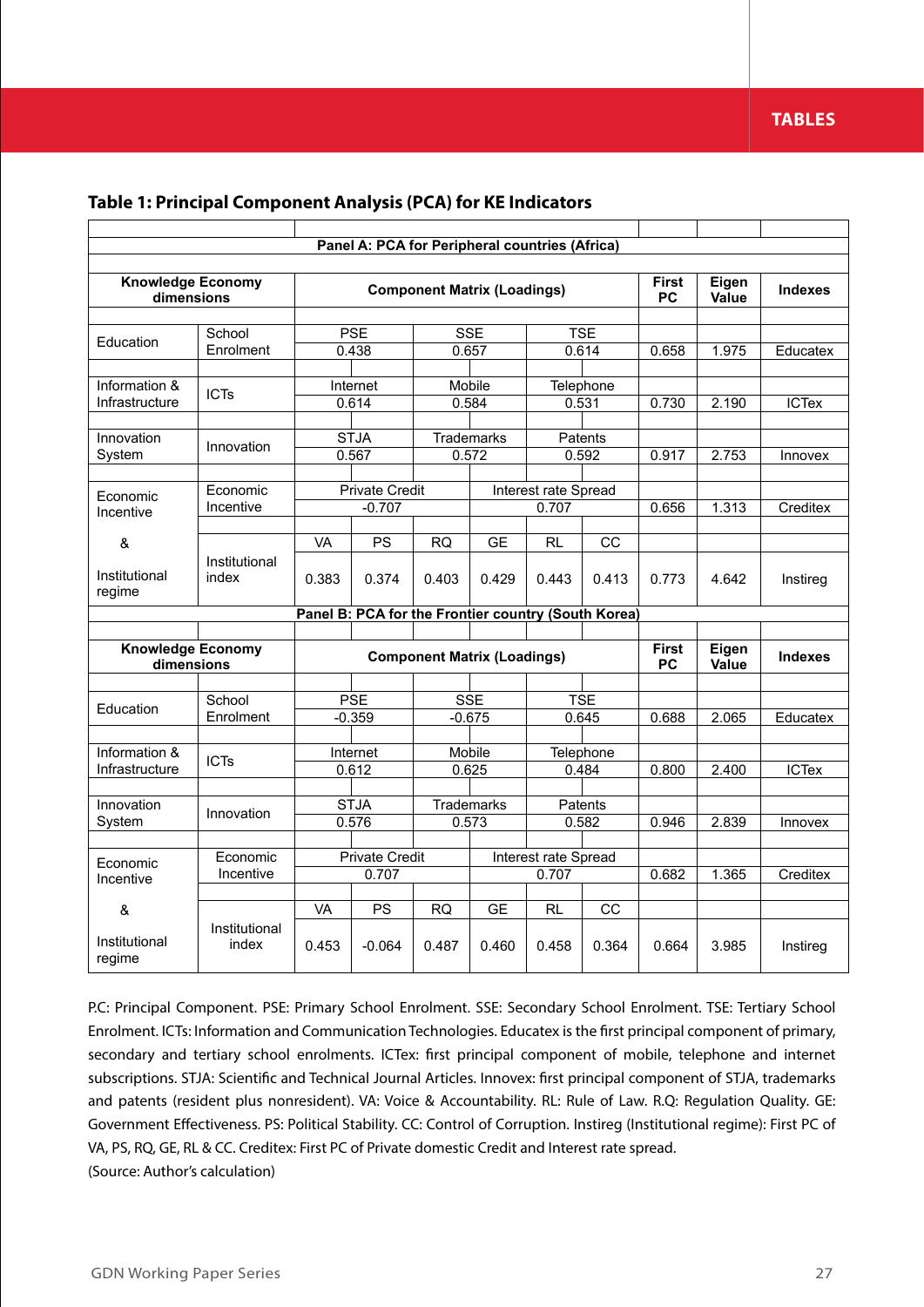**TABLES**

**Table 1: Principal Component Analysis (PCA) for KE Indicators**

| Knowledge Economy dimensions | | Component Matrix (Loadings) | | | | | | First PC | Eigen Value | Indexes |
|---|---|---|---|---|---|---|---|---|---|---|
| **Panel A: PCA for Peripheral countries (Africa)** | | | | | | | | | | |
| Education | School Enrolment | PSE | | SSE | | TSE | | | | |
| | | 0.438 | | 0.657 | | 0.614 | | 0.658 | 1.975 | Educatex |
| Information & Infrastructure | ICTs | Internet | | Mobile | | Telephone | | | | |
| | | 0.614 | | 0.584 | | 0.531 | | 0.730 | 2.190 | ICTex |
| Innovation System | Innovation | STJA | | Trademarks | | Patents | | | | |
| | | 0.567 | | 0.572 | | 0.592 | | 0.917 | 2.753 | Innovex |
| Economic Incentive | Economic Incentive | Private Credit | | | Interest rate Spread | | | | | |
| | | -0.707 | | | 0.707 | | | 0.656 | 1.313 | Creditex |
| & | Institutional index | VA | PS | RQ | GE | RL | CC | | | |
| Institutional regime | | 0.383 | 0.374 | 0.403 | 0.429 | 0.443 | 0.413 | 0.773 | 4.642 | Instireg |
| **Panel B: PCA for the Frontier country (South Korea)** | | | | | | | | | | |
| Education | School Enrolment | PSE | | SSE | | TSE | | | | |
| | | -0.359 | | -0.675 | | 0.645 | | 0.688 | 2.065 | Educatex |
| Information & Infrastructure | ICTs | Internet | | Mobile | | Telephone | | | | |
| | | 0.612 | | 0.625 | | 0.484 | | 0.800 | 2.400 | ICTex |
| Innovation System | Innovation | STJA | | Trademarks | | Patents | | | | |
| | | 0.576 | | 0.573 | | 0.582 | | 0.946 | 2.839 | Innovex |
| Economic Incentive | Economic Incentive | Private Credit | | | Interest rate Spread | | | | | |
| | | 0.707 | | | 0.707 | | | 0.682 | 1.365 | Creditex |
| & | Institutional index | VA | PS | RQ | GE | RL | CC | | | |
| Institutional regime | | 0.453 | -0.064 | 0.487 | 0.460 | 0.458 | 0.364 | 0.664 | 3.985 | Instireg |

P.C: Principal Component. PSE: Primary School Enrolment. SSE: Secondary School Enrolment. TSE: Tertiary School Enrolment. ICTs: Information and Communication Technologies. Educatex is the first principal component of primary, secondary and tertiary school enrolments. ICTex: first principal component of mobile, telephone and internet subscriptions. STJA: Scientific and Technical Journal Articles. Innovex: first principal component of STJA, trademarks and patents (resident plus nonresident). VA: Voice & Accountability. RL: Rule of Law. R.Q: Regulation Quality. GE: Government Effectiveness. PS: Political Stability. CC: Control of Corruption. Instireg (Institutional regime): First PC of VA, PS, RQ, GE, RL & CC. Creditex: First PC of Private domestic Credit and Interest rate spread.
(Source: Author's calculation)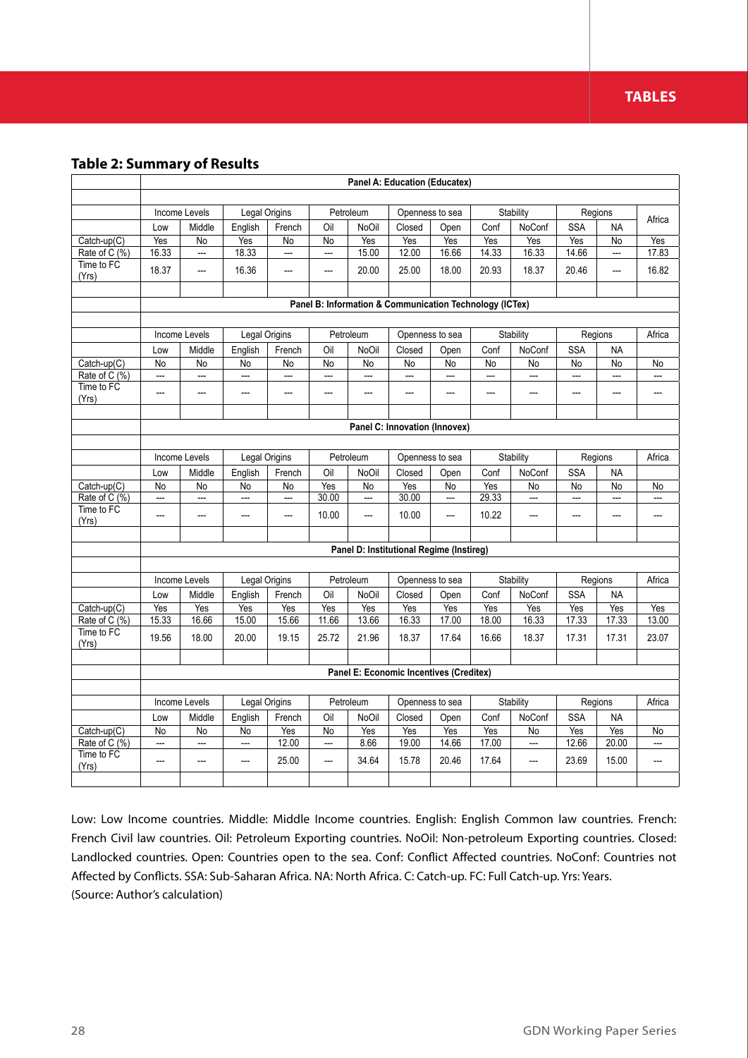## Table 2: Summary of Results

| | Panel A: Education (Educatex) | | | | | | | | | | | | |
|---|---|---|---|---|---|---|---|---|---|---|---|---|---|
| | Income Levels | | Legal Origins | | Petroleum | | Openness to sea | | Stability | | Regions | | Africa |
| | Low | Middle | English | French | Oil | NoOil | Closed | Open | Conf | NoConf | SSA | NA | |
| Catch-up(C) | Yes | No | Yes | No | No | Yes | Yes | Yes | Yes | Yes | Yes | No | Yes |
| Rate of C (%) | 16.33 | --- | 18.33 | --- | --- | 15.00 | 12.00 | 16.66 | 14.33 | 16.33 | 14.66 | --- | 17.83 |
| Time to FC (Yrs) | 18.37 | --- | 16.36 | --- | --- | 20.00 | 25.00 | 18.00 | 20.93 | 18.37 | 20.46 | --- | 16.82 |
| | **Panel B: Information & Communication Technology (ICTex)** | | | | | | | | | | | | |
| | Income Levels | | Legal Origins | | Petroleum | | Openness to sea | | Stability | | Regions | | Africa |
| | Low | Middle | English | French | Oil | NoOil | Closed | Open | Conf | NoConf | SSA | NA | |
| Catch-up(C) | No | No | No | No | No | No | No | No | No | No | No | No | No |
| Rate of C (%) | --- | --- | --- | --- | --- | --- | --- | --- | --- | --- | --- | --- | --- |
| Time to FC (Yrs) | --- | --- | --- | --- | --- | --- | --- | --- | --- | --- | --- | --- | --- |
| | **Panel C: Innovation (Innovex)** | | | | | | | | | | | | |
| | Income Levels | | Legal Origins | | Petroleum | | Openness to sea | | Stability | | Regions | | Africa |
| | Low | Middle | English | French | Oil | NoOil | Closed | Open | Conf | NoConf | SSA | NA | |
| Catch-up(C) | No | No | No | No | Yes | No | Yes | No | Yes | No | No | No | No |
| Rate of C (%) | --- | --- | --- | --- | 30.00 | --- | 30.00 | --- | 29.33 | --- | --- | --- | --- |
| Time to FC (Yrs) | --- | --- | --- | --- | 10.00 | --- | 10.00 | --- | 10.22 | --- | --- | --- | --- |
| | **Panel D: Institutional Regime (Instireg)** | | | | | | | | | | | | |
| | Income Levels | | Legal Origins | | Petroleum | | Openness to sea | | Stability | | Regions | | Africa |
| | Low | Middle | English | French | Oil | NoOil | Closed | Open | Conf | NoConf | SSA | NA | |
| Catch-up(C) | Yes | Yes | Yes | Yes | Yes | Yes | Yes | Yes | Yes | Yes | Yes | Yes | Yes |
| Rate of C (%) | 15.33 | 16.66 | 15.00 | 15.66 | 11.66 | 13.66 | 16.33 | 17.00 | 18.00 | 16.33 | 17.33 | 17.33 | 13.00 |
| Time to FC (Yrs) | 19.56 | 18.00 | 20.00 | 19.15 | 25.72 | 21.96 | 18.37 | 17.64 | 16.66 | 18.37 | 17.31 | 17.31 | 23.07 |
| | **Panel E: Economic Incentives (Creditex)** | | | | | | | | | | | | |
| | Income Levels | | Legal Origins | | Petroleum | | Openness to sea | | Stability | | Regions | | Africa |
| | Low | Middle | English | French | Oil | NoOil | Closed | Open | Conf | NoConf | SSA | NA | |
| Catch-up(C) | No | No | No | Yes | No | Yes | Yes | Yes | Yes | No | Yes | Yes | No |
| Rate of C (%) | --- | --- | --- | 12.00 | --- | 8.66 | 19.00 | 14.66 | 17.00 | --- | 12.66 | 20.00 | --- |
| Time to FC (Yrs) | --- | --- | --- | 25.00 | --- | 34.64 | 15.78 | 20.46 | 17.64 | --- | 23.69 | 15.00 | --- |

Low: Low Income countries. Middle: Middle Income countries. English: English Common law countries. French: French Civil law countries. Oil: Petroleum Exporting countries. NoOil: Non-petroleum Exporting countries. Closed: Landlocked countries. Open: Countries open to the sea. Conf: Conflict Affected countries. NoConf: Countries not Affected by Conflicts. SSA: Sub-Saharan Africa. NA: North Africa. C: Catch-up. FC: Full Catch-up. Yrs: Years.
(Source: Author's calculation)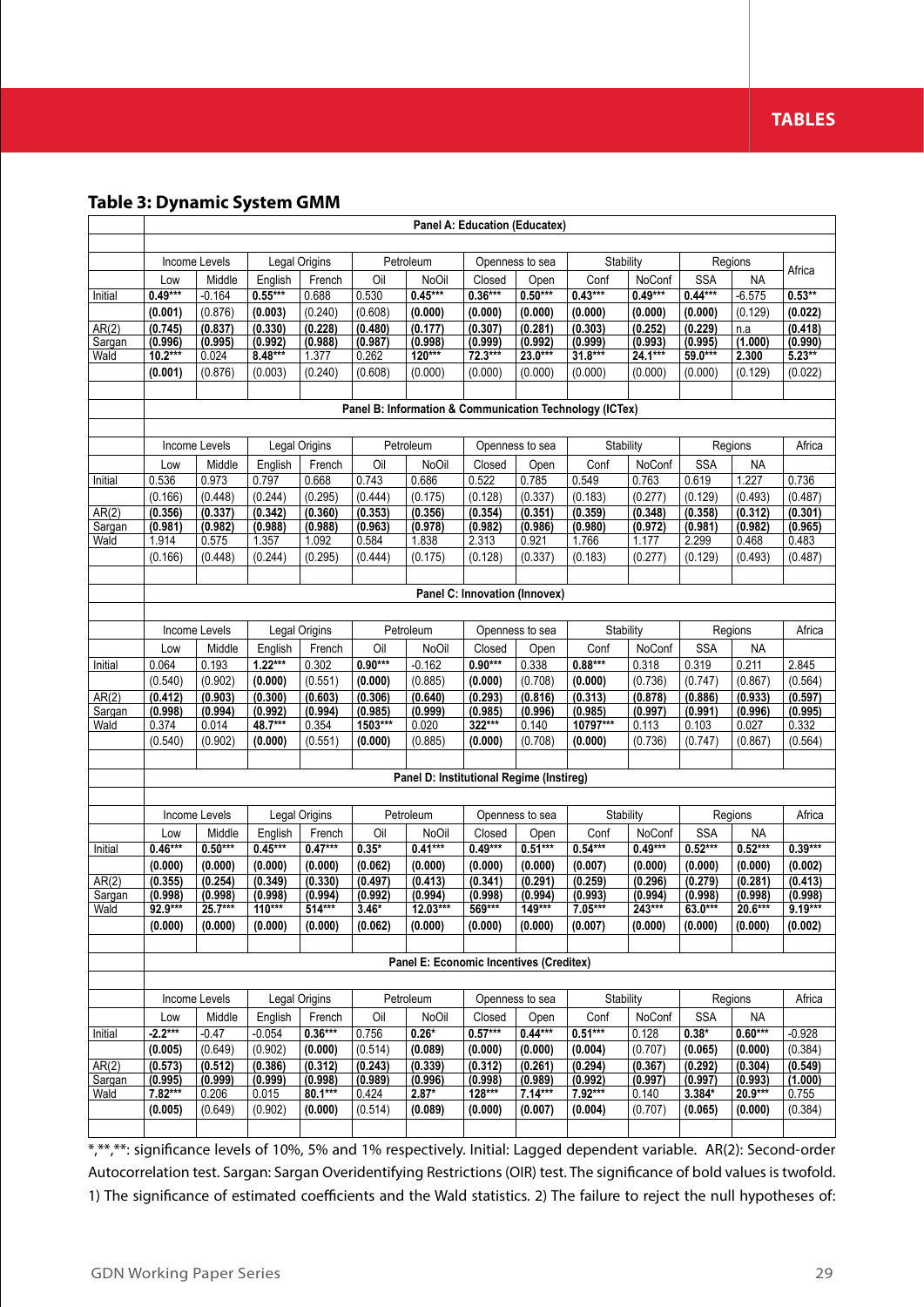**Table 3: Dynamic System GMM**

| | Low | Middle | English | French | Oil | NoOil | Closed | Open | Conf | NoConf | SSA | NA | Africa |
|---|---|---|---|---|---|---|---|---|---|---|---|---|---|
| | **Panel A: Education (Educatex)** | | | | | | | | | | | | |
| | Income Levels | | Legal Origins | | Petroleum | | Openness to sea | | Stability | | Regions | | Africa |
| | Low | Middle | English | French | Oil | NoOil | Closed | Open | Conf | NoConf | SSA | NA | |
| Initial | **0.49*** ** | -0.164 | **0.55*** ** | 0.688 | 0.530 | **0.45*** ** | **0.36*** ** | **0.50*** ** | **0.43*** ** | **0.49*** ** | **0.44*** ** | -6.575 | **0.53** ** |
| | **(0.001)** | (0.876) | **(0.003)** | (0.240) | (0.608) | **(0.000)** | **(0.000)** | **(0.000)** | **(0.000)** | **(0.000)** | **(0.000)** | (0.129) | **(0.022)** |
| AR(2) | **(0.745)** | **(0.837)** | **(0.330)** | **(0.228)** | **(0.480)** | **(0.177)** | **(0.307)** | **(0.281)** | **(0.303)** | **(0.252)** | **(0.229)** | n.a | **(0.418)** |
| Sargan | **(0.996)** | **(0.995)** | **(0.992)** | **(0.988)** | **(0.987)** | **(0.998)** | **(0.999)** | **(0.992)** | **(0.999)** | **(0.993)** | **(0.995)** | **(1.000)** | **(0.990)** |
| Wald | **10.2*** ** | 0.024 | **8.48*** ** | 1.377 | 0.262 | **120*** ** | **72.3*** ** | **23.0*** ** | **31.8*** ** | **24.1*** ** | **59.0*** ** | **2.300** | **5.23** ** |
| | **(0.001)** | (0.876) | (0.003) | (0.240) | (0.608) | (0.000) | (0.000) | (0.000) | (0.000) | (0.000) | (0.000) | (0.129) | (0.022) |
| | **Panel B: Information & Communication Technology (ICTex)** | | | | | | | | | | | | |
| | Income Levels | | Legal Origins | | Petroleum | | Openness to sea | | Stability | | Regions | | Africa |
| | Low | Middle | English | French | Oil | NoOil | Closed | Open | Conf | NoConf | SSA | NA | |
| Initial | 0.536 | 0.973 | 0.797 | 0.668 | 0.743 | 0.686 | 0.522 | 0.785 | 0.549 | 0.763 | 0.619 | 1.227 | 0.736 |
| | (0.166) | (0.448) | (0.244) | (0.295) | (0.444) | (0.175) | (0.128) | (0.337) | (0.183) | (0.277) | (0.129) | (0.493) | (0.487) |
| AR(2) | **(0.356)** | **(0.337)** | **(0.342)** | **(0.360)** | **(0.353)** | **(0.356)** | **(0.354)** | **(0.351)** | **(0.359)** | **(0.348)** | **(0.358)** | **(0.312)** | **(0.301)** |
| Sargan | **(0.981)** | **(0.982)** | **(0.988)** | **(0.988)** | **(0.963)** | **(0.978)** | **(0.982)** | **(0.986)** | **(0.980)** | **(0.972)** | **(0.981)** | **(0.982)** | **(0.965)** |
| Wald | 1.914 | 0.575 | 1.357 | 1.092 | 0.584 | 1.838 | 2.313 | 0.921 | 1.766 | 1.177 | 2.299 | 0.468 | 0.483 |
| | (0.166) | (0.448) | (0.244) | (0.295) | (0.444) | (0.175) | (0.128) | (0.337) | (0.183) | (0.277) | (0.129) | (0.493) | (0.487) |
| | **Panel C: Innovation (Innovex)** | | | | | | | | | | | | |
| | Income Levels | | Legal Origins | | Petroleum | | Openness to sea | | Stability | | Regions | | Africa |
| | Low | Middle | English | French | Oil | NoOil | Closed | Open | Conf | NoConf | SSA | NA | |
| Initial | 0.064 | 0.193 | **1.22*** ** | 0.302 | **0.90*** ** | -0.162 | **0.90*** ** | 0.338 | **0.88*** ** | 0.318 | 0.319 | 0.211 | 2.845 |
| | (0.540) | (0.902) | **(0.000)** | (0.551) | **(0.000)** | (0.885) | **(0.000)** | (0.708) | **(0.000)** | (0.736) | (0.747) | (0.867) | (0.564) |
| AR(2) | **(0.412)** | **(0.903)** | **(0.300)** | **(0.603)** | **(0.306)** | **(0.640)** | **(0.293)** | **(0.816)** | **(0.313)** | **(0.878)** | **(0.886)** | **(0.933)** | **(0.597)** |
| Sargan | **(0.998)** | **(0.994)** | **(0.992)** | **(0.994)** | **(0.985)** | **(0.999)** | **(0.985)** | **(0.996)** | **(0.985)** | **(0.997)** | **(0.991)** | **(0.996)** | **(0.995)** |
| Wald | 0.374 | 0.014 | **48.7*** ** | 0.354 | **1503*** ** | 0.020 | **322*** ** | 0.140 | **10797*** ** | 0.113 | 0.103 | 0.027 | 0.332 |
| | (0.540) | (0.902) | **(0.000)** | (0.551) | **(0.000)** | (0.885) | **(0.000)** | (0.708) | **(0.000)** | (0.736) | (0.747) | (0.867) | (0.564) |
| | **Panel D: Institutional Regime (Instireg)** | | | | | | | | | | | | |
| | Income Levels | | Legal Origins | | Petroleum | | Openness to sea | | Stability | | Regions | | Africa |
| | Low | Middle | English | French | Oil | NoOil | Closed | Open | Conf | NoConf | SSA | NA | |
| Initial | **0.46*** ** | **0.50*** ** | **0.45*** ** | **0.47*** ** | **0.35*** | **0.41*** ** | **0.49*** ** | **0.51*** ** | **0.54*** ** | **0.49*** ** | **0.52*** ** | **0.52*** ** | **0.39*** ** |
| | **(0.000)** | **(0.000)** | **(0.000)** | **(0.000)** | **(0.062)** | **(0.000)** | **(0.000)** | **(0.000)** | **(0.007)** | **(0.000)** | **(0.000)** | **(0.000)** | **(0.002)** |
| AR(2) | **(0.355)** | **(0.254)** | **(0.349)** | **(0.330)** | **(0.497)** | **(0.413)** | **(0.341)** | **(0.291)** | **(0.259)** | **(0.296)** | **(0.279)** | **(0.281)** | **(0.413)** |
| Sargan | **(0.998)** | **(0.998)** | **(0.998)** | **(0.994)** | **(0.992)** | **(0.994)** | **(0.998)** | **(0.994)** | **(0.993)** | **(0.994)** | **(0.998)** | **(0.998)** | **(0.998)** |
| Wald | **92.9*** ** | **25.7*** ** | **110*** ** | **514*** ** | **3.46*** | **12.03*** ** | **569*** ** | **149*** ** | **7.05*** ** | **243*** ** | **63.0*** ** | **20.6*** ** | **9.19*** ** |
| | **(0.000)** | **(0.000)** | **(0.000)** | **(0.000)** | **(0.062)** | **(0.000)** | **(0.000)** | **(0.000)** | **(0.007)** | **(0.000)** | **(0.000)** | **(0.000)** | **(0.002)** |
| | **Panel E: Economic Incentives (Creditex)** | | | | | | | | | | | | |
| | Income Levels | | Legal Origins | | Petroleum | | Openness to sea | | Stability | | Regions | | Africa |
| | Low | Middle | English | French | Oil | NoOil | Closed | Open | Conf | NoConf | SSA | NA | |
| Initial | **-2.2*** ** | -0.47 | -0.054 | **0.36*** ** | 0.756 | **0.26*** | **0.57*** ** | **0.44*** ** | **0.51*** ** | 0.128 | **0.38*** | **0.60*** ** | -0.928 |
| | **(0.005)** | (0.649) | (0.902) | **(0.000)** | (0.514) | **(0.089)** | **(0.000)** | **(0.000)** | **(0.004)** | (0.707) | **(0.065)** | **(0.000)** | (0.384) |
| AR(2) | **(0.573)** | **(0.512)** | **(0.386)** | **(0.312)** | **(0.243)** | **(0.339)** | **(0.312)** | **(0.261)** | **(0.294)** | **(0.367)** | **(0.292)** | **(0.304)** | **(0.549)** |
| Sargan | **(0.995)** | **(0.999)** | **(0.999)** | **(0.998)** | **(0.989)** | **(0.996)** | **(0.998)** | **(0.989)** | **(0.992)** | **(0.997)** | **(0.997)** | **(0.993)** | **(1.000)** |
| Wald | **7.82*** ** | 0.206 | 0.015 | **80.1*** ** | 0.424 | **2.87*** | **128*** ** | **7.14*** ** | **7.92*** ** | 0.140 | **3.384*** | **20.9*** ** | 0.755 |
| | **(0.005)** | (0.649) | (0.902) | **(0.000)** | (0.514) | **(0.089)** | **(0.000)** | **(0.007)** | **(0.004)** | (0.707) | **(0.065)** | **(0.000)** | (0.384) |

*,**,**: significance levels of 10%, 5% and 1% respectively. Initial: Lagged dependent variable. AR(2): Second-order Autocorrelation test. Sargan: Sargan Overidentifying Restrictions (OIR) test. The significance of bold values is twofold. 1) The significance of estimated coefficients and the Wald statistics. 2) The failure to reject the null hypotheses of: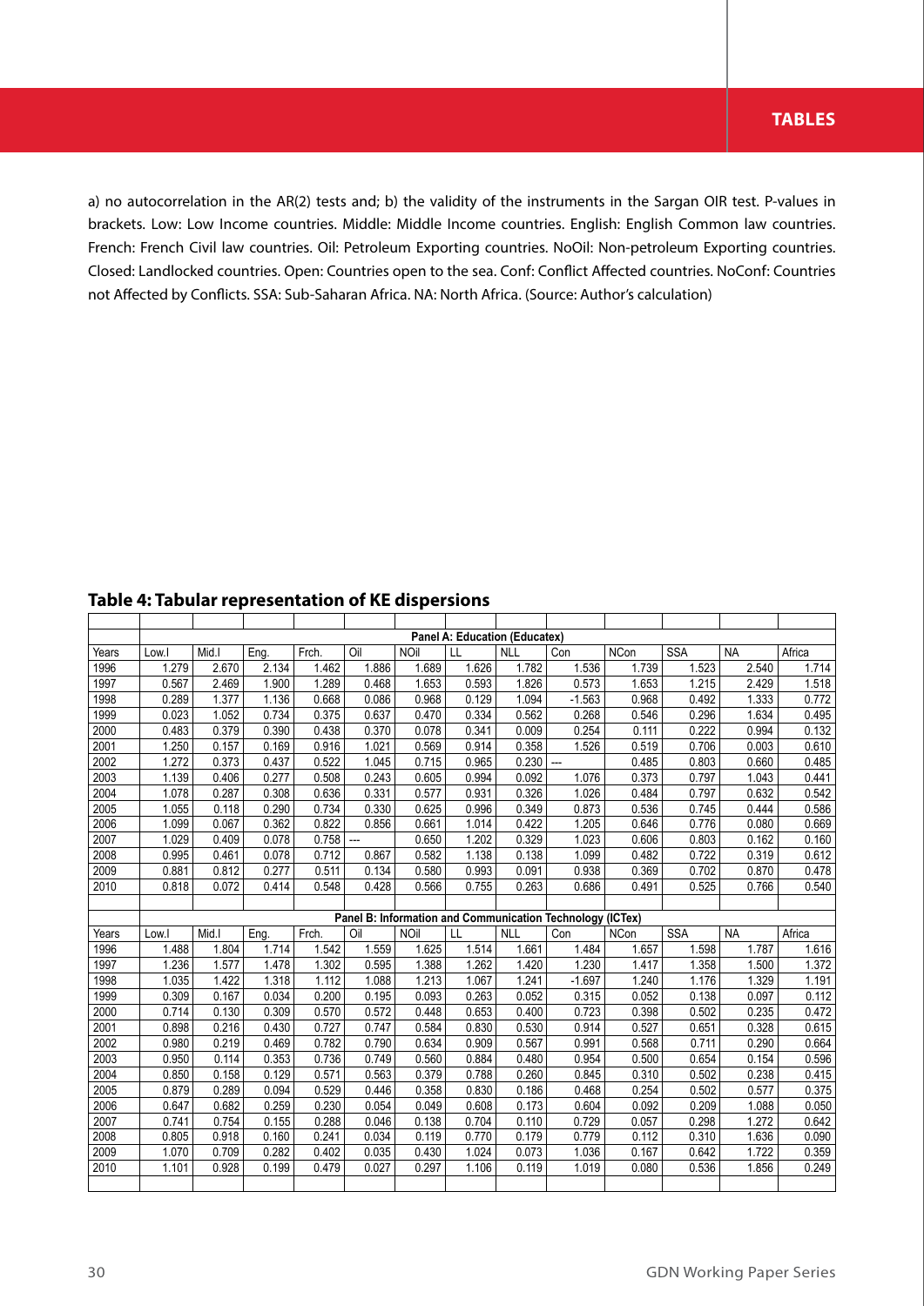a) no autocorrelation in the AR(2) tests and; b) the validity of the instruments in the Sargan OIR test. P-values in brackets. Low: Low Income countries. Middle: Middle Income countries. English: English Common law countries. French: French Civil law countries. Oil: Petroleum Exporting countries. NoOil: Non-petroleum Exporting countries. Closed: Landlocked countries. Open: Countries open to the sea. Conf: Conflict Affected countries. NoConf: Countries not Affected by Conflicts. SSA: Sub-Saharan Africa. NA: North Africa. (Source: Author's calculation)

**Table 4: Tabular representation of KE dispersions**

| | Panel A: Education (Educatex) | | | | | | | | | | | | |
|---|---|---|---|---|---|---|---|---|---|---|---|---|---|
| Years | Low.I | Mid.I | Eng. | Frch. | Oil | NOil | LL | NLL | Con | NCon | SSA | NA | Africa |
| 1996 | 1.279 | 2.670 | 2.134 | 1.462 | 1.886 | 1.689 | 1.626 | 1.782 | 1.536 | 1.739 | 1.523 | 2.540 | 1.714 |
| 1997 | 0.567 | 2.469 | 1.900 | 1.289 | 0.468 | 1.653 | 0.593 | 1.826 | 0.573 | 1.653 | 1.215 | 2.429 | 1.518 |
| 1998 | 0.289 | 1.377 | 1.136 | 0.668 | 0.086 | 0.968 | 0.129 | 1.094 | -1.563 | 0.968 | 0.492 | 1.333 | 0.772 |
| 1999 | 0.023 | 1.052 | 0.734 | 0.375 | 0.637 | 0.470 | 0.334 | 0.562 | 0.268 | 0.546 | 0.296 | 1.634 | 0.495 |
| 2000 | 0.483 | 0.379 | 0.390 | 0.438 | 0.370 | 0.078 | 0.341 | 0.009 | 0.254 | 0.111 | 0.222 | 0.994 | 0.132 |
| 2001 | 1.250 | 0.157 | 0.169 | 0.916 | 1.021 | 0.569 | 0.914 | 0.358 | 1.526 | 0.519 | 0.706 | 0.003 | 0.610 |
| 2002 | 1.272 | 0.373 | 0.437 | 0.522 | 1.045 | 0.715 | 0.965 | 0.230 | --- | 0.485 | 0.803 | 0.660 | 0.485 |
| 2003 | 1.139 | 0.406 | 0.277 | 0.508 | 0.243 | 0.605 | 0.994 | 0.092 | 1.076 | 0.373 | 0.797 | 1.043 | 0.441 |
| 2004 | 1.078 | 0.287 | 0.308 | 0.636 | 0.331 | 0.577 | 0.931 | 0.326 | 1.026 | 0.484 | 0.797 | 0.632 | 0.542 |
| 2005 | 1.055 | 0.118 | 0.290 | 0.734 | 0.330 | 0.625 | 0.996 | 0.349 | 0.873 | 0.536 | 0.745 | 0.444 | 0.586 |
| 2006 | 1.099 | 0.067 | 0.362 | 0.822 | 0.856 | 0.661 | 1.014 | 0.422 | 1.205 | 0.646 | 0.776 | 0.080 | 0.669 |
| 2007 | 1.029 | 0.409 | 0.078 | 0.758 | --- | 0.650 | 1.202 | 0.329 | 1.023 | 0.606 | 0.803 | 0.162 | 0.160 |
| 2008 | 0.995 | 0.461 | 0.078 | 0.712 | 0.867 | 0.582 | 1.138 | 0.138 | 1.099 | 0.482 | 0.722 | 0.319 | 0.612 |
| 2009 | 0.881 | 0.812 | 0.277 | 0.511 | 0.134 | 0.580 | 0.993 | 0.091 | 0.938 | 0.369 | 0.702 | 0.870 | 0.478 |
| 2010 | 0.818 | 0.072 | 0.414 | 0.548 | 0.428 | 0.566 | 0.755 | 0.263 | 0.686 | 0.491 | 0.525 | 0.766 | 0.540 |
| | | | | | | | | | | | | | |
| | Panel B: Information and Communication Technology (ICTex) | | | | | | | | | | | | |
| Years | Low.I | Mid.I | Eng. | Frch. | Oil | NOil | LL | NLL | Con | NCon | SSA | NA | Africa |
| 1996 | 1.488 | 1.804 | 1.714 | 1.542 | 1.559 | 1.625 | 1.514 | 1.661 | 1.484 | 1.657 | 1.598 | 1.787 | 1.616 |
| 1997 | 1.236 | 1.577 | 1.478 | 1.302 | 0.595 | 1.388 | 1.262 | 1.420 | 1.230 | 1.417 | 1.358 | 1.500 | 1.372 |
| 1998 | 1.035 | 1.422 | 1.318 | 1.112 | 1.088 | 1.213 | 1.067 | 1.241 | -1.697 | 1.240 | 1.176 | 1.329 | 1.191 |
| 1999 | 0.309 | 0.167 | 0.034 | 0.200 | 0.195 | 0.093 | 0.263 | 0.052 | 0.315 | 0.052 | 0.138 | 0.097 | 0.112 |
| 2000 | 0.714 | 0.130 | 0.309 | 0.570 | 0.572 | 0.448 | 0.653 | 0.400 | 0.723 | 0.398 | 0.502 | 0.235 | 0.472 |
| 2001 | 0.898 | 0.216 | 0.430 | 0.727 | 0.747 | 0.584 | 0.830 | 0.530 | 0.914 | 0.527 | 0.651 | 0.328 | 0.615 |
| 2002 | 0.980 | 0.219 | 0.469 | 0.782 | 0.790 | 0.634 | 0.909 | 0.567 | 0.991 | 0.568 | 0.711 | 0.290 | 0.664 |
| 2003 | 0.950 | 0.114 | 0.353 | 0.736 | 0.749 | 0.560 | 0.884 | 0.480 | 0.954 | 0.500 | 0.654 | 0.154 | 0.596 |
| 2004 | 0.850 | 0.158 | 0.129 | 0.571 | 0.563 | 0.379 | 0.788 | 0.260 | 0.845 | 0.310 | 0.502 | 0.238 | 0.415 |
| 2005 | 0.879 | 0.289 | 0.094 | 0.529 | 0.446 | 0.358 | 0.830 | 0.186 | 0.468 | 0.254 | 0.502 | 0.577 | 0.375 |
| 2006 | 0.647 | 0.682 | 0.259 | 0.230 | 0.054 | 0.049 | 0.608 | 0.173 | 0.604 | 0.092 | 0.209 | 1.088 | 0.050 |
| 2007 | 0.741 | 0.754 | 0.155 | 0.288 | 0.046 | 0.138 | 0.704 | 0.110 | 0.729 | 0.057 | 0.298 | 1.272 | 0.642 |
| 2008 | 0.805 | 0.918 | 0.160 | 0.241 | 0.034 | 0.119 | 0.770 | 0.179 | 0.779 | 0.112 | 0.310 | 1.636 | 0.090 |
| 2009 | 1.070 | 0.709 | 0.282 | 0.402 | 0.035 | 0.430 | 1.024 | 0.073 | 1.036 | 0.167 | 0.642 | 1.722 | 0.359 |
| 2010 | 1.101 | 0.928 | 0.199 | 0.479 | 0.027 | 0.297 | 1.106 | 0.119 | 1.019 | 0.080 | 0.536 | 1.856 | 0.249 |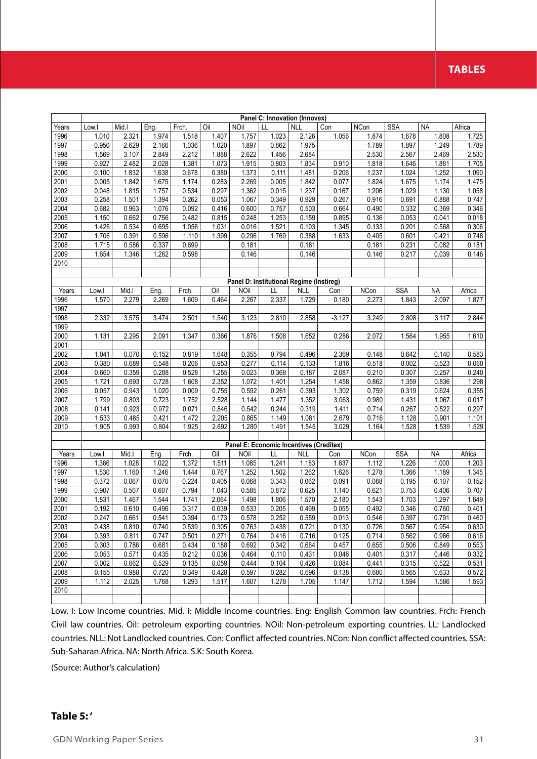| | Panel C: Innovation (Innovex) | | | | | | | | | | | | |
|---|---|---|---|---|---|---|---|---|---|---|---|---|---|
| Years | Low.I | Mid.I | Eng. | Frch. | Oil | NOil | LL | NLL | Con | NCon | SSA | NA | Africa |
| 1996 | 1.010 | 2.321 | 1.974 | 1.518 | 1.407 | 1.757 | 1.023 | 2.126 | 1.056 | 1.874 | 1.678 | 1.808 | 1.725 |
| 1997 | 0.950 | 2.629 | 2.166 | 1.036 | 1.020 | 1.897 | 0.862 | 1.975 | | 1.789 | 1.897 | 1.249 | 1.789 |
| 1998 | 1.569 | 3.107 | 2.849 | 2.212 | 1.888 | 2.622 | 1.456 | 2.684 | | 2.530 | 2.567 | 2.469 | 2.530 |
| 1999 | 0.927 | 2.482 | 2.028 | 1.381 | 1.073 | 1.915 | 0.803 | 1.834 | 0.910 | 1.818 | 1.646 | 1.881 | 1.705 |
| 2000 | 0.100 | 1.832 | 1.638 | 0.678 | 0.380 | 1.373 | 0.111 | 1.481 | 0.206 | 1.237 | 1.024 | 1.252 | 1.090 |
| 2001 | 0.005 | 1.842 | 1.675 | 1.174 | 0.283 | 2.269 | 0.005 | 1.842 | 0.077 | 1.824 | 1.675 | 1.174 | 1.475 |
| 2002 | 0.048 | 1.815 | 1.757 | 0.534 | 0.297 | 1.362 | 0.015 | 1.237 | 0.167 | 1.206 | 1.029 | 1.130 | 1.058 |
| 2003 | 0.258 | 1.501 | 1.394 | 0.262 | 0.053 | 1.067 | 0.349 | 0.929 | 0.267 | 0.916 | 0.691 | 0.888 | 0.747 |
| 2004 | 0.682 | 0.963 | 1.076 | 0.092 | 0.416 | 0.600 | 0.757 | 0.503 | 0.664 | 0.490 | 0.332 | 0.369 | 0.346 |
| 2005 | 1.150 | 0.662 | 0.756 | 0.482 | 0.815 | 0.248 | 1.253 | 0.159 | 0.895 | 0.136 | 0.053 | 0.041 | 0.018 |
| 2006 | 1.426 | 0.534 | 0.695 | 1.056 | 1.031 | 0.016 | 1.521 | 0.103 | 1.345 | 0.133 | 0.201 | 0.568 | 0.306 |
| 2007 | 1.706 | 0.391 | 0.596 | 1.110 | 1.399 | 0.296 | 1.769 | 0.388 | 1.633 | 0.405 | 0.601 | 0.421 | 0.748 |
| 2008 | 1.715 | 0.586 | 0.337 | 0.699 | | 0.181 | | 0.181 | | 0.181 | 0.231 | 0.082 | 0.181 |
| 2009 | 1.654 | 1.346 | 1.262 | 0.598 | | 0.146 | | 0.146 | | 0.146 | 0.217 | 0.039 | 0.146 |
| 2010 | | | | | | | | | | | | | |
| | Panel D: Institutional Regime (Instireg) | | | | | | | | | | | | |
| Years | Low.I | Mid.I | Eng. | Frch. | Oil | NOil | LL | NLL | Con | NCon | SSA | NA | Africa |
| 1996 | 1.570 | 2.279 | 2.269 | 1.609 | 0.464 | 2.267 | 2.337 | 1.729 | 0.180 | 2.273 | 1.843 | 2.097 | 1.877 |
| 1997 | | | | | | | | | | | | | |
| 1998 | 2.332 | 3.575 | 3.474 | 2.501 | 1.540 | 3.123 | 2.810 | 2.858 | -3.127 | 3.249 | 2.808 | 3.117 | 2.844 |
| 1999 | | | | | | | | | | | | | |
| 2000 | 1.131 | 2.295 | 2.091 | 1.347 | 0.366 | 1.876 | 1.508 | 1.652 | 0.286 | 2.072 | 1.564 | 1.955 | 1.610 |
| 2001 | | | | | | | | | | | | | |
| 2002 | 1.041 | 0.070 | 0.152 | 0.819 | 1.648 | 0.355 | 0.794 | 0.496 | 2.369 | 0.148 | 0.642 | 0.140 | 0.583 |
| 2003 | 0.380 | 0.689 | 0.548 | 0.206 | 0.953 | 0.277 | 0.114 | 0.133 | 1.816 | 0.518 | 0.002 | 0.523 | 0.060 |
| 2004 | 0.660 | 0.359 | 0.288 | 0.528 | 1.255 | 0.023 | 0.368 | 0.187 | 2.087 | 0.210 | 0.307 | 0.257 | 0.240 |
| 2005 | 1.721 | 0.693 | 0.728 | 1.608 | 2.352 | 1.072 | 1.401 | 1.254 | 1.458 | 0.862 | 1.359 | 0.836 | 1.298 |
| 2006 | 0.057 | 0.943 | 1.020 | 0.009 | 0.755 | 0.592 | 0.261 | 0.393 | 1.302 | 0.759 | 0.319 | 0.624 | 0.355 |
| 2007 | 1.799 | 0.803 | 0.723 | 1.752 | 2.528 | 1.144 | 1.477 | 1.352 | 3.063 | 0.980 | 1.431 | 1.067 | 0.017 |
| 2008 | 0.141 | 0.923 | 0.972 | 0.071 | 0.846 | 0.542 | 0.244 | 0.319 | 1.411 | 0.714 | 0.267 | 0.522 | 0.297 |
| 2009 | 1.533 | 0.485 | 0.421 | 1.472 | 2.205 | 0.865 | 1.149 | 1.081 | 2.679 | 0.716 | 1.128 | 0.901 | 1.101 |
| 2010 | 1.905 | 0.993 | 0.804 | 1.925 | 2.692 | 1.280 | 1.491 | 1.545 | 3.029 | 1.164 | 1.528 | 1.539 | 1.529 |
| | Panel E: Economic Incentives (Creditex) | | | | | | | | | | | | |
| Years | Low.I | Mid.I | Eng. | Frch. | Oil | NOil | LL | NLL | Con | NCon | SSA | NA | Africa |
| 1996 | 1.366 | 1.028 | 1.022 | 1.372 | 1.511 | 1.085 | 1.241 | 1.183 | 1.637 | 1.112 | 1.226 | 1.000 | 1.203 |
| 1997 | 1.530 | 1.160 | 1.246 | 1.444 | 0.767 | 1.252 | 1.502 | 1.262 | 1.626 | 1.278 | 1.366 | 1.189 | 1.345 |
| 1998 | 0.372 | 0.067 | 0.070 | 0.224 | 0.405 | 0.068 | 0.343 | 0.062 | 0.091 | 0.088 | 0.195 | 0.107 | 0.152 |
| 1999 | 0.907 | 0.507 | 0.607 | 0.794 | 1.043 | 0.585 | 0.872 | 0.625 | 1.140 | 0.621 | 0.753 | 0.406 | 0.707 |
| 2000 | 1.831 | 1.467 | 1.544 | 1.741 | 2.064 | 1.498 | 1.806 | 1.570 | 2.180 | 1.543 | 1.703 | 1.297 | 1.649 |
| 2001 | 0.192 | 0.610 | 0.496 | 0.317 | 0.039 | 0.533 | 0.205 | 0.499 | 0.055 | 0.492 | 0.346 | 0.760 | 0.401 |
| 2002 | 0.247 | 0.661 | 0.541 | 0.394 | 0.173 | 0.578 | 0.252 | 0.559 | 0.013 | 0.546 | 0.397 | 0.791 | 0.460 |
| 2003 | 0.438 | 0.810 | 0.740 | 0.539 | 0.305 | 0.763 | 0.438 | 0.721 | 0.130 | 0.726 | 0.567 | 0.954 | 0.630 |
| 2004 | 0.393 | 0.811 | 0.747 | 0.501 | 0.271 | 0.764 | 0.416 | 0.716 | 0.125 | 0.714 | 0.562 | 0.966 | 0.616 |
| 2005 | 0.303 | 0.786 | 0.681 | 0.434 | 0.188 | 0.692 | 0.342 | 0.664 | 0.457 | 0.655 | 0.506 | 0.849 | 0.553 |
| 2006 | 0.053 | 0.571 | 0.435 | 0.212 | 0.036 | 0.464 | 0.110 | 0.431 | 0.046 | 0.401 | 0.317 | 0.446 | 0.332 |
| 2007 | 0.002 | 0.662 | 0.529 | 0.135 | 0.059 | 0.444 | 0.104 | 0.426 | 0.084 | 0.441 | 0.315 | 0.522 | 0.531 |
| 2008 | 0.155 | 0.988 | 0.720 | 0.349 | 0.428 | 0.597 | 0.282 | 0.696 | 0.138 | 0.680 | 0.565 | 0.633 | 0.572 |
| 2009 | 1.112 | 2.025 | 1.768 | 1.293 | 1.517 | 1.607 | 1.278 | 1.705 | 1.147 | 1.712 | 1.594 | 1.586 | 1.593 |
| 2010 | | | | | | | | | | | | | |

Low. I: Low Income countries. Mid. I: Middle Income countries. Eng: English Common law countries. Frch: French Civil law countries. Oil: petroleum exporting countries. NOil: Non-petroleum exporting countries. LL: Landlocked countries. NLL: Not Landlocked countries. Con: Conflict affected countries. NCon: Non conflict affected countries. SSA: Sub-Saharan Africa. NA: North Africa. S.K: South Korea.

(Source: Author's calculation)

**Table 5: '**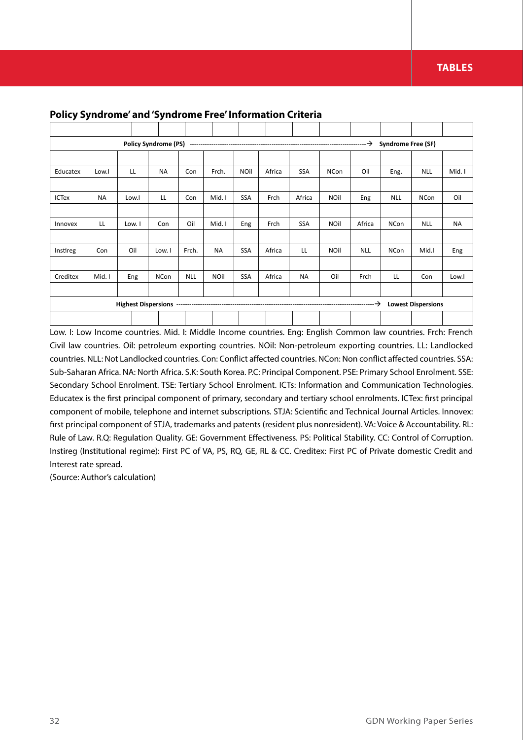**Policy Syndrome' and 'Syndrome Free' Information Criteria**

| | | | | | | | | | | | | | |
|---|---|---|---|---|---|---|---|---|---|---|---|---|---|
| | Policy Syndrome (PS) ---------------------------------------------------------------------------------→ Syndrome Free (SF) | | | | | | | | | | | | |
| Educatex | Low.I | LL | NA | Con | Frch. | NOil | Africa | SSA | NCon | Oil | Eng. | NLL | Mid. I |
| ICTex | NA | Low.I | LL | Con | Mid. I | SSA | Frch | Africa | NOil | Eng | NLL | NCon | Oil |
| Innovex | LL | Low. I | Con | Oil | Mid. I | Eng | Frch | SSA | NOil | Africa | NCon | NLL | NA |
| Instireg | Con | Oil | Low. I | Frch. | NA | SSA | Africa | LL | NOil | NLL | NCon | Mid.I | Eng |
| Creditex | Mid. I | Eng | NCon | NLL | NOil | SSA | Africa | NA | Oil | Frch | LL | Con | Low.I |
| | Highest Dispersions ------------------------------------------------------------------------------------------→ Lowest Dispersions | | | | | | | | | | | | |

Low. I: Low Income countries. Mid. I: Middle Income countries. Eng: English Common law countries. Frch: French Civil law countries. Oil: petroleum exporting countries. NOil: Non-petroleum exporting countries. LL: Landlocked countries. NLL: Not Landlocked countries. Con: Conflict affected countries. NCon: Non conflict affected countries. SSA: Sub-Saharan Africa. NA: North Africa. S.K: South Korea. P.C: Principal Component. PSE: Primary School Enrolment. SSE: Secondary School Enrolment. TSE: Tertiary School Enrolment. ICTs: Information and Communication Technologies. Educatex is the first principal component of primary, secondary and tertiary school enrolments. ICTex: first principal component of mobile, telephone and internet subscriptions. STJA: Scientific and Technical Journal Articles. Innovex: first principal component of STJA, trademarks and patents (resident plus nonresident). VA: Voice & Accountability. RL: Rule of Law. R.Q: Regulation Quality. GE: Government Effectiveness. PS: Political Stability. CC: Control of Corruption. Instireg (Institutional regime): First PC of VA, PS, RQ, GE, RL & CC. Creditex: First PC of Private domestic Credit and Interest rate spread.

(Source: Author's calculation)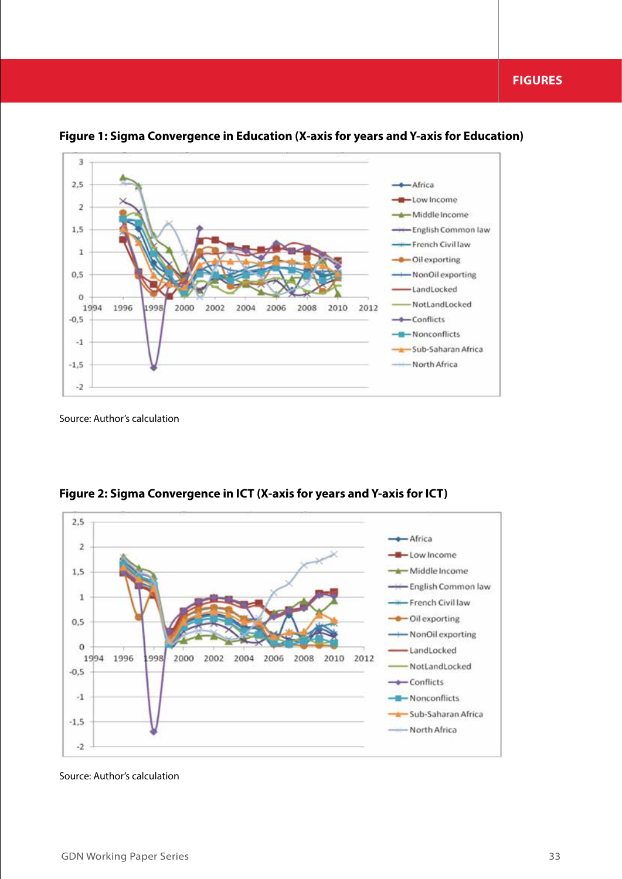## Figure 1: Sigma Convergence in Education (X-axis for years and Y-axis for Education)

Source: Author's calculation

## Figure 2: Sigma Convergence in ICT (X-axis for years and Y-axis for ICT)

Source: Author's calculation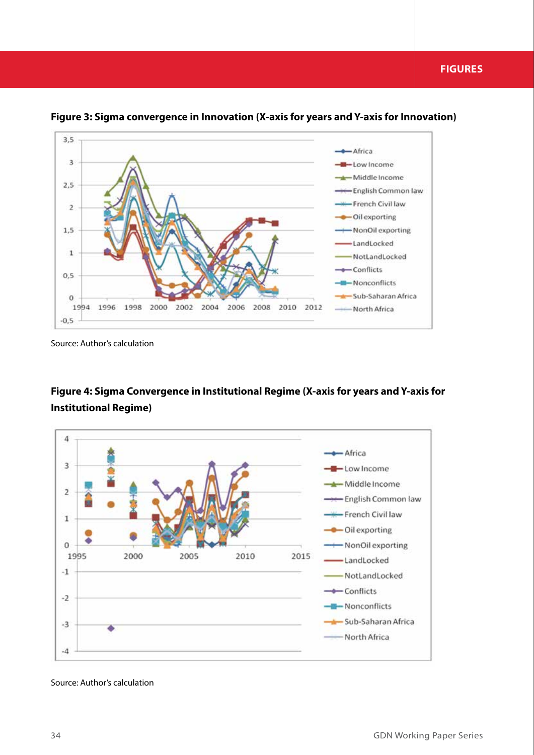**Figure 3: Sigma convergence in Innovation (X-axis for years and Y-axis for Innovation)**

Source: Author's calculation

**Figure 4: Sigma Convergence in Institutional Regime (X-axis for years and Y-axis for Institutional Regime)**

Source: Author's calculation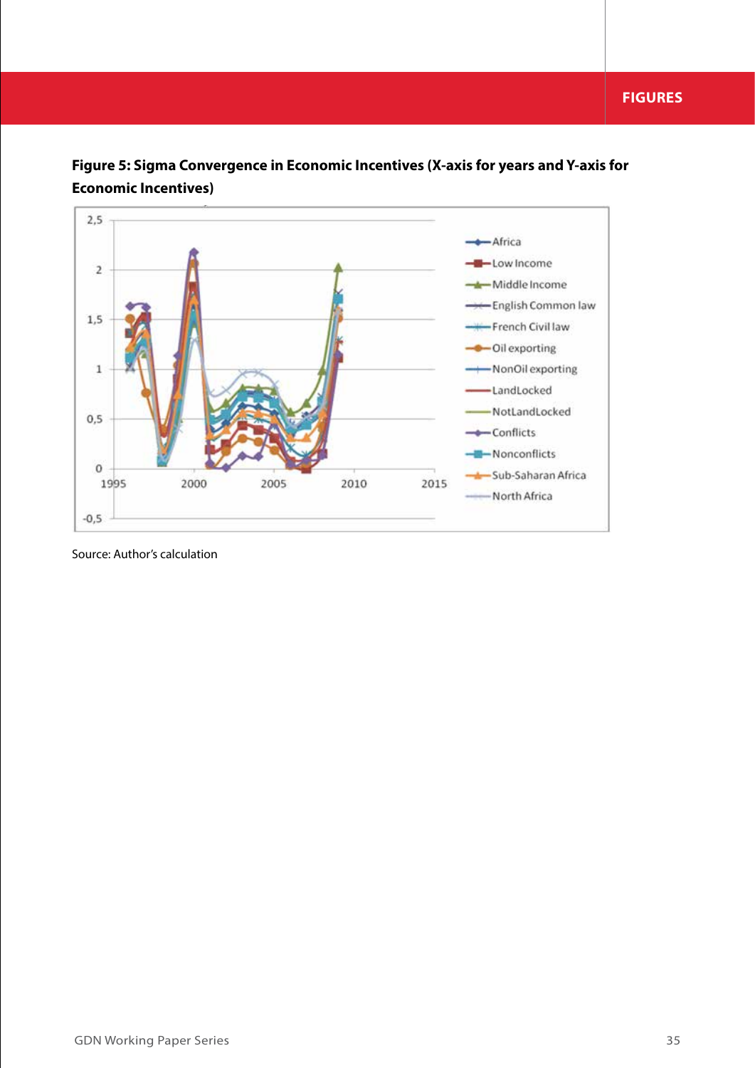**Figure 5: Sigma Convergence in Economic Incentives (X-axis for years and Y-axis for Economic Incentives)**

Source: Author's calculation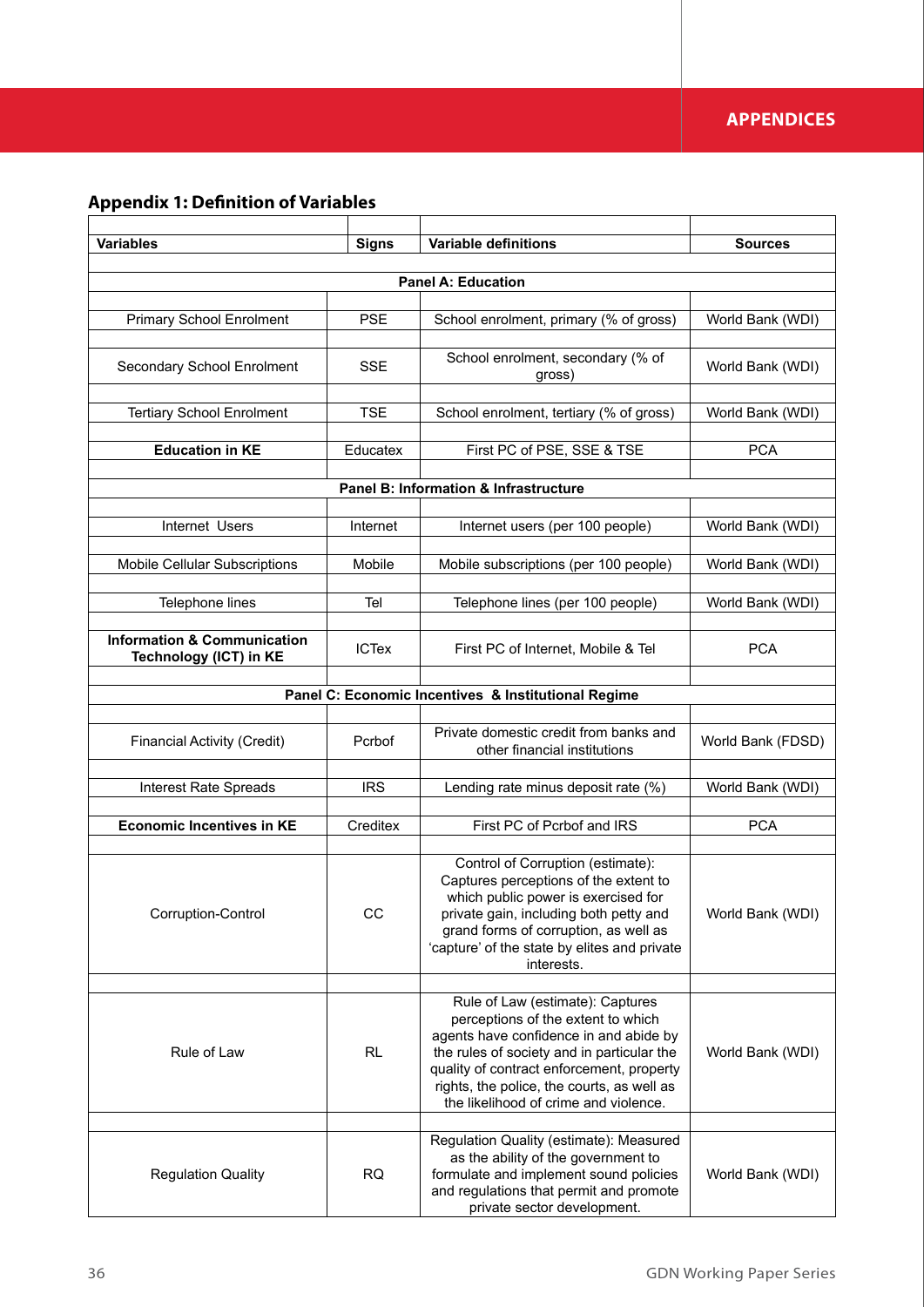## Appendix 1: Definition of Variables

| Variables | Signs | Variable definitions | Sources |
|---|---|---|---|
| **Panel A: Education** | | | |
| Primary School Enrolment | PSE | School enrolment, primary (% of gross) | World Bank (WDI) |
| Secondary School Enrolment | SSE | School enrolment, secondary (% of gross) | World Bank (WDI) |
| Tertiary School Enrolment | TSE | School enrolment, tertiary (% of gross) | World Bank (WDI) |
| **Education in KE** | Educatex | First PC of PSE, SSE & TSE | PCA |
| **Panel B: Information & Infrastructure** | | | |
| Internet Users | Internet | Internet users (per 100 people) | World Bank (WDI) |
| Mobile Cellular Subscriptions | Mobile | Mobile subscriptions (per 100 people) | World Bank (WDI) |
| Telephone lines | Tel | Telephone lines (per 100 people) | World Bank (WDI) |
| **Information & Communication Technology (ICT) in KE** | ICTex | First PC of Internet, Mobile & Tel | PCA |
| **Panel C: Economic Incentives & Institutional Regime** | | | |
| Financial Activity (Credit) | Pcrbof | Private domestic credit from banks and other financial institutions | World Bank (FDSD) |
| Interest Rate Spreads | IRS | Lending rate minus deposit rate (%) | World Bank (WDI) |
| **Economic Incentives in KE** | Creditex | First PC of Pcrbof and IRS | PCA |
| Corruption-Control | CC | Control of Corruption (estimate): Captures perceptions of the extent to which public power is exercised for private gain, including both petty and grand forms of corruption, as well as 'capture' of the state by elites and private interests. | World Bank (WDI) |
| Rule of Law | RL | Rule of Law (estimate): Captures perceptions of the extent to which agents have confidence in and abide by the rules of society and in particular the quality of contract enforcement, property rights, the police, the courts, as well as the likelihood of crime and violence. | World Bank (WDI) |
| Regulation Quality | RQ | Regulation Quality (estimate): Measured as the ability of the government to formulate and implement sound policies and regulations that permit and promote private sector development. | World Bank (WDI) |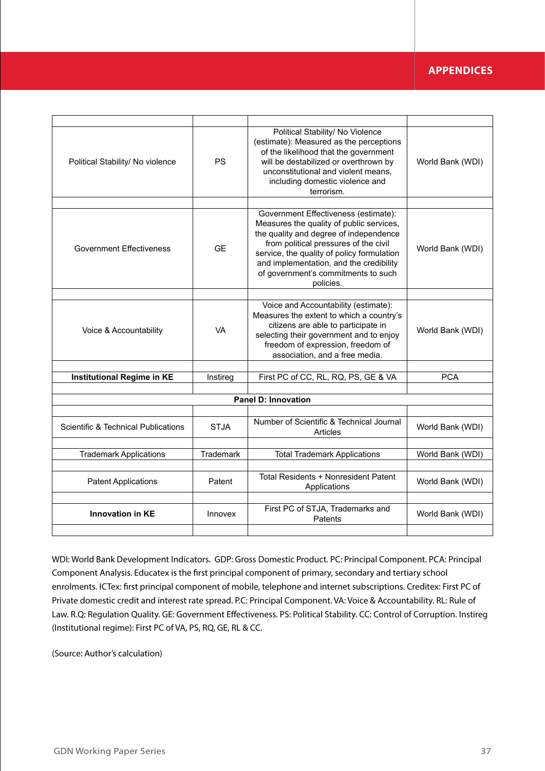| | | | |
|---|---|---|---|
| Political Stability/ No violence | PS | Political Stability/ No Violence (estimate): Measured as the perceptions of the likelihood that the government will be destabilized or overthrown by unconstitutional and violent means, including domestic violence and terrorism. | World Bank (WDI) |
| | | | |
| Government Effectiveness | GE | Government Effectiveness (estimate): Measures the quality of public services, the quality and degree of independence from political pressures of the civil service, the quality of policy formulation and implementation, and the credibility of government's commitments to such policies. | World Bank (WDI) |
| | | | |
| Voice & Accountability | VA | Voice and Accountability (estimate): Measures the extent to which a country's citizens are able to participate in selecting their government and to enjoy freedom of expression, freedom of association, and a free media. | World Bank (WDI) |
| | | | |
| **Institutional Regime in KE** | Instireg | First PC of CC, RL, RQ, PS, GE & VA | PCA |
| | | | |
| **Panel D: Innovation** | | | |
| | | | |
| Scientific & Technical Publications | STJA | Number of Scientific & Technical Journal Articles | World Bank (WDI) |
| | | | |
| Trademark Applications | Trademark | Total Trademark Applications | World Bank (WDI) |
| | | | |
| Patent Applications | Patent | Total Residents + Nonresident Patent Applications | World Bank (WDI) |
| | | | |
| **Innovation in KE** | Innovex | First PC of STJA, Trademarks and Patents | World Bank (WDI) |
| | | | |

WDI: World Bank Development Indicators. GDP: Gross Domestic Product. PC: Principal Component. PCA: Principal Component Analysis. Educatex is the first principal component of primary, secondary and tertiary school enrolments. ICTex: first principal component of mobile, telephone and internet subscriptions. Creditex: First PC of Private domestic credit and interest rate spread. P.C: Principal Component. VA: Voice & Accountability. RL: Rule of Law. R.Q: Regulation Quality. GE: Government Effectiveness. PS: Political Stability. CC: Control of Corruption. Instireg (Institutional regime): First PC of VA, PS, RQ, GE, RL & CC.

(Source: Author's calculation)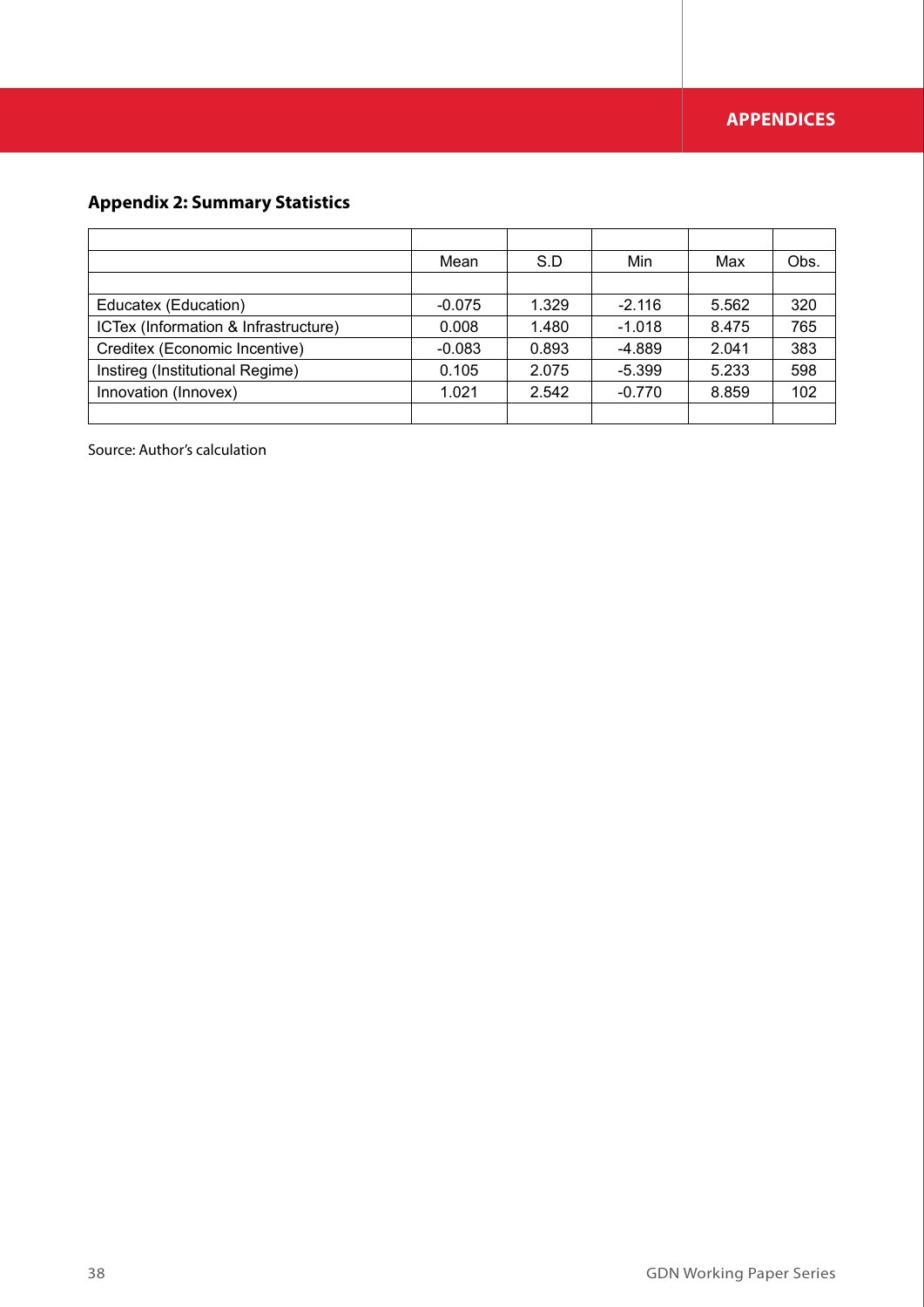## Appendix 2: Summary Statistics

| | Mean | S.D | Min | Max | Obs. |
|---|---|---|---|---|---|
| Educatex (Education) | -0.075 | 1.329 | -2.116 | 5.562 | 320 |
| ICTex (Information & Infrastructure) | 0.008 | 1.480 | -1.018 | 8.475 | 765 |
| Creditex (Economic Incentive) | -0.083 | 0.893 | -4.889 | 2.041 | 383 |
| Instireg (Institutional Regime) | 0.105 | 2.075 | -5.399 | 5.233 | 598 |
| Innovation (Innovex) | 1.021 | 2.542 | -0.770 | 8.859 | 102 |

Source: Author's calculation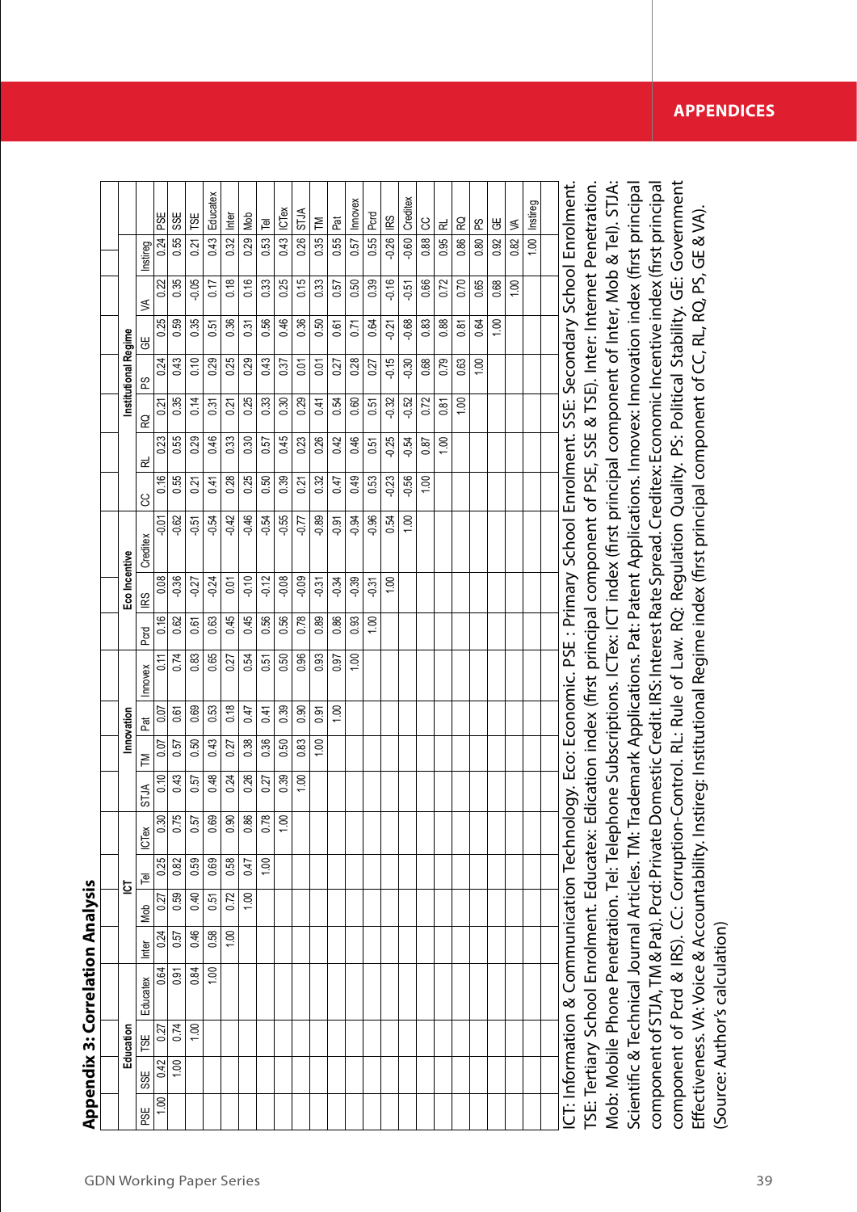## Appendix 3: Correlation Analysis

| | Education | | | | ICT | | | | Innovation | | | | Eco Incentive | | | Institutional Regime | | | | | | |
|---|---|---|---|---|---|---|---|---|---|---|---|---|---|---|---|---|---|---|---|---|---|---|
| | PSE | SSE | TSE | Educatex | Inter | Mob | Tel | ICTex | STJA | TM | Pat | Innovex | Pcrd | IRS | Creditex | CC | RL | RQ | PS | GE | VA | Instireg |
| PSE | 1.00 | 0.42 | 0.27 | 0.64 | 0.24 | 0.27 | 0.25 | 0.30 | 0.10 | 0.07 | 0.07 | 0.11 | 0.16 | 0.08 | -0.01 | 0.16 | 0.23 | 0.21 | 0.24 | 0.25 | 0.22 | 0.24 |
| SSE | | 1.00 | 0.74 | 0.91 | 0.57 | 0.59 | 0.82 | 0.75 | 0.43 | 0.57 | 0.61 | 0.74 | 0.62 | -0.36 | -0.62 | 0.55 | 0.55 | 0.35 | 0.43 | 0.59 | 0.35 | 0.55 |
| TSE | | | 1.00 | 0.84 | 0.46 | 0.40 | 0.59 | 0.57 | 0.57 | 0.50 | 0.69 | 0.83 | 0.61 | -0.27 | -0.51 | 0.21 | 0.29 | 0.14 | 0.10 | 0.35 | -0.05 | 0.21 |
| Educatex | | | | 1.00 | 0.58 | 0.51 | 0.69 | 0.69 | 0.48 | 0.43 | 0.53 | 0.65 | 0.63 | -0.24 | -0.54 | 0.41 | 0.46 | 0.31 | 0.29 | 0.51 | 0.17 | 0.43 |
| Inter | | | | | 1.00 | 0.72 | 0.58 | 0.90 | 0.24 | 0.27 | 0.18 | 0.27 | 0.45 | 0.01 | -0.42 | 0.28 | 0.33 | 0.21 | 0.25 | 0.36 | 0.18 | 0.32 |
| Mob | | | | | | 1.00 | 0.47 | 0.86 | 0.26 | 0.38 | 0.47 | 0.54 | 0.45 | -0.10 | -0.46 | 0.25 | 0.30 | 0.25 | 0.29 | 0.31 | 0.16 | 0.29 |
| Tel | | | | | | | 1.00 | 0.78 | 0.27 | 0.36 | 0.41 | 0.51 | 0.56 | -0.12 | -0.54 | 0.50 | 0.57 | 0.33 | 0.43 | 0.56 | 0.33 | 0.53 |
| ICTex | | | | | | | | 1.00 | 0.39 | 0.50 | 0.39 | 0.50 | 0.56 | -0.08 | -0.55 | 0.39 | 0.45 | 0.30 | 0.37 | 0.46 | 0.25 | 0.43 |
| STJA | | | | | | | | | 1.00 | 0.83 | 0.90 | 0.96 | 0.78 | -0.09 | -0.77 | 0.21 | 0.23 | 0.29 | 0.01 | 0.36 | 0.15 | 0.26 |
| TM | | | | | | | | | | 1.00 | 0.91 | 0.93 | 0.89 | -0.31 | -0.89 | 0.32 | 0.26 | 0.41 | 0.01 | 0.50 | 0.33 | 0.35 |
| Pat | | | | | | | | | | | 1.00 | 0.97 | 0.86 | -0.34 | -0.91 | 0.47 | 0.42 | 0.54 | 0.27 | 0.61 | 0.57 | 0.55 |
| Innovex | | | | | | | | | | | | 1.00 | 0.93 | -0.39 | -0.94 | 0.49 | 0.46 | 0.60 | 0.28 | 0.71 | 0.50 | 0.57 |
| Pcrd | | | | | | | | | | | | | 1.00 | -0.31 | -0.96 | 0.53 | 0.51 | 0.51 | 0.27 | 0.64 | 0.39 | 0.55 |
| IRS | | | | | | | | | | | | | | 1.00 | 0.54 | -0.23 | -0.25 | -0.32 | -0.15 | -0.21 | -0.16 | -0.26 |
| Creditex | | | | | | | | | | | | | | | 1.00 | -0.56 | -0.54 | -0.52 | -0.30 | -0.68 | -0.51 | -0.60 |
| CC | | | | | | | | | | | | | | | | 1.00 | 0.87 | 0.72 | 0.68 | 0.83 | 0.66 | 0.88 |
| RL | | | | | | | | | | | | | | | | | 1.00 | 0.81 | 0.79 | 0.88 | 0.72 | 0.95 |
| RQ | | | | | | | | | | | | | | | | | | 1.00 | 0.63 | 0.81 | 0.70 | 0.86 |
| PS | | | | | | | | | | | | | | | | | | | 1.00 | 0.64 | 0.65 | 0.80 |
| GE | | | | | | | | | | | | | | | | | | | | 1.00 | 0.68 | 0.92 |
| VA | | | | | | | | | | | | | | | | | | | | | 1.00 | 0.82 |
| Instireg | | | | | | | | | | | | | | | | | | | | | | 1.00 |

ICT: Information & Communication Technology. Eco: Economic. PSE : Primary School Enrolment. SSE: Secondary School Enrolment. TSE: Tertiary School Enrolment. Educatex: Edication index (first principal component of PSE, SSE & TSE). Inter: Internet Penetration. Mob: Mobile Phone Penetration. Tel: Telephone Subscriptions. ICTex: ICT index (first principal component of Inter, Mob & Tel). STJA: Scientific & Technical Journal Articles. TM: Trademark Applications. Pat: Patent Applications. Innovex: Innovation index (first principal component of STJA, TM & Pat). Pcrd: Private Domestic Credit. IRS: Interest Rate Spread. Creditex: Economic Incentive index (first principal component of Pcrd & IRS). CC: Corruption-Control. RL: Rule of Law. RQ: Regulation Quality. PS: Political Stability. GE: Government Effectiveness. VA: Voice & Accountability. Instireg: Institutional Regime index (first principal component of CC, RL, RQ, PS, GE & VA).

(Source: Author's calculation)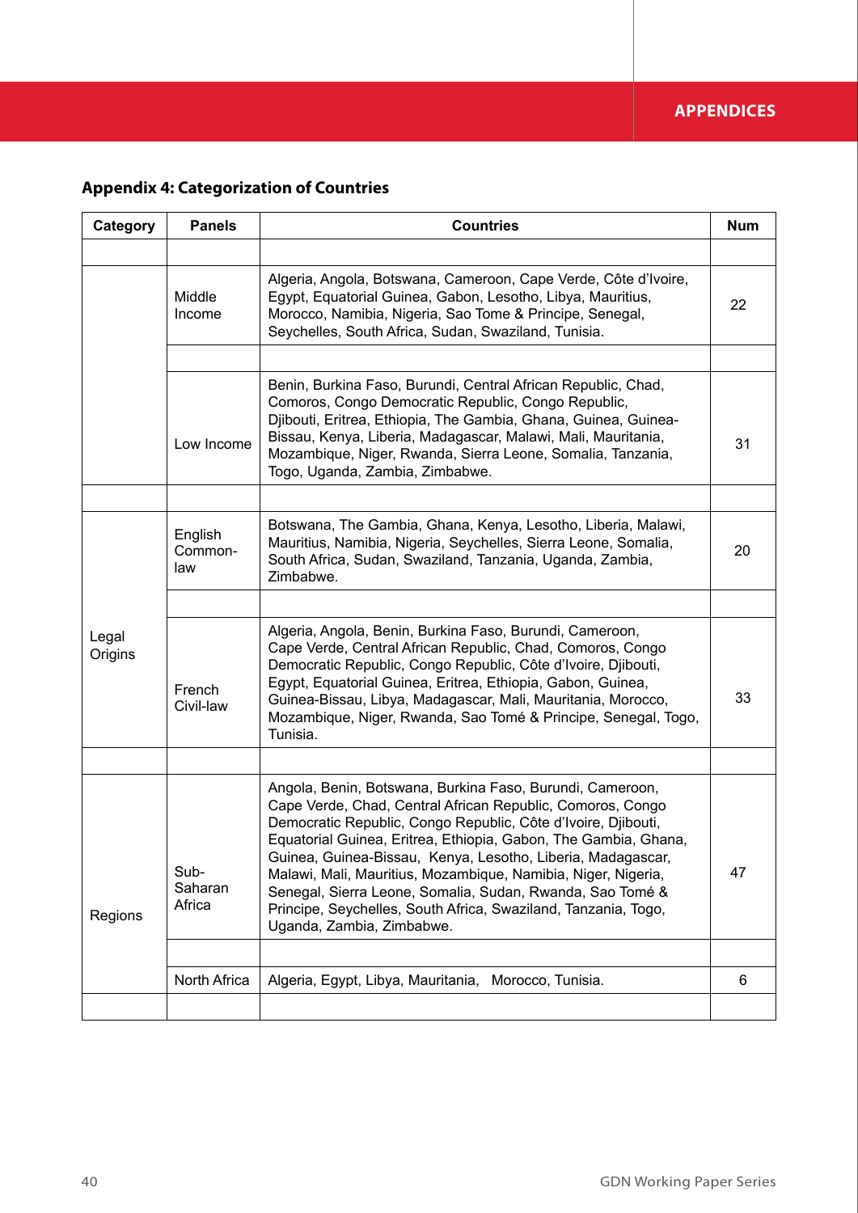## Appendix 4: Categorization of Countries

| Category | Panels | Countries | Num |
|---|---|---|---|
| | | | |
| | Middle Income | Algeria, Angola, Botswana, Cameroon, Cape Verde, Côte d'Ivoire, Egypt, Equatorial Guinea, Gabon, Lesotho, Libya, Mauritius, Morocco, Namibia, Nigeria, Sao Tome & Principe, Senegal, Seychelles, South Africa, Sudan, Swaziland, Tunisia. | 22 |
| | | | |
| | Low Income | Benin, Burkina Faso, Burundi, Central African Republic, Chad, Comoros, Congo Democratic Republic, Congo Republic, Djibouti, Eritrea, Ethiopia, The Gambia, Ghana, Guinea, Guinea-Bissau, Kenya, Liberia, Madagascar, Malawi, Mali, Mauritania, Mozambique, Niger, Rwanda, Sierra Leone, Somalia, Tanzania, Togo, Uganda, Zambia, Zimbabwe. | 31 |
| | | | |
| Legal Origins | English Common-law | Botswana, The Gambia, Ghana, Kenya, Lesotho, Liberia, Malawi, Mauritius, Namibia, Nigeria, Seychelles, Sierra Leone, Somalia, South Africa, Sudan, Swaziland, Tanzania, Uganda, Zambia, Zimbabwe. | 20 |
| | | | |
| | French Civil-law | Algeria, Angola, Benin, Burkina Faso, Burundi, Cameroon, Cape Verde, Central African Republic, Chad, Comoros, Congo Democratic Republic, Congo Republic, Côte d'Ivoire, Djibouti, Egypt, Equatorial Guinea, Eritrea, Ethiopia, Gabon, Guinea, Guinea-Bissau, Libya, Madagascar, Mali, Mauritania, Morocco, Mozambique, Niger, Rwanda, Sao Tomé & Principe, Senegal, Togo, Tunisia. | 33 |
| | | | |
| Regions | Sub-Saharan Africa | Angola, Benin, Botswana, Burkina Faso, Burundi, Cameroon, Cape Verde, Chad, Central African Republic, Comoros, Congo Democratic Republic, Congo Republic, Côte d'Ivoire, Djibouti, Equatorial Guinea, Eritrea, Ethiopia, Gabon, The Gambia, Ghana, Guinea, Guinea-Bissau, Kenya, Lesotho, Liberia, Madagascar, Malawi, Mali, Mauritius, Mozambique, Namibia, Niger, Nigeria, Senegal, Sierra Leone, Somalia, Sudan, Rwanda, Sao Tomé & Principe, Seychelles, South Africa, Swaziland, Tanzania, Togo, Uganda, Zambia, Zimbabwe. | 47 |
| | | | |
| | North Africa | Algeria, Egypt, Libya, Mauritania, Morocco, Tunisia. | 6 |
| | | | |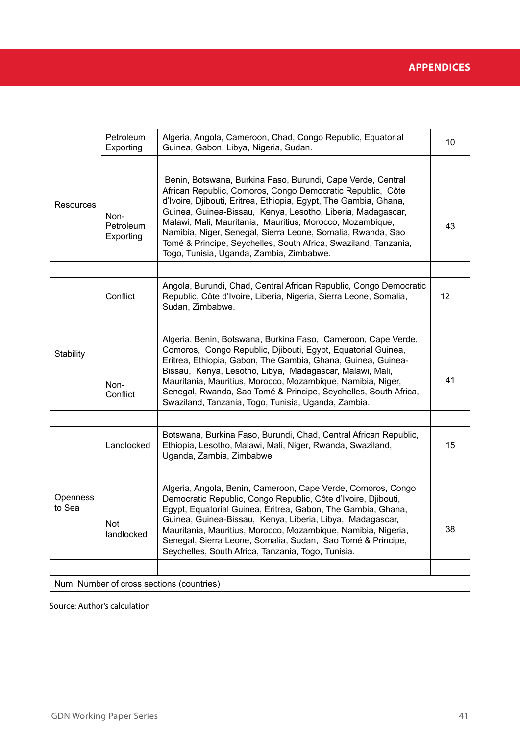| | | | |
|---|---|---|---|
| Resources | Petroleum Exporting | Algeria, Angola, Cameroon, Chad, Congo Republic, Equatorial Guinea, Gabon, Libya, Nigeria, Sudan. | 10 |
| | | | |
| | Non-Petroleum Exporting | Benin, Botswana, Burkina Faso, Burundi, Cape Verde, Central African Republic, Comoros, Congo Democratic Republic, Côte d'Ivoire, Djibouti, Eritrea, Ethiopia, Egypt, The Gambia, Ghana, Guinea, Guinea-Bissau, Kenya, Lesotho, Liberia, Madagascar, Malawi, Mali, Mauritania, Mauritius, Morocco, Mozambique, Namibia, Niger, Senegal, Sierra Leone, Somalia, Rwanda, Sao Tomé & Principe, Seychelles, South Africa, Swaziland, Tanzania, Togo, Tunisia, Uganda, Zambia, Zimbabwe. | 43 |
| | | | |
| Stability | Conflict | Angola, Burundi, Chad, Central African Republic, Congo Democratic Republic, Côte d'Ivoire, Liberia, Nigeria, Sierra Leone, Somalia, Sudan, Zimbabwe. | 12 |
| | | | |
| | Non-Conflict | Algeria, Benin, Botswana, Burkina Faso, Cameroon, Cape Verde, Comoros, Congo Republic, Djibouti, Egypt, Equatorial Guinea, Eritrea, Ethiopia, Gabon, Ghana, Guinea, Guinea-Bissau, Kenya, Lesotho, Libya, Madagascar, Malawi, Mali, Mauritania, Mauritius, Morocco, Mozambique, Namibia, Niger, Senegal, Rwanda, Sao Tomé & Principe, Seychelles, South Africa, Swaziland, Tanzania, Togo, Tunisia, Uganda, Zambia. | 41 |
| | | | |
| Openness to Sea | Landlocked | Botswana, Burkina Faso, Burundi, Chad, Central African Republic, Ethiopia, Lesotho, Malawi, Mali, Niger, Rwanda, Swaziland, Uganda, Zambia, Zimbabwe | 15 |
| | | | |
| | Not landlocked | Algeria, Angola, Benin, Cameroon, Cape Verde, Comoros, Congo Democratic Republic, Congo Republic, Côte d'Ivoire, Djibouti, Egypt, Equatorial Guinea, Eritrea, Gabon, The Gambia, Ghana, Guinea, Guinea-Bissau, Kenya, Liberia, Libya, Madagascar, Mauritania, Mauritius, Morocco, Mozambique, Namibia, Nigeria, Senegal, Sierra Leone, Somalia, Sudan, Sao Tomé & Principe, Seychelles, South Africa, Tanzania, Togo, Tunisia. | 38 |
| | | | |
| Num: Number of cross sections (countries) | | | |

Source: Author's calculation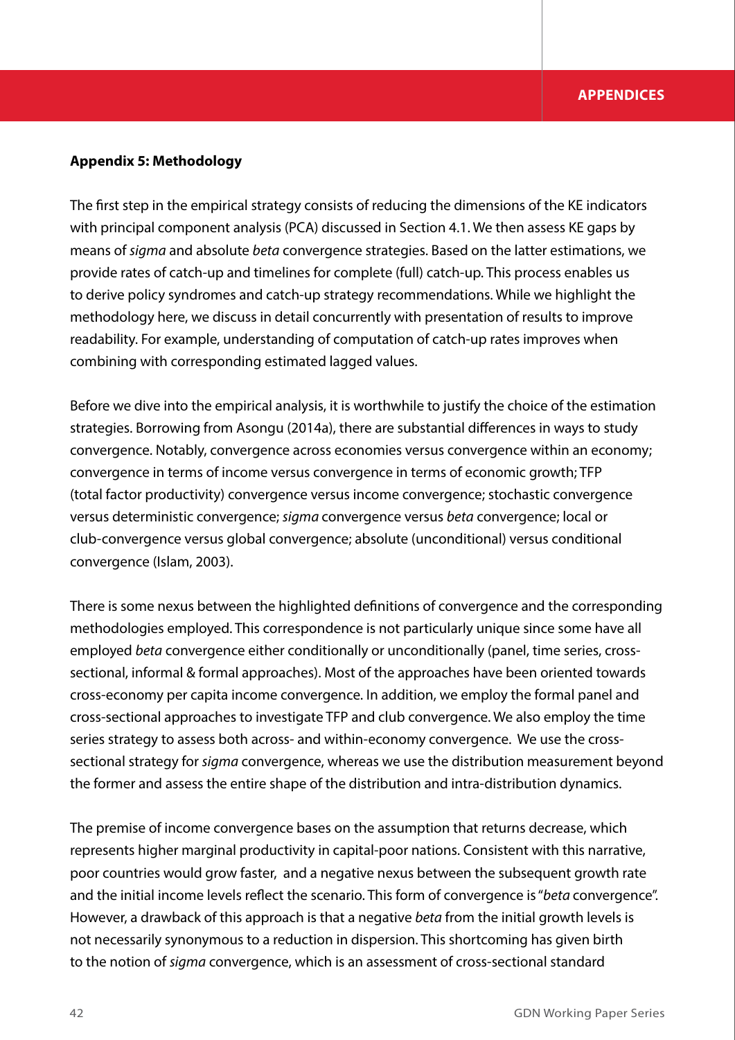### Appendix 5: Methodology

The first step in the empirical strategy consists of reducing the dimensions of the KE indicators with principal component analysis (PCA) discussed in Section 4.1. We then assess KE gaps by means of *sigma* and absolute *beta* convergence strategies. Based on the latter estimations, we provide rates of catch-up and timelines for complete (full) catch-up. This process enables us to derive policy syndromes and catch-up strategy recommendations. While we highlight the methodology here, we discuss in detail concurrently with presentation of results to improve readability. For example, understanding of computation of catch-up rates improves when combining with corresponding estimated lagged values.

Before we dive into the empirical analysis, it is worthwhile to justify the choice of the estimation strategies. Borrowing from Asongu (2014a), there are substantial differences in ways to study convergence. Notably, convergence across economies versus convergence within an economy; convergence in terms of income versus convergence in terms of economic growth; TFP (total factor productivity) convergence versus income convergence; stochastic convergence versus deterministic convergence; *sigma* convergence versus *beta* convergence; local or club-convergence versus global convergence; absolute (unconditional) versus conditional convergence (Islam, 2003).

There is some nexus between the highlighted definitions of convergence and the corresponding methodologies employed. This correspondence is not particularly unique since some have all employed *beta* convergence either conditionally or unconditionally (panel, time series, cross-sectional, informal & formal approaches). Most of the approaches have been oriented towards cross-economy per capita income convergence. In addition, we employ the formal panel and cross-sectional approaches to investigate TFP and club convergence. We also employ the time series strategy to assess both across- and within-economy convergence. We use the cross-sectional strategy for *sigma* convergence, whereas we use the distribution measurement beyond the former and assess the entire shape of the distribution and intra-distribution dynamics.

The premise of income convergence bases on the assumption that returns decrease, which represents higher marginal productivity in capital-poor nations. Consistent with this narrative, poor countries would grow faster, and a negative nexus between the subsequent growth rate and the initial income levels reflect the scenario. This form of convergence is "*beta* convergence". However, a drawback of this approach is that a negative *beta* from the initial growth levels is not necessarily synonymous to a reduction in dispersion. This shortcoming has given birth to the notion of *sigma* convergence, which is an assessment of cross-sectional standard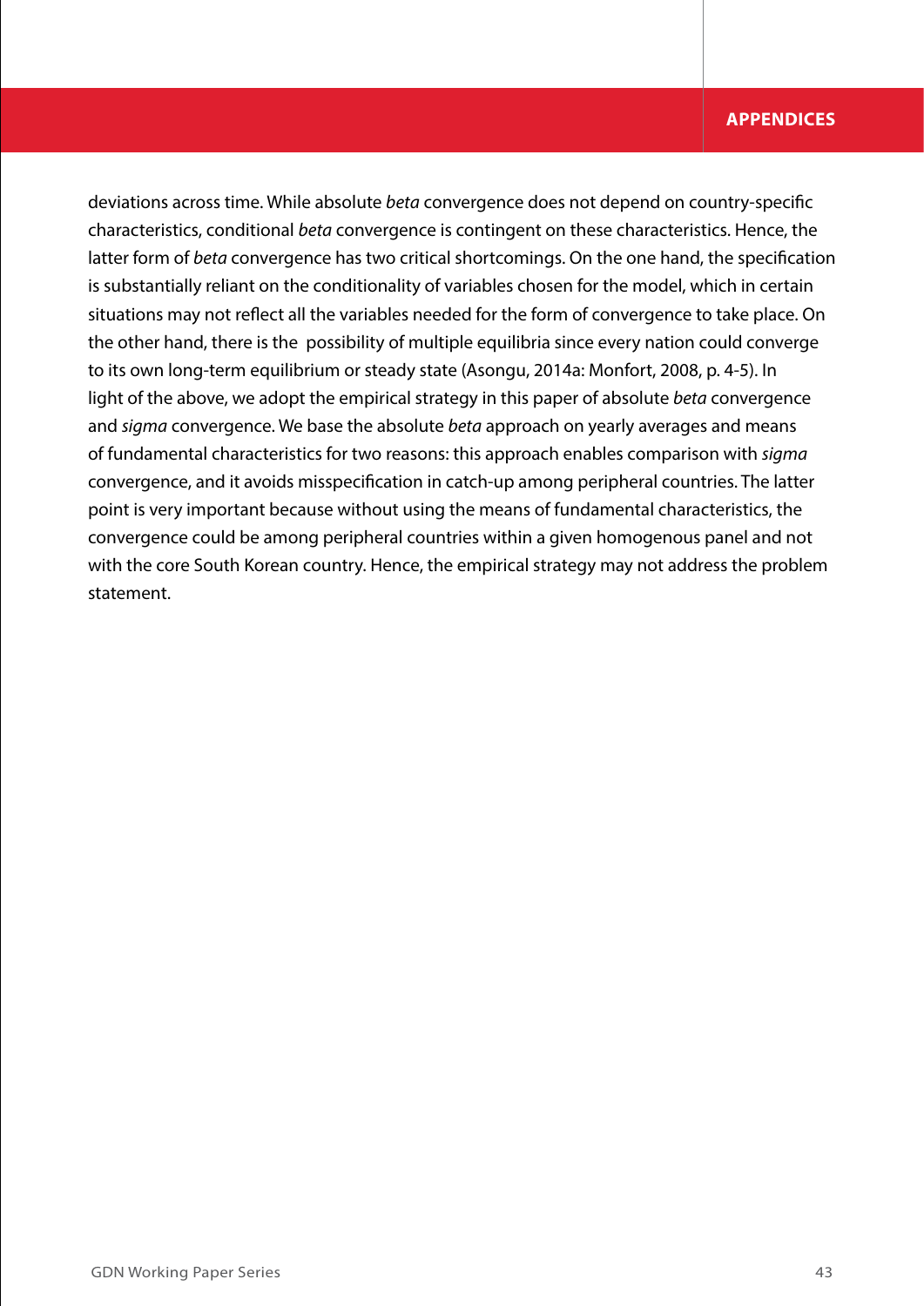deviations across time. While absolute *beta* convergence does not depend on country-specific characteristics, conditional *beta* convergence is contingent on these characteristics. Hence, the latter form of *beta* convergence has two critical shortcomings. On the one hand, the specification is substantially reliant on the conditionality of variables chosen for the model, which in certain situations may not reflect all the variables needed for the form of convergence to take place. On the other hand, there is the possibility of multiple equilibria since every nation could converge to its own long-term equilibrium or steady state (Asongu, 2014a: Monfort, 2008, p. 4-5). In light of the above, we adopt the empirical strategy in this paper of absolute *beta* convergence and *sigma* convergence. We base the absolute *beta* approach on yearly averages and means of fundamental characteristics for two reasons: this approach enables comparison with *sigma* convergence, and it avoids misspecification in catch-up among peripheral countries. The latter point is very important because without using the means of fundamental characteristics, the convergence could be among peripheral countries within a given homogenous panel and not with the core South Korean country. Hence, the empirical strategy may not address the problem statement.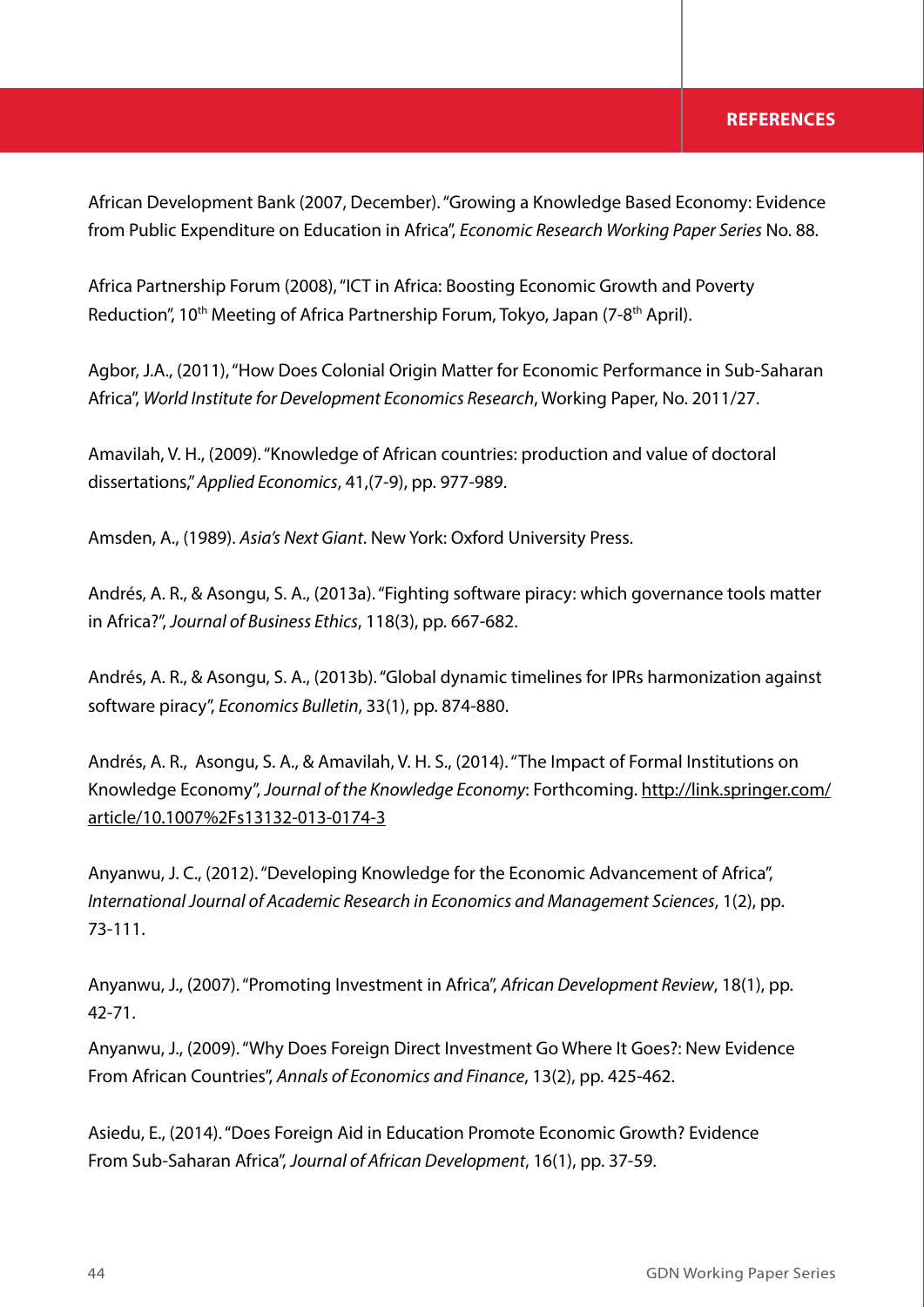## REFERENCES

African Development Bank (2007, December). "Growing a Knowledge Based Economy: Evidence from Public Expenditure on Education in Africa", *Economic Research Working Paper Series* No. 88.

Africa Partnership Forum (2008), "ICT in Africa: Boosting Economic Growth and Poverty Reduction", 10th Meeting of Africa Partnership Forum, Tokyo, Japan (7-8th April).

Agbor, J.A., (2011), "How Does Colonial Origin Matter for Economic Performance in Sub-Saharan Africa", *World Institute for Development Economics Research*, Working Paper, No. 2011/27.

Amavilah, V. H., (2009). "Knowledge of African countries: production and value of doctoral dissertations," *Applied Economics*, 41,(7-9), pp. 977-989.

Amsden, A., (1989). *Asia's Next Giant*. New York: Oxford University Press.

Andrés, A. R., & Asongu, S. A., (2013a). "Fighting software piracy: which governance tools matter in Africa?", *Journal of Business Ethics*, 118(3), pp. 667-682.

Andrés, A. R., & Asongu, S. A., (2013b). "Global dynamic timelines for IPRs harmonization against software piracy", *Economics Bulletin*, 33(1), pp. 874-880.

Andrés, A. R., Asongu, S. A., & Amavilah, V. H. S., (2014). "The Impact of Formal Institutions on Knowledge Economy", *Journal of the Knowledge Economy*: Forthcoming. http://link.springer.com/article/10.1007%2Fs13132-013-0174-3

Anyanwu, J. C., (2012). "Developing Knowledge for the Economic Advancement of Africa", *International Journal of Academic Research in Economics and Management Sciences*, 1(2), pp. 73-111.

Anyanwu, J., (2007). "Promoting Investment in Africa", *African Development Review*, 18(1), pp. 42-71.

Anyanwu, J., (2009). "Why Does Foreign Direct Investment Go Where It Goes?: New Evidence From African Countries", *Annals of Economics and Finance*, 13(2), pp. 425-462.

Asiedu, E., (2014). "Does Foreign Aid in Education Promote Economic Growth? Evidence From Sub-Saharan Africa", *Journal of African Development*, 16(1), pp. 37-59.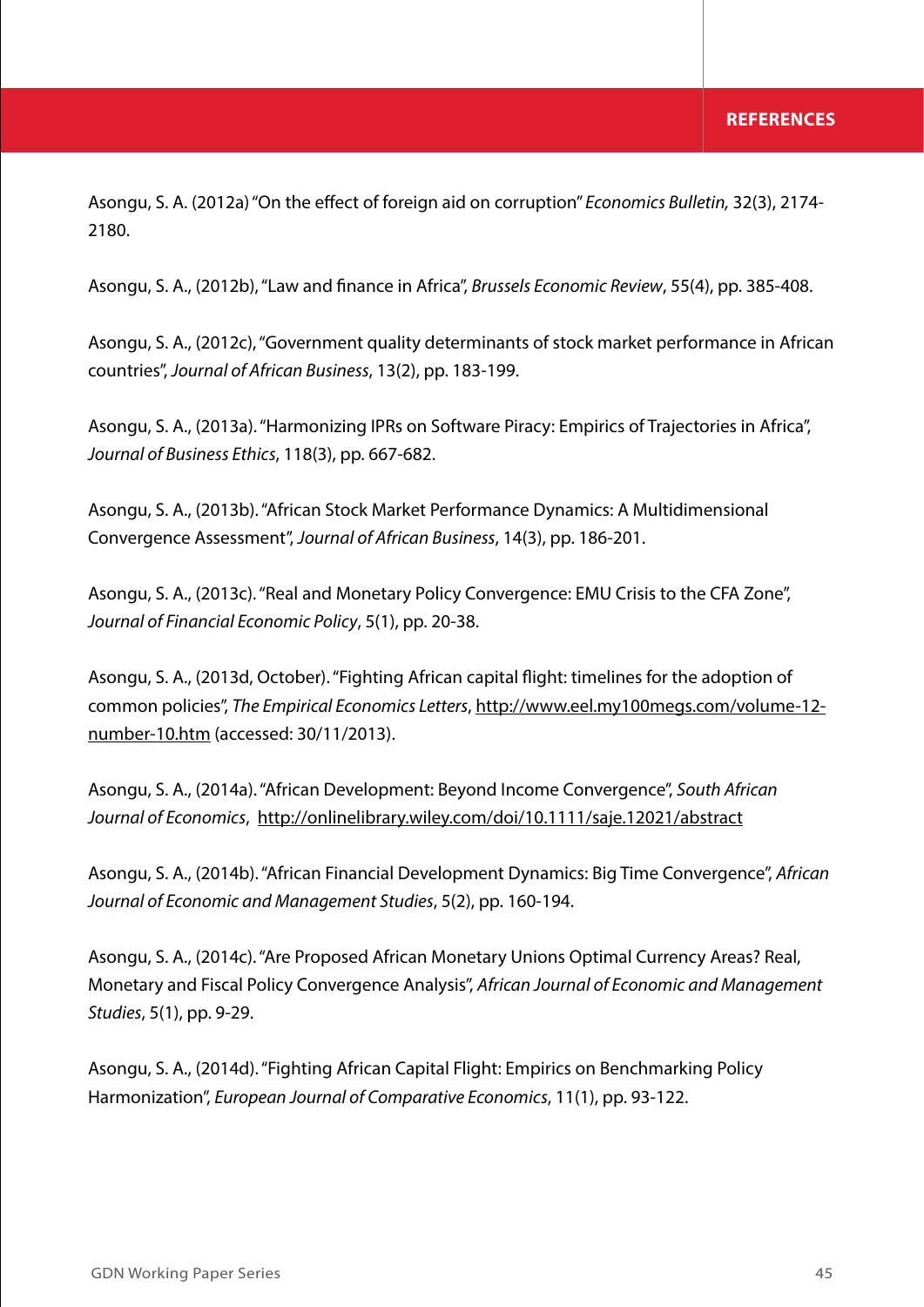Asongu, S. A. (2012a) "On the effect of foreign aid on corruption" *Economics Bulletin,* 32(3), 2174-2180.

Asongu, S. A., (2012b), "Law and finance in Africa", *Brussels Economic Review*, 55(4), pp. 385-408.

Asongu, S. A., (2012c), "Government quality determinants of stock market performance in African countries", *Journal of African Business*, 13(2), pp. 183-199.

Asongu, S. A., (2013a). "Harmonizing IPRs on Software Piracy: Empirics of Trajectories in Africa", *Journal of Business Ethics*, 118(3), pp. 667-682.

Asongu, S. A., (2013b). "African Stock Market Performance Dynamics: A Multidimensional Convergence Assessment", *Journal of African Business*, 14(3), pp. 186-201.

Asongu, S. A., (2013c). "Real and Monetary Policy Convergence: EMU Crisis to the CFA Zone", *Journal of Financial Economic Policy*, 5(1), pp. 20-38.

Asongu, S. A., (2013d, October). "Fighting African capital flight: timelines for the adoption of common policies", *The Empirical Economics Letters*, http://www.eel.my100megs.com/volume-12-number-10.htm (accessed: 30/11/2013).

Asongu, S. A., (2014a). "African Development: Beyond Income Convergence", *South African Journal of Economics*, http://onlinelibrary.wiley.com/doi/10.1111/saje.12021/abstract

Asongu, S. A., (2014b). "African Financial Development Dynamics: Big Time Convergence", *African Journal of Economic and Management Studies*, 5(2), pp. 160-194.

Asongu, S. A., (2014c). "Are Proposed African Monetary Unions Optimal Currency Areas? Real, Monetary and Fiscal Policy Convergence Analysis", *African Journal of Economic and Management Studies*, 5(1), pp. 9-29.

Asongu, S. A., (2014d). "Fighting African Capital Flight: Empirics on Benchmarking Policy Harmonization", *European Journal of Comparative Economics*, 11(1), pp. 93-122.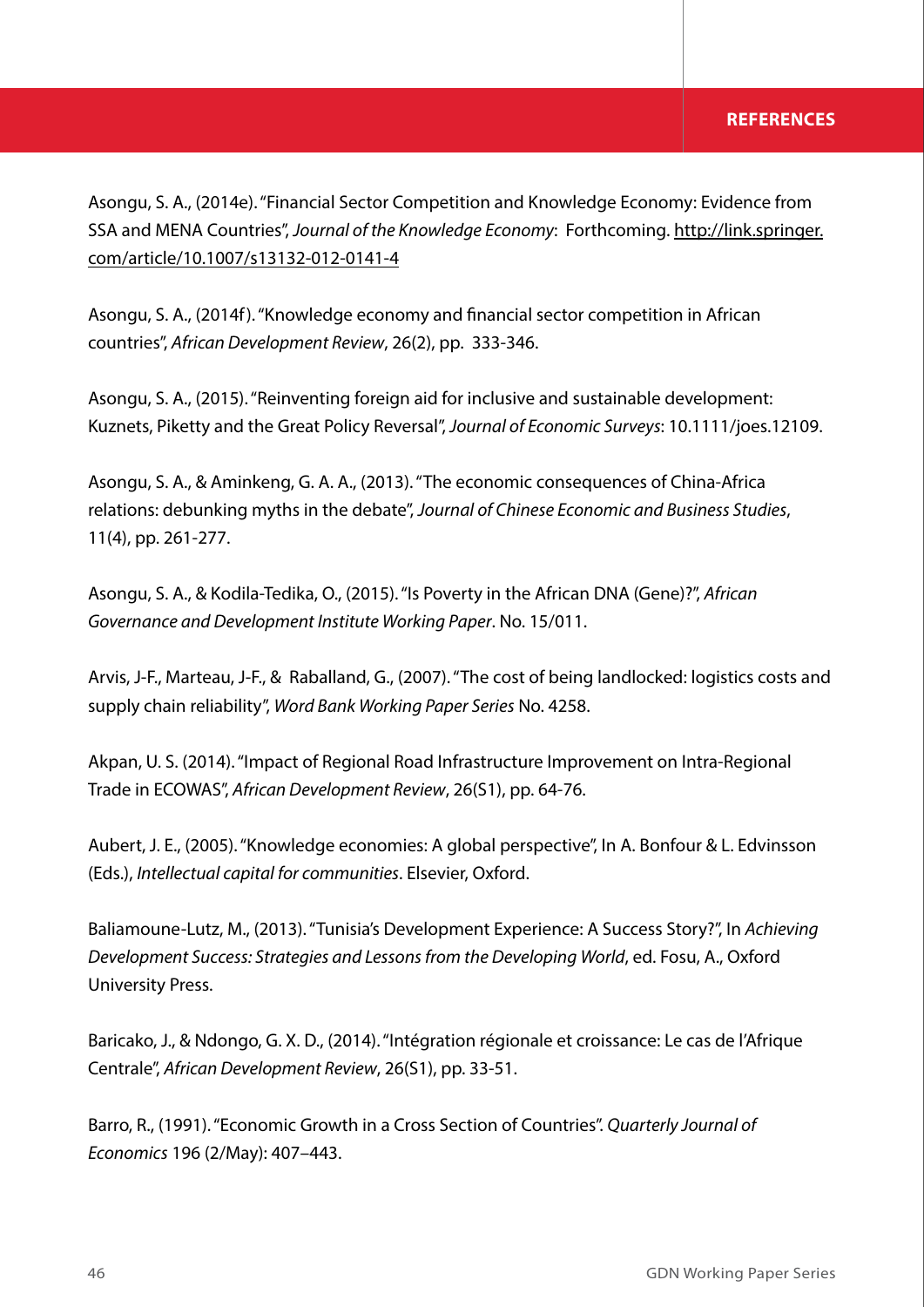Asongu, S. A., (2014e). "Financial Sector Competition and Knowledge Economy: Evidence from SSA and MENA Countries", *Journal of the Knowledge Economy*: Forthcoming. http://link.springer.com/article/10.1007/s13132-012-0141-4

Asongu, S. A., (2014f). "Knowledge economy and financial sector competition in African countries", *African Development Review*, 26(2), pp. 333-346.

Asongu, S. A., (2015). "Reinventing foreign aid for inclusive and sustainable development: Kuznets, Piketty and the Great Policy Reversal", *Journal of Economic Surveys*: 10.1111/joes.12109.

Asongu, S. A., & Aminkeng, G. A. A., (2013). "The economic consequences of China-Africa relations: debunking myths in the debate", *Journal of Chinese Economic and Business Studies*, 11(4), pp. 261-277.

Asongu, S. A., & Kodila-Tedika, O., (2015). "Is Poverty in the African DNA (Gene)?", *African Governance and Development Institute Working Paper*. No. 15/011.

Arvis, J-F., Marteau, J-F., & Raballand, G., (2007). "The cost of being landlocked: logistics costs and supply chain reliability", *Word Bank Working Paper Series* No. 4258.

Akpan, U. S. (2014). "Impact of Regional Road Infrastructure Improvement on Intra-Regional Trade in ECOWAS", *African Development Review*, 26(S1), pp. 64-76.

Aubert, J. E., (2005). "Knowledge economies: A global perspective", In A. Bonfour & L. Edvinsson (Eds.), *Intellectual capital for communities*. Elsevier, Oxford.

Baliamoune-Lutz, M., (2013). "Tunisia's Development Experience: A Success Story?", In *Achieving Development Success: Strategies and Lessons from the Developing World*, ed. Fosu, A., Oxford University Press.

Baricako, J., & Ndongo, G. X. D., (2014). "Intégration régionale et croissance: Le cas de l'Afrique Centrale", *African Development Review*, 26(S1), pp. 33-51.

Barro, R., (1991). "Economic Growth in a Cross Section of Countries". *Quarterly Journal of Economics* 196 (2/May): 407–443.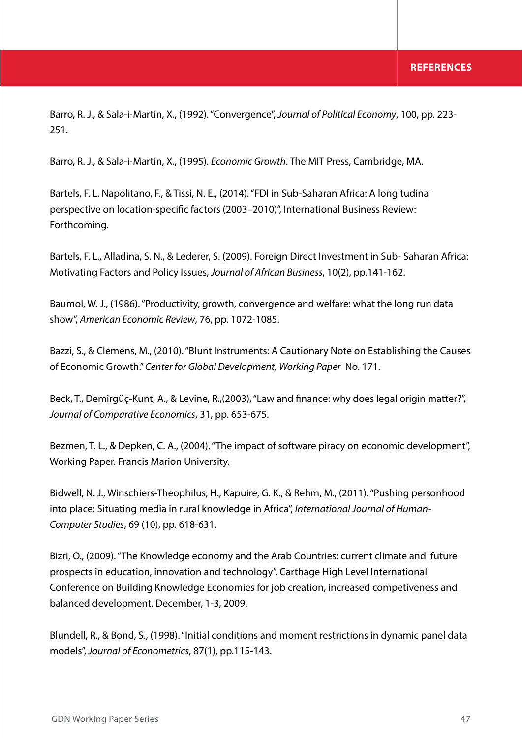Barro, R. J., & Sala-i-Martin, X., (1992). "Convergence", *Journal of Political Economy*, 100, pp. 223-251.

Barro, R. J., & Sala-i-Martin, X., (1995). *Economic Growth*. The MIT Press, Cambridge, MA.

Bartels, F. L. Napolitano, F., & Tissi, N. E., (2014). "FDI in Sub-Saharan Africa: A longitudinal perspective on location-specific factors (2003–2010)", International Business Review: Forthcoming.

Bartels, F. L., Alladina, S. N., & Lederer, S. (2009). Foreign Direct Investment in Sub- Saharan Africa: Motivating Factors and Policy Issues, *Journal of African Business*, 10(2), pp.141-162.

Baumol, W. J., (1986). "Productivity, growth, convergence and welfare: what the long run data show", *American Economic Review*, 76, pp. 1072-1085.

Bazzi, S., & Clemens, M., (2010). "Blunt Instruments: A Cautionary Note on Establishing the Causes of Economic Growth." *Center for Global Development, Working Paper* No. 171.

Beck, T., Demirgüç-Kunt, A., & Levine, R.,(2003), "Law and finance: why does legal origin matter?", *Journal of Comparative Economics*, 31, pp. 653-675.

Bezmen, T. L., & Depken, C. A., (2004). "The impact of software piracy on economic development", Working Paper. Francis Marion University.

Bidwell, N. J., Winschiers-Theophilus, H., Kapuire, G. K., & Rehm, M., (2011). "Pushing personhood into place: Situating media in rural knowledge in Africa", *International Journal of Human-Computer Studies*, 69 (10), pp. 618-631.

Bizri, O., (2009). "The Knowledge economy and the Arab Countries: current climate and future prospects in education, innovation and technology", Carthage High Level International Conference on Building Knowledge Economies for job creation, increased competiveness and balanced development. December, 1-3, 2009.

Blundell, R., & Bond, S., (1998). "Initial conditions and moment restrictions in dynamic panel data models", *Journal of Econometrics*, 87(1), pp.115-143.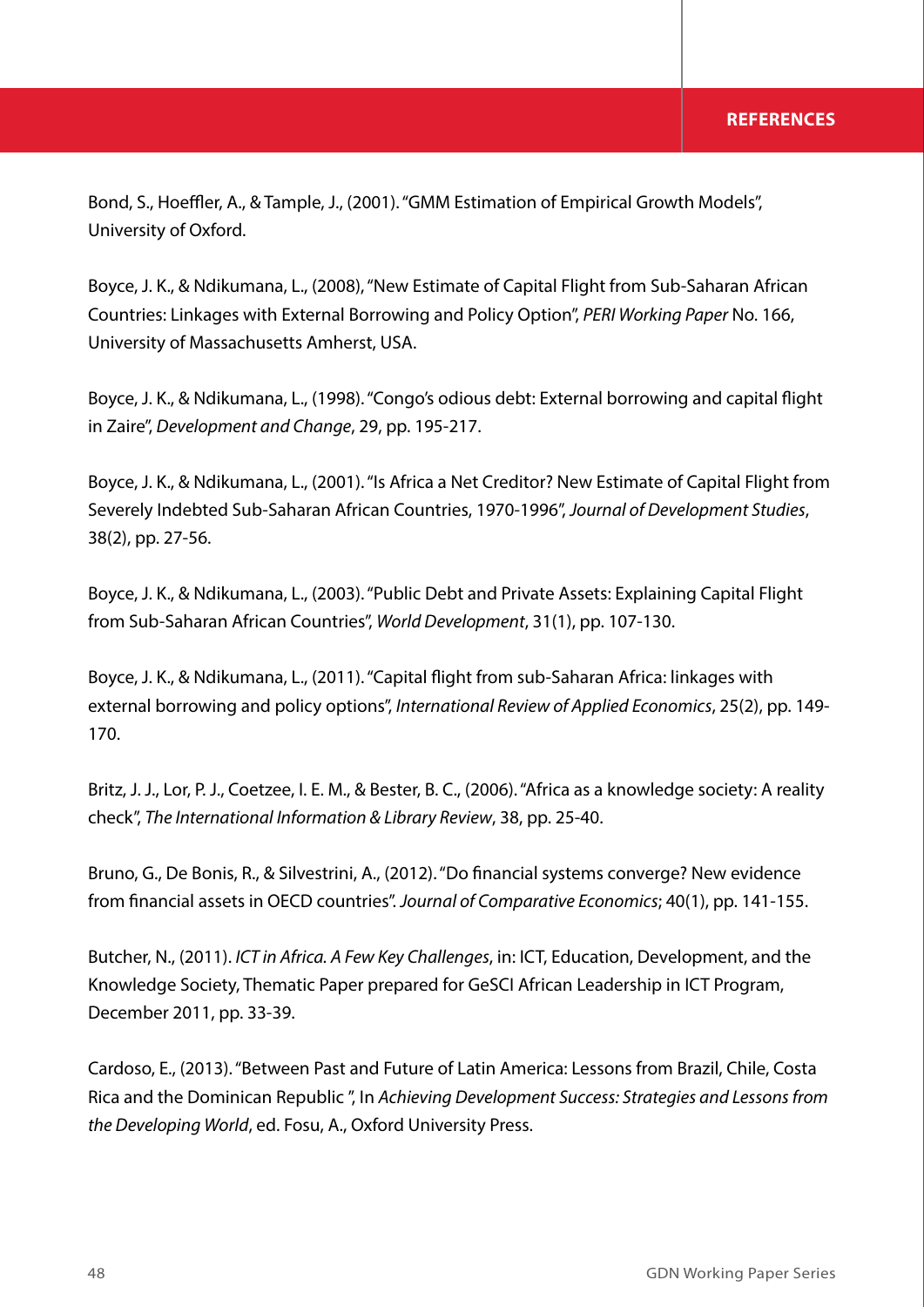Bond, S., Hoeffler, A., & Tample, J., (2001). "GMM Estimation of Empirical Growth Models", University of Oxford.

Boyce, J. K., & Ndikumana, L., (2008), "New Estimate of Capital Flight from Sub-Saharan African Countries: Linkages with External Borrowing and Policy Option", *PERI Working Paper* No. 166, University of Massachusetts Amherst, USA.

Boyce, J. K., & Ndikumana, L., (1998). "Congo's odious debt: External borrowing and capital flight in Zaire", *Development and Change*, 29, pp. 195-217.

Boyce, J. K., & Ndikumana, L., (2001). "Is Africa a Net Creditor? New Estimate of Capital Flight from Severely Indebted Sub-Saharan African Countries, 1970-1996", *Journal of Development Studies*, 38(2), pp. 27-56.

Boyce, J. K., & Ndikumana, L., (2003). "Public Debt and Private Assets: Explaining Capital Flight from Sub-Saharan African Countries", *World Development*, 31(1), pp. 107-130.

Boyce, J. K., & Ndikumana, L., (2011). "Capital flight from sub-Saharan Africa: linkages with external borrowing and policy options", *International Review of Applied Economics*, 25(2), pp. 149-170.

Britz, J. J., Lor, P. J., Coetzee, I. E. M., & Bester, B. C., (2006). "Africa as a knowledge society: A reality check", *The International Information & Library Review*, 38, pp. 25-40.

Bruno, G., De Bonis, R., & Silvestrini, A., (2012). "Do financial systems converge? New evidence from financial assets in OECD countries". *Journal of Comparative Economics*; 40(1), pp. 141-155.

Butcher, N., (2011). *ICT in Africa. A Few Key Challenges*, in: ICT, Education, Development, and the Knowledge Society, Thematic Paper prepared for GeSCI African Leadership in ICT Program, December 2011, pp. 33-39.

Cardoso, E., (2013). "Between Past and Future of Latin America: Lessons from Brazil, Chile, Costa Rica and the Dominican Republic ", In *Achieving Development Success: Strategies and Lessons from the Developing World*, ed. Fosu, A., Oxford University Press.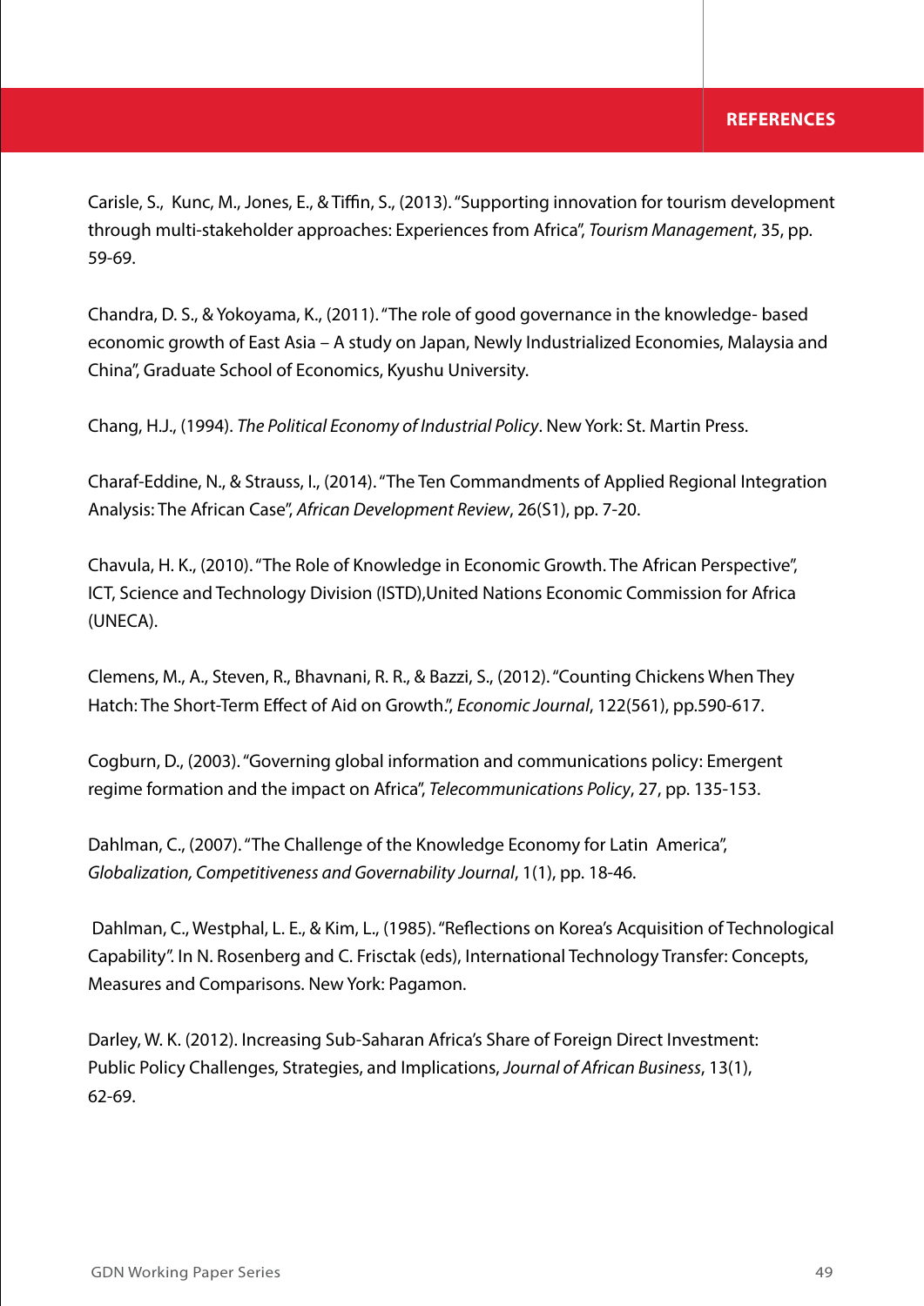Carisle, S., Kunc, M., Jones, E., & Tiffin, S., (2013). "Supporting innovation for tourism development through multi-stakeholder approaches: Experiences from Africa", *Tourism Management*, 35, pp. 59-69.

Chandra, D. S., & Yokoyama, K., (2011). "The role of good governance in the knowledge- based economic growth of East Asia – A study on Japan, Newly Industrialized Economies, Malaysia and China", Graduate School of Economics, Kyushu University.

Chang, H.J., (1994). *The Political Economy of Industrial Policy*. New York: St. Martin Press.

Charaf-Eddine, N., & Strauss, I., (2014). "The Ten Commandments of Applied Regional Integration Analysis: The African Case", *African Development Review*, 26(S1), pp. 7-20.

Chavula, H. K., (2010). "The Role of Knowledge in Economic Growth. The African Perspective", ICT, Science and Technology Division (ISTD),United Nations Economic Commission for Africa (UNECA).

Clemens, M., A., Steven, R., Bhavnani, R. R., & Bazzi, S., (2012). "Counting Chickens When They Hatch: The Short-Term Effect of Aid on Growth.", *Economic Journal*, 122(561), pp.590-617.

Cogburn, D., (2003). "Governing global information and communications policy: Emergent regime formation and the impact on Africa", *Telecommunications Policy*, 27, pp. 135-153.

Dahlman, C., (2007). "The Challenge of the Knowledge Economy for Latin America", *Globalization, Competitiveness and Governability Journal*, 1(1), pp. 18-46.

Dahlman, C., Westphal, L. E., & Kim, L., (1985). "Reflections on Korea's Acquisition of Technological Capability". In N. Rosenberg and C. Frisctak (eds), International Technology Transfer: Concepts, Measures and Comparisons. New York: Pagamon.

Darley, W. K. (2012). Increasing Sub-Saharan Africa's Share of Foreign Direct Investment: Public Policy Challenges, Strategies, and Implications, *Journal of African Business*, 13(1), 62-69.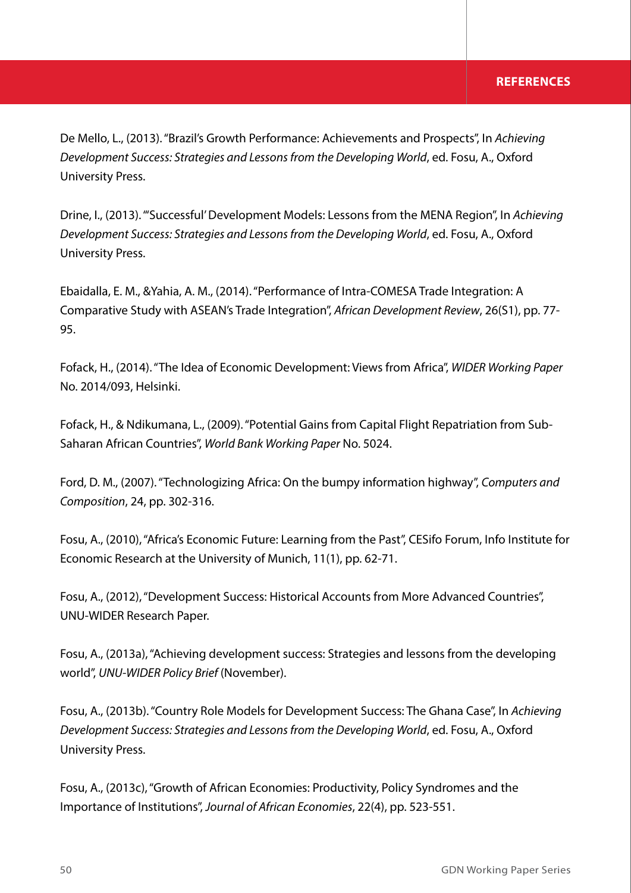De Mello, L., (2013). "Brazil's Growth Performance: Achievements and Prospects", In *Achieving Development Success: Strategies and Lessons from the Developing World*, ed. Fosu, A., Oxford University Press.

Drine, I., (2013). "'Successful' Development Models: Lessons from the MENA Region", In *Achieving Development Success: Strategies and Lessons from the Developing World*, ed. Fosu, A., Oxford University Press.

Ebaidalla, E. M., &Yahia, A. M., (2014). "Performance of Intra-COMESA Trade Integration: A Comparative Study with ASEAN's Trade Integration", *African Development Review*, 26(S1), pp. 77-95.

Fofack, H., (2014). "The Idea of Economic Development: Views from Africa", *WIDER Working Paper* No. 2014/093, Helsinki.

Fofack, H., & Ndikumana, L., (2009). "Potential Gains from Capital Flight Repatriation from Sub-Saharan African Countries", *World Bank Working Paper* No. 5024.

Ford, D. M., (2007). "Technologizing Africa: On the bumpy information highway", *Computers and Composition*, 24, pp. 302-316.

Fosu, A., (2010), "Africa's Economic Future: Learning from the Past", CESifo Forum, Info Institute for Economic Research at the University of Munich, 11(1), pp. 62-71.

Fosu, A., (2012), "Development Success: Historical Accounts from More Advanced Countries", UNU-WIDER Research Paper.

Fosu, A., (2013a), "Achieving development success: Strategies and lessons from the developing world", *UNU-WIDER Policy Brief* (November).

Fosu, A., (2013b). "Country Role Models for Development Success: The Ghana Case", In *Achieving Development Success: Strategies and Lessons from the Developing World*, ed. Fosu, A., Oxford University Press.

Fosu, A., (2013c), "Growth of African Economies: Productivity, Policy Syndromes and the Importance of Institutions", *Journal of African Economies*, 22(4), pp. 523-551.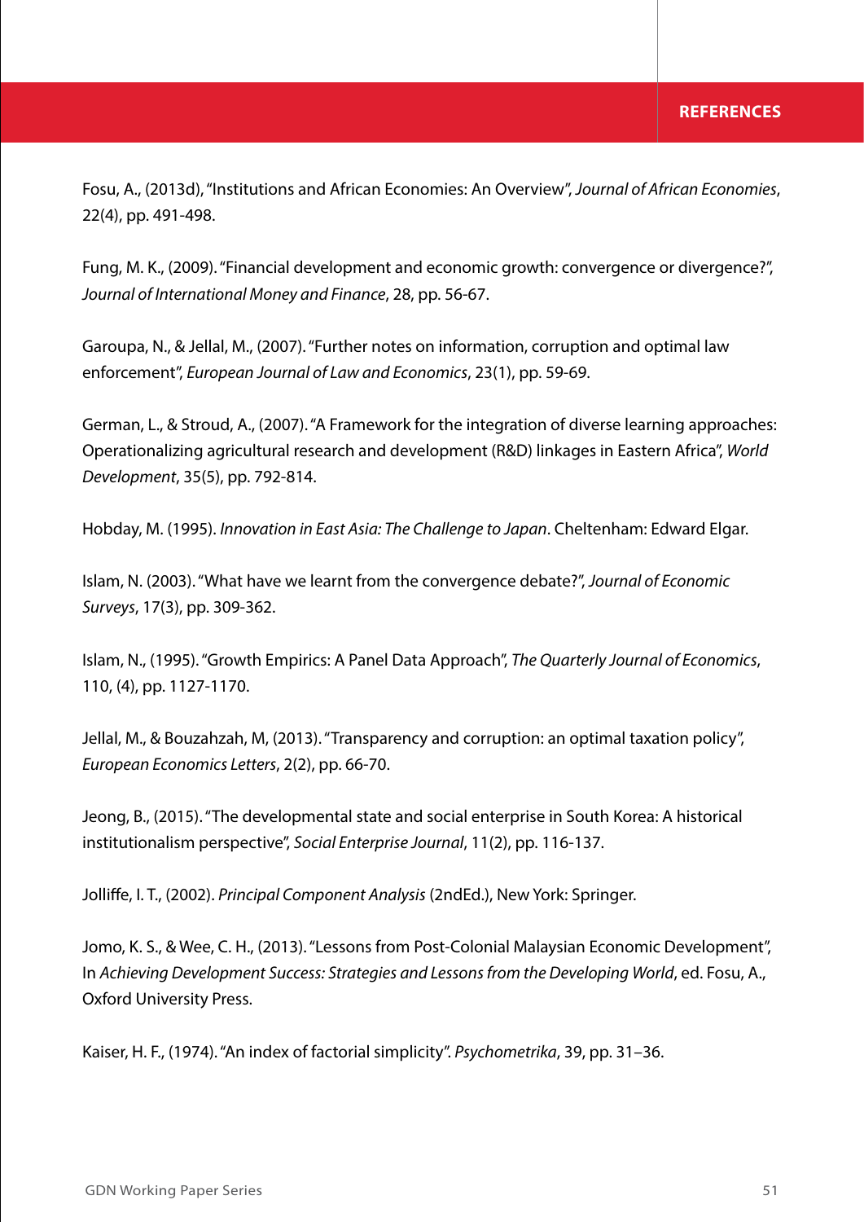Fosu, A., (2013d), "Institutions and African Economies: An Overview", *Journal of African Economies*, 22(4), pp. 491-498.

Fung, M. K., (2009). "Financial development and economic growth: convergence or divergence?", *Journal of International Money and Finance*, 28, pp. 56-67.

Garoupa, N., & Jellal, M., (2007). "Further notes on information, corruption and optimal law enforcement", *European Journal of Law and Economics*, 23(1), pp. 59-69.

German, L., & Stroud, A., (2007). "A Framework for the integration of diverse learning approaches: Operationalizing agricultural research and development (R&D) linkages in Eastern Africa", *World Development*, 35(5), pp. 792-814.

Hobday, M. (1995). *Innovation in East Asia: The Challenge to Japan*. Cheltenham: Edward Elgar.

Islam, N. (2003). "What have we learnt from the convergence debate?", *Journal of Economic Surveys*, 17(3), pp. 309-362.

Islam, N., (1995). "Growth Empirics: A Panel Data Approach", *The Quarterly Journal of Economics*, 110, (4), pp. 1127-1170.

Jellal, M., & Bouzahzah, M, (2013). "Transparency and corruption: an optimal taxation policy", *European Economics Letters*, 2(2), pp. 66-70.

Jeong, B., (2015). "The developmental state and social enterprise in South Korea: A historical institutionalism perspective", *Social Enterprise Journal*, 11(2), pp. 116-137.

Jolliffe, I. T., (2002). *Principal Component Analysis* (2ndEd.), New York: Springer.

Jomo, K. S., & Wee, C. H., (2013). "Lessons from Post-Colonial Malaysian Economic Development", In *Achieving Development Success: Strategies and Lessons from the Developing World*, ed. Fosu, A., Oxford University Press.

Kaiser, H. F., (1974). "An index of factorial simplicity". *Psychometrika*, 39, pp. 31–36.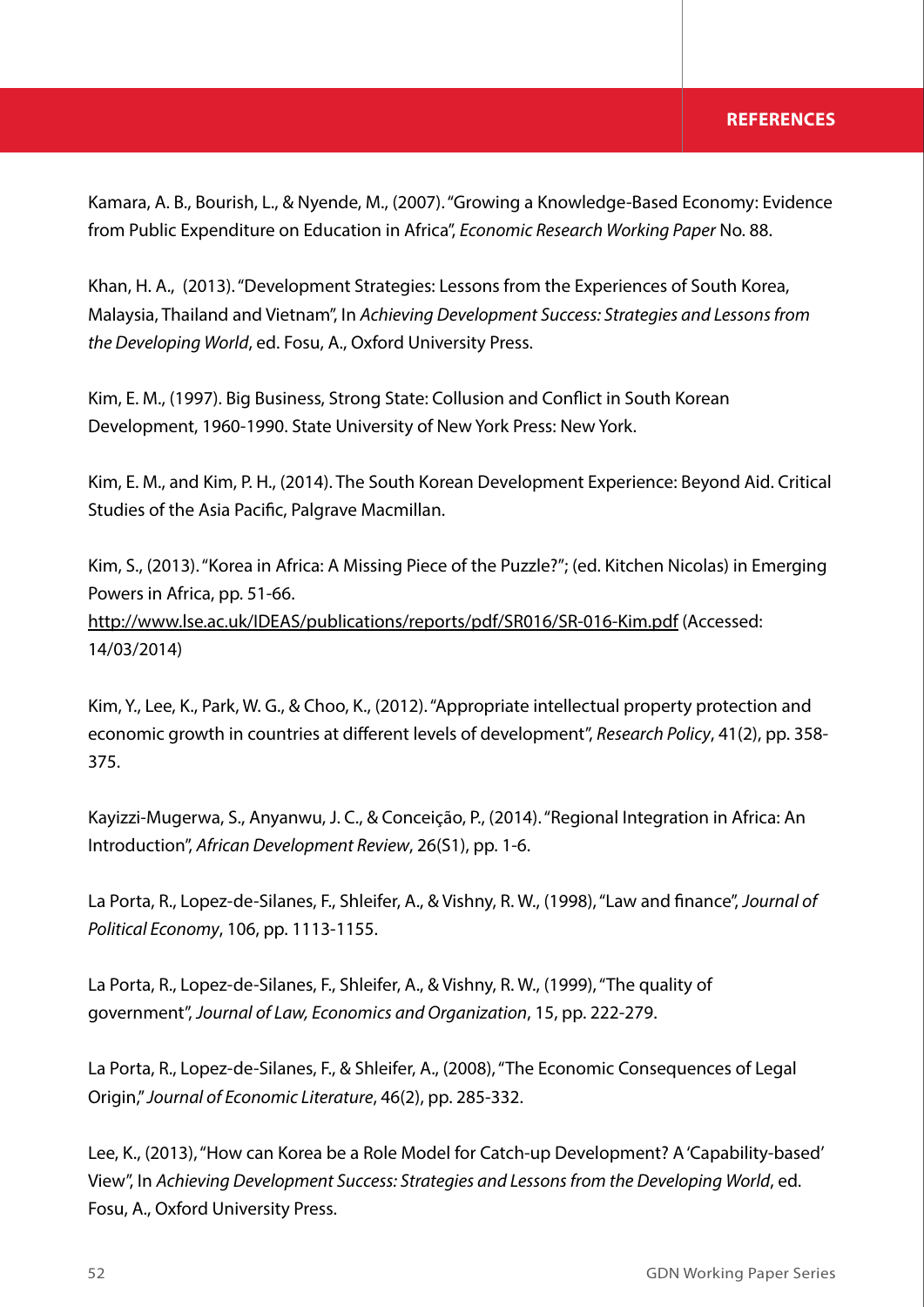Kamara, A. B., Bourish, L., & Nyende, M., (2007). "Growing a Knowledge-Based Economy: Evidence from Public Expenditure on Education in Africa", *Economic Research Working Paper* No. 88.

Khan, H. A., (2013). "Development Strategies: Lessons from the Experiences of South Korea, Malaysia, Thailand and Vietnam", In *Achieving Development Success: Strategies and Lessons from the Developing World*, ed. Fosu, A., Oxford University Press.

Kim, E. M., (1997). Big Business, Strong State: Collusion and Conflict in South Korean Development, 1960-1990. State University of New York Press: New York.

Kim, E. M., and Kim, P. H., (2014). The South Korean Development Experience: Beyond Aid. Critical Studies of the Asia Pacific, Palgrave Macmillan.

Kim, S., (2013). "Korea in Africa: A Missing Piece of the Puzzle?"; (ed. Kitchen Nicolas) in Emerging Powers in Africa, pp. 51-66. http://www.lse.ac.uk/IDEAS/publications/reports/pdf/SR016/SR-016-Kim.pdf (Accessed: 14/03/2014)

Kim, Y., Lee, K., Park, W. G., & Choo, K., (2012). "Appropriate intellectual property protection and economic growth in countries at different levels of development", *Research Policy*, 41(2), pp. 358-375.

Kayizzi-Mugerwa, S., Anyanwu, J. C., & Conceição, P., (2014). "Regional Integration in Africa: An Introduction", *African Development Review*, 26(S1), pp. 1-6.

La Porta, R., Lopez-de-Silanes, F., Shleifer, A., & Vishny, R. W., (1998), "Law and finance", *Journal of Political Economy*, 106, pp. 1113-1155.

La Porta, R., Lopez-de-Silanes, F., Shleifer, A., & Vishny, R. W., (1999), "The quality of government", *Journal of Law, Economics and Organization*, 15, pp. 222-279.

La Porta, R., Lopez-de-Silanes, F., & Shleifer, A., (2008), "The Economic Consequences of Legal Origin," *Journal of Economic Literature*, 46(2), pp. 285-332.

Lee, K., (2013), "How can Korea be a Role Model for Catch-up Development? A 'Capability-based' View", In *Achieving Development Success: Strategies and Lessons from the Developing World*, ed. Fosu, A., Oxford University Press.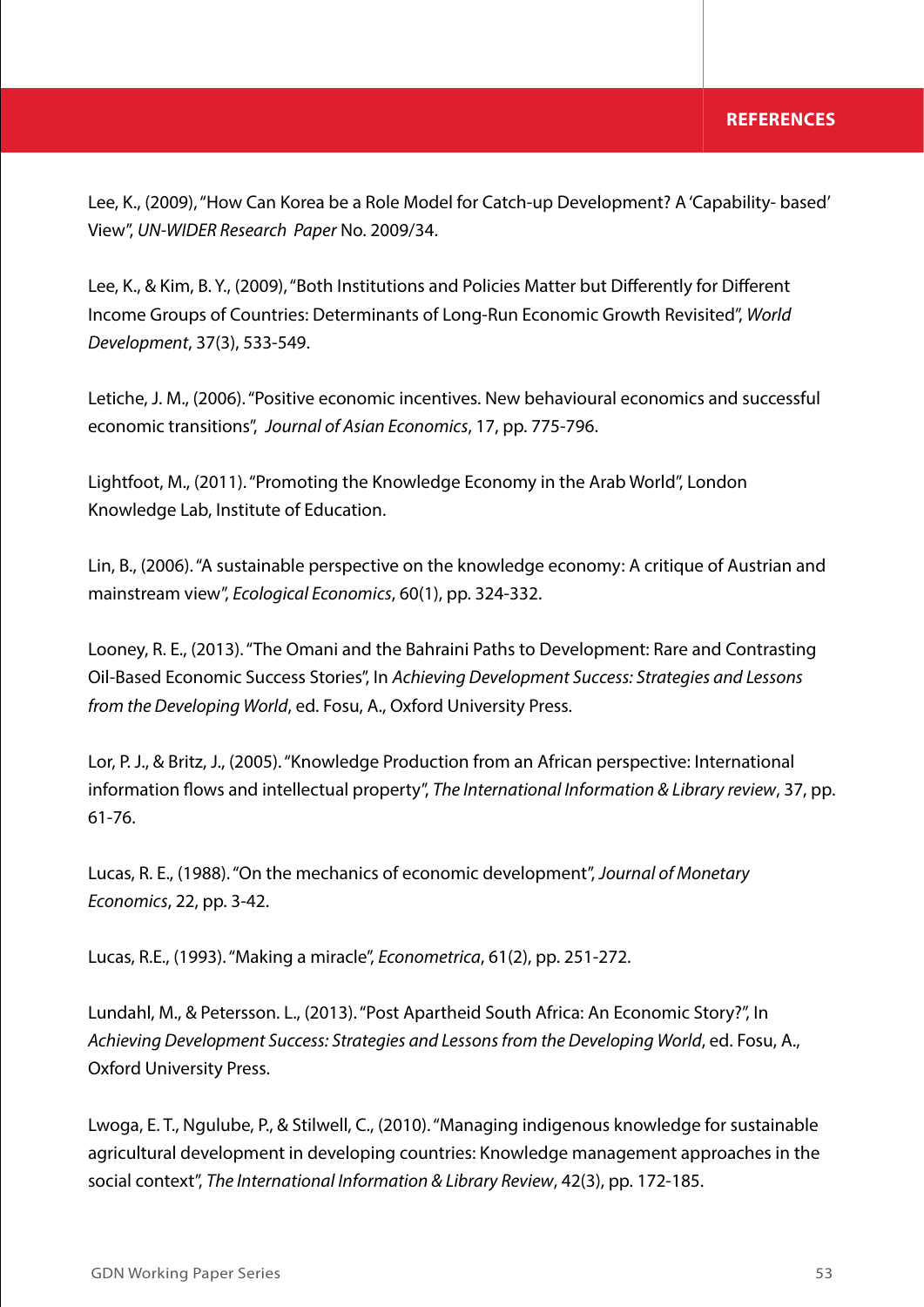Lee, K., (2009), "How Can Korea be a Role Model for Catch-up Development? A 'Capability- based' View", *UN-WIDER Research Paper* No. 2009/34.

Lee, K., & Kim, B. Y., (2009), "Both Institutions and Policies Matter but Differently for Different Income Groups of Countries: Determinants of Long-Run Economic Growth Revisited", *World Development*, 37(3), 533-549.

Letiche, J. M., (2006). "Positive economic incentives. New behavioural economics and successful economic transitions", *Journal of Asian Economics*, 17, pp. 775-796.

Lightfoot, M., (2011). "Promoting the Knowledge Economy in the Arab World", London Knowledge Lab, Institute of Education.

Lin, B., (2006). "A sustainable perspective on the knowledge economy: A critique of Austrian and mainstream view", *Ecological Economics*, 60(1), pp. 324-332.

Looney, R. E., (2013). "The Omani and the Bahraini Paths to Development: Rare and Contrasting Oil-Based Economic Success Stories", In *Achieving Development Success: Strategies and Lessons from the Developing World*, ed. Fosu, A., Oxford University Press.

Lor, P. J., & Britz, J., (2005). "Knowledge Production from an African perspective: International information flows and intellectual property", *The International Information & Library review*, 37, pp. 61-76.

Lucas, R. E., (1988). "On the mechanics of economic development", *Journal of Monetary Economics*, 22, pp. 3-42.

Lucas, R.E., (1993). "Making a miracle", *Econometrica*, 61(2), pp. 251-272.

Lundahl, M., & Petersson. L., (2013). "Post Apartheid South Africa: An Economic Story?", In *Achieving Development Success: Strategies and Lessons from the Developing World*, ed. Fosu, A., Oxford University Press.

Lwoga, E. T., Ngulube, P., & Stilwell, C., (2010). "Managing indigenous knowledge for sustainable agricultural development in developing countries: Knowledge management approaches in the social context", *The International Information & Library Review*, 42(3), pp. 172-185.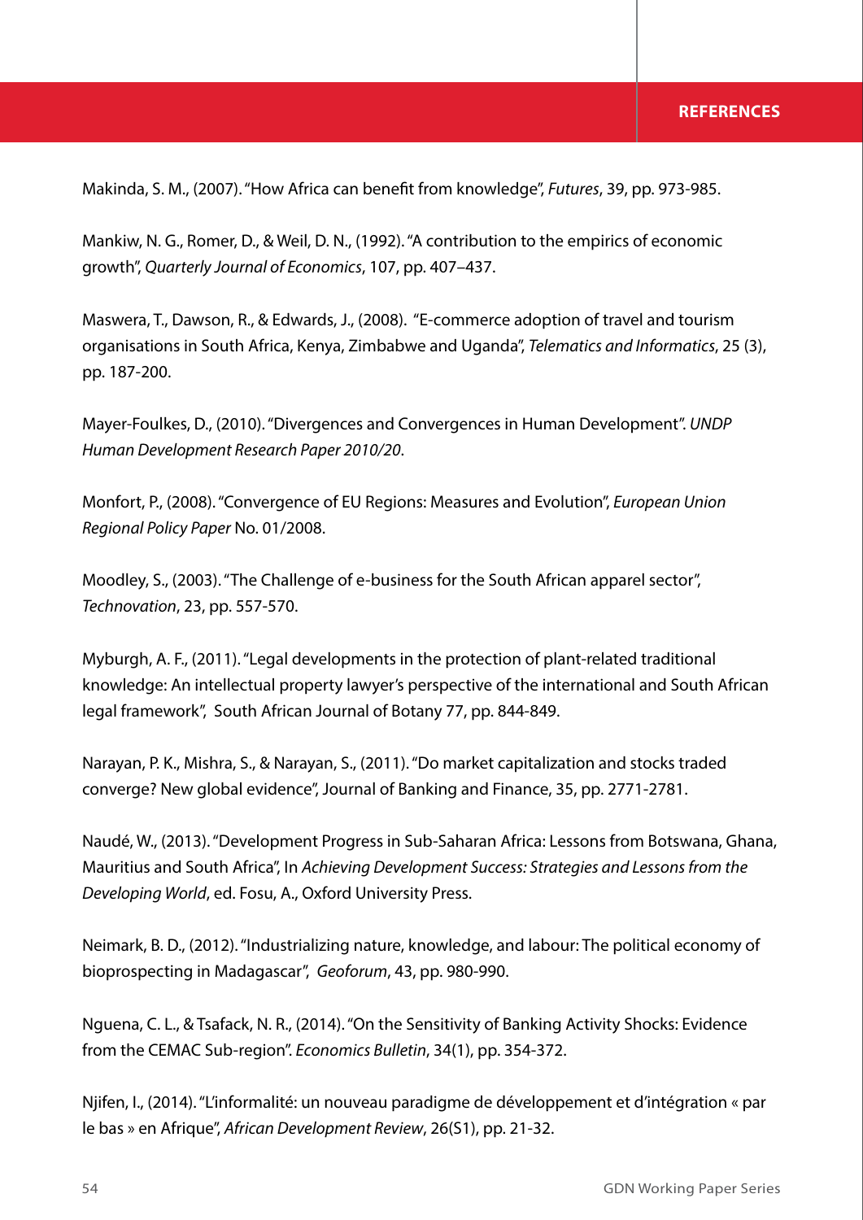Makinda, S. M., (2007). "How Africa can benefit from knowledge", *Futures*, 39, pp. 973-985.

Mankiw, N. G., Romer, D., & Weil, D. N., (1992). "A contribution to the empirics of economic growth", *Quarterly Journal of Economics*, 107, pp. 407–437.

Maswera, T., Dawson, R., & Edwards, J., (2008). "E-commerce adoption of travel and tourism organisations in South Africa, Kenya, Zimbabwe and Uganda", *Telematics and Informatics*, 25 (3), pp. 187-200.

Mayer-Foulkes, D., (2010). "Divergences and Convergences in Human Development". *UNDP Human Development Research Paper 2010/20*.

Monfort, P., (2008). "Convergence of EU Regions: Measures and Evolution", *European Union Regional Policy Paper* No. 01/2008.

Moodley, S., (2003). "The Challenge of e-business for the South African apparel sector", *Technovation*, 23, pp. 557-570.

Myburgh, A. F., (2011). "Legal developments in the protection of plant-related traditional knowledge: An intellectual property lawyer's perspective of the international and South African legal framework", South African Journal of Botany 77, pp. 844-849.

Narayan, P. K., Mishra, S., & Narayan, S., (2011). "Do market capitalization and stocks traded converge? New global evidence", Journal of Banking and Finance, 35, pp. 2771-2781.

Naudé, W., (2013). "Development Progress in Sub-Saharan Africa: Lessons from Botswana, Ghana, Mauritius and South Africa", In *Achieving Development Success: Strategies and Lessons from the Developing World*, ed. Fosu, A., Oxford University Press.

Neimark, B. D., (2012). "Industrializing nature, knowledge, and labour: The political economy of bioprospecting in Madagascar", *Geoforum*, 43, pp. 980-990.

Nguena, C. L., & Tsafack, N. R., (2014). "On the Sensitivity of Banking Activity Shocks: Evidence from the CEMAC Sub-region". *Economics Bulletin*, 34(1), pp. 354-372.

Njifen, I., (2014). "L'informalité: un nouveau paradigme de développement et d'intégration « par le bas » en Afrique", *African Development Review*, 26(S1), pp. 21-32.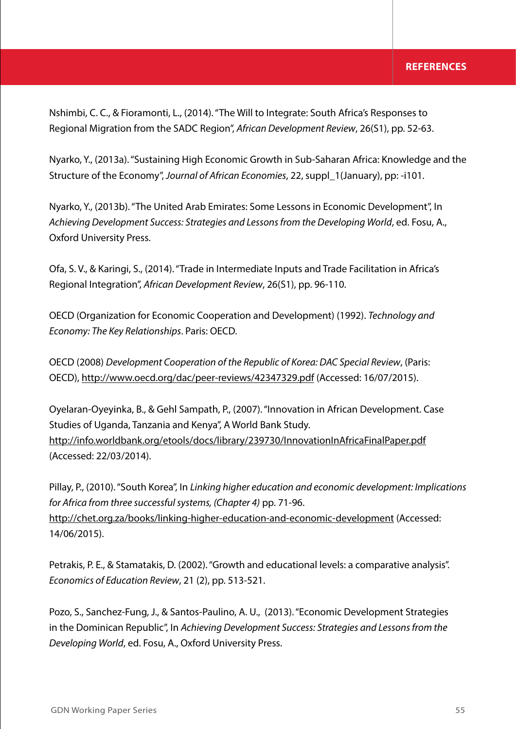Nshimbi, C. C., & Fioramonti, L., (2014). "The Will to Integrate: South Africa's Responses to Regional Migration from the SADC Region", *African Development Review*, 26(S1), pp. 52-63.

Nyarko, Y., (2013a). "Sustaining High Economic Growth in Sub-Saharan Africa: Knowledge and the Structure of the Economy", *Journal of African Economies*, 22, suppl_1(January), pp: -i101.

Nyarko, Y., (2013b). "The United Arab Emirates: Some Lessons in Economic Development", In *Achieving Development Success: Strategies and Lessons from the Developing World*, ed. Fosu, A., Oxford University Press.

Ofa, S. V., & Karingi, S., (2014). "Trade in Intermediate Inputs and Trade Facilitation in Africa's Regional Integration", *African Development Review*, 26(S1), pp. 96-110.

OECD (Organization for Economic Cooperation and Development) (1992). *Technology and Economy: The Key Relationships*. Paris: OECD.

OECD (2008) *Development Cooperation of the Republic of Korea: DAC Special Review*, (Paris: OECD), http://www.oecd.org/dac/peer-reviews/42347329.pdf (Accessed: 16/07/2015).

Oyelaran-Oyeyinka, B., & Gehl Sampath, P., (2007). "Innovation in African Development. Case Studies of Uganda, Tanzania and Kenya", A World Bank Study. http://info.worldbank.org/etools/docs/library/239730/InnovationInAfricaFinalPaper.pdf (Accessed: 22/03/2014).

Pillay, P., (2010). "South Korea", In *Linking higher education and economic development: Implications for Africa from three successful systems, (Chapter 4)* pp. 71-96. http://chet.org.za/books/linking-higher-education-and-economic-development (Accessed: 14/06/2015).

Petrakis, P. E., & Stamatakis, D. (2002). "Growth and educational levels: a comparative analysis". *Economics of Education Review*, 21 (2), pp. 513-521.

Pozo, S., Sanchez-Fung, J., & Santos-Paulino, A. U., (2013). "Economic Development Strategies in the Dominican Republic", In *Achieving Development Success: Strategies and Lessons from the Developing World*, ed. Fosu, A., Oxford University Press.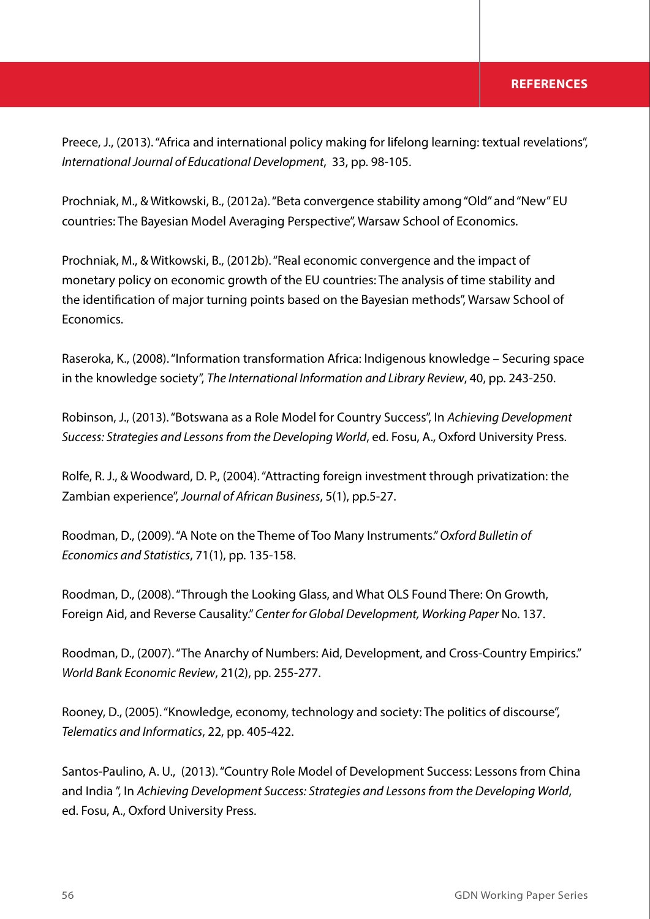Preece, J., (2013). "Africa and international policy making for lifelong learning: textual revelations", *International Journal of Educational Development*, 33, pp. 98-105.

Prochniak, M., & Witkowski, B., (2012a). "Beta convergence stability among "Old" and "New" EU countries: The Bayesian Model Averaging Perspective", Warsaw School of Economics.

Prochniak, M., & Witkowski, B., (2012b). "Real economic convergence and the impact of monetary policy on economic growth of the EU countries: The analysis of time stability and the identification of major turning points based on the Bayesian methods", Warsaw School of Economics.

Raseroka, K., (2008). "Information transformation Africa: Indigenous knowledge – Securing space in the knowledge society", *The International Information and Library Review*, 40, pp. 243-250.

Robinson, J., (2013). "Botswana as a Role Model for Country Success", In *Achieving Development Success: Strategies and Lessons from the Developing World*, ed. Fosu, A., Oxford University Press.

Rolfe, R. J., & Woodward, D. P., (2004). "Attracting foreign investment through privatization: the Zambian experience", *Journal of African Business*, 5(1), pp.5-27.

Roodman, D., (2009). "A Note on the Theme of Too Many Instruments." *Oxford Bulletin of Economics and Statistics*, 71(1), pp. 135-158.

Roodman, D., (2008). "Through the Looking Glass, and What OLS Found There: On Growth, Foreign Aid, and Reverse Causality." *Center for Global Development, Working Paper* No. 137.

Roodman, D., (2007). "The Anarchy of Numbers: Aid, Development, and Cross-Country Empirics." *World Bank Economic Review*, 21(2), pp. 255-277.

Rooney, D., (2005). "Knowledge, economy, technology and society: The politics of discourse", *Telematics and Informatics*, 22, pp. 405-422.

Santos-Paulino, A. U., (2013). "Country Role Model of Development Success: Lessons from China and India ", In *Achieving Development Success: Strategies and Lessons from the Developing World*, ed. Fosu, A., Oxford University Press.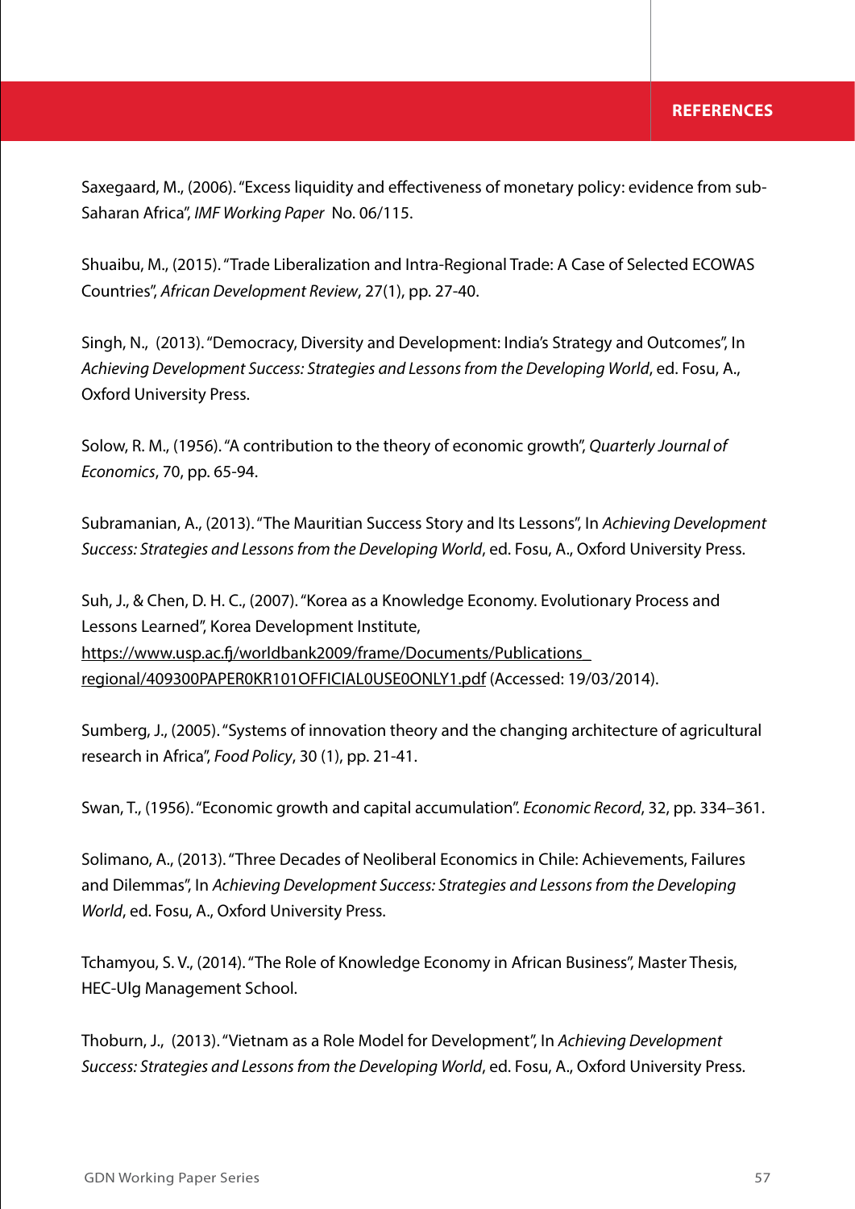Saxegaard, M., (2006). "Excess liquidity and effectiveness of monetary policy: evidence from sub-Saharan Africa", *IMF Working Paper* No. 06/115.

Shuaibu, M., (2015). "Trade Liberalization and Intra-Regional Trade: A Case of Selected ECOWAS Countries", *African Development Review*, 27(1), pp. 27-40.

Singh, N., (2013). "Democracy, Diversity and Development: India's Strategy and Outcomes", In *Achieving Development Success: Strategies and Lessons from the Developing World*, ed. Fosu, A., Oxford University Press.

Solow, R. M., (1956). "A contribution to the theory of economic growth", *Quarterly Journal of Economics*, 70, pp. 65-94.

Subramanian, A., (2013). "The Mauritian Success Story and Its Lessons", In *Achieving Development Success: Strategies and Lessons from the Developing World*, ed. Fosu, A., Oxford University Press.

Suh, J., & Chen, D. H. C., (2007). "Korea as a Knowledge Economy. Evolutionary Process and Lessons Learned", Korea Development Institute, https://www.usp.ac.fj/worldbank2009/frame/Documents/Publications_regional/409300PAPER0KR101OFFICIAL0USE0ONLY1.pdf (Accessed: 19/03/2014).

Sumberg, J., (2005). "Systems of innovation theory and the changing architecture of agricultural research in Africa", *Food Policy*, 30 (1), pp. 21-41.

Swan, T., (1956). "Economic growth and capital accumulation". *Economic Record*, 32, pp. 334–361.

Solimano, A., (2013). "Three Decades of Neoliberal Economics in Chile: Achievements, Failures and Dilemmas", In *Achieving Development Success: Strategies and Lessons from the Developing World*, ed. Fosu, A., Oxford University Press.

Tchamyou, S. V., (2014). "The Role of Knowledge Economy in African Business", Master Thesis, HEC-Ulg Management School.

Thoburn, J., (2013). "Vietnam as a Role Model for Development", In *Achieving Development Success: Strategies and Lessons from the Developing World*, ed. Fosu, A., Oxford University Press.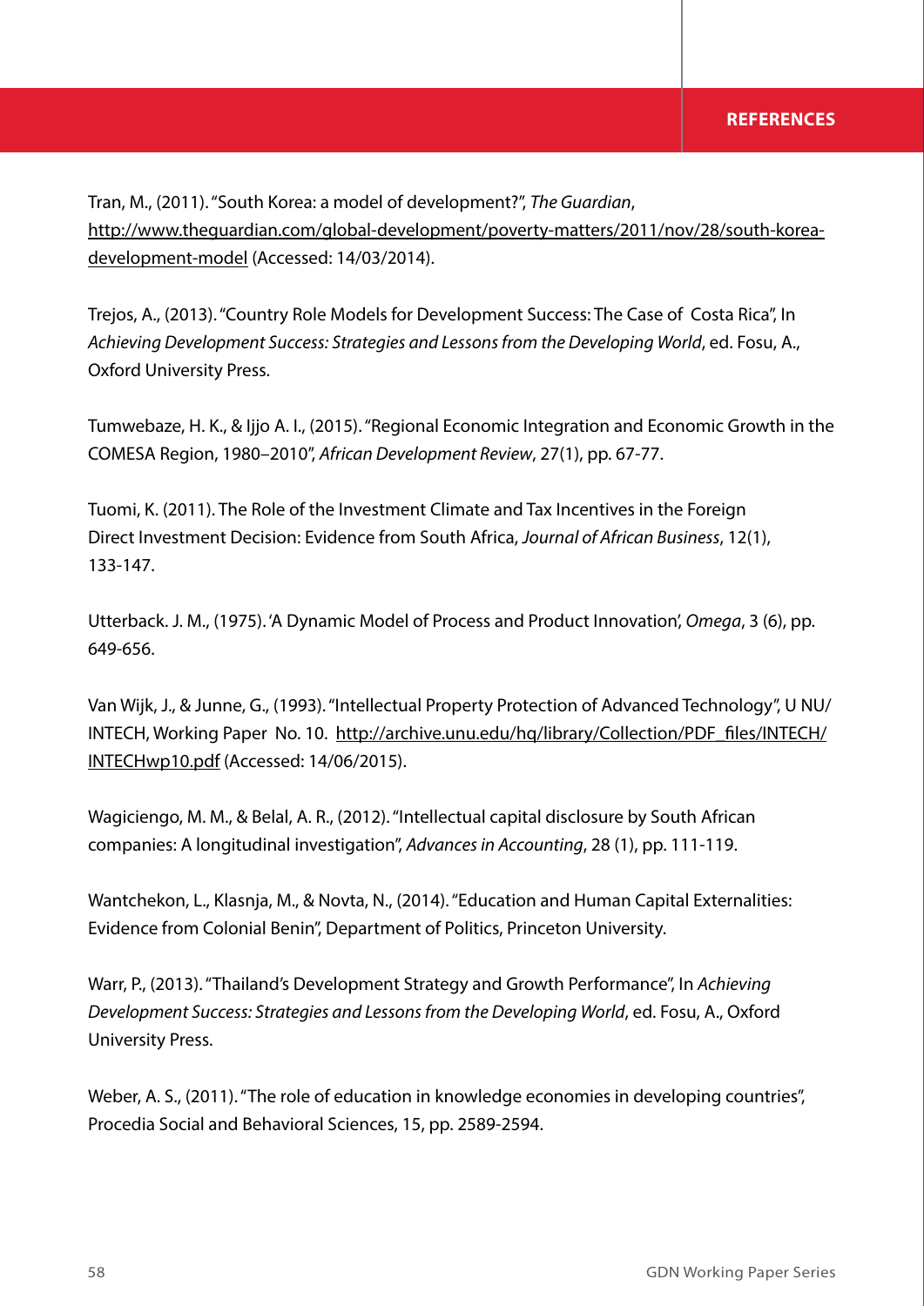Tran, M., (2011). "South Korea: a model of development?", *The Guardian*, http://www.theguardian.com/global-development/poverty-matters/2011/nov/28/south-korea-development-model (Accessed: 14/03/2014).

Trejos, A., (2013). "Country Role Models for Development Success: The Case of Costa Rica", In *Achieving Development Success: Strategies and Lessons from the Developing World*, ed. Fosu, A., Oxford University Press.

Tumwebaze, H. K., & Ijjo A. I., (2015). "Regional Economic Integration and Economic Growth in the COMESA Region, 1980–2010", *African Development Review*, 27(1), pp. 67-77.

Tuomi, K. (2011). The Role of the Investment Climate and Tax Incentives in the Foreign Direct Investment Decision: Evidence from South Africa, *Journal of African Business*, 12(1), 133-147.

Utterback. J. M., (1975). 'A Dynamic Model of Process and Product Innovation', *Omega*, 3 (6), pp. 649-656.

Van Wijk, J., & Junne, G., (1993). "Intellectual Property Protection of Advanced Technology", U NU/INTECH, Working Paper No. 10. http://archive.unu.edu/hq/library/Collection/PDF_files/INTECH/INTECHwp10.pdf (Accessed: 14/06/2015).

Wagiciengo, M. M., & Belal, A. R., (2012). "Intellectual capital disclosure by South African companies: A longitudinal investigation", *Advances in Accounting*, 28 (1), pp. 111-119.

Wantchekon, L., Klasnja, M., & Novta, N., (2014). "Education and Human Capital Externalities: Evidence from Colonial Benin", Department of Politics, Princeton University.

Warr, P., (2013). "Thailand's Development Strategy and Growth Performance", In *Achieving Development Success: Strategies and Lessons from the Developing World*, ed. Fosu, A., Oxford University Press.

Weber, A. S., (2011). "The role of education in knowledge economies in developing countries", Procedia Social and Behavioral Sciences, 15, pp. 2589-2594.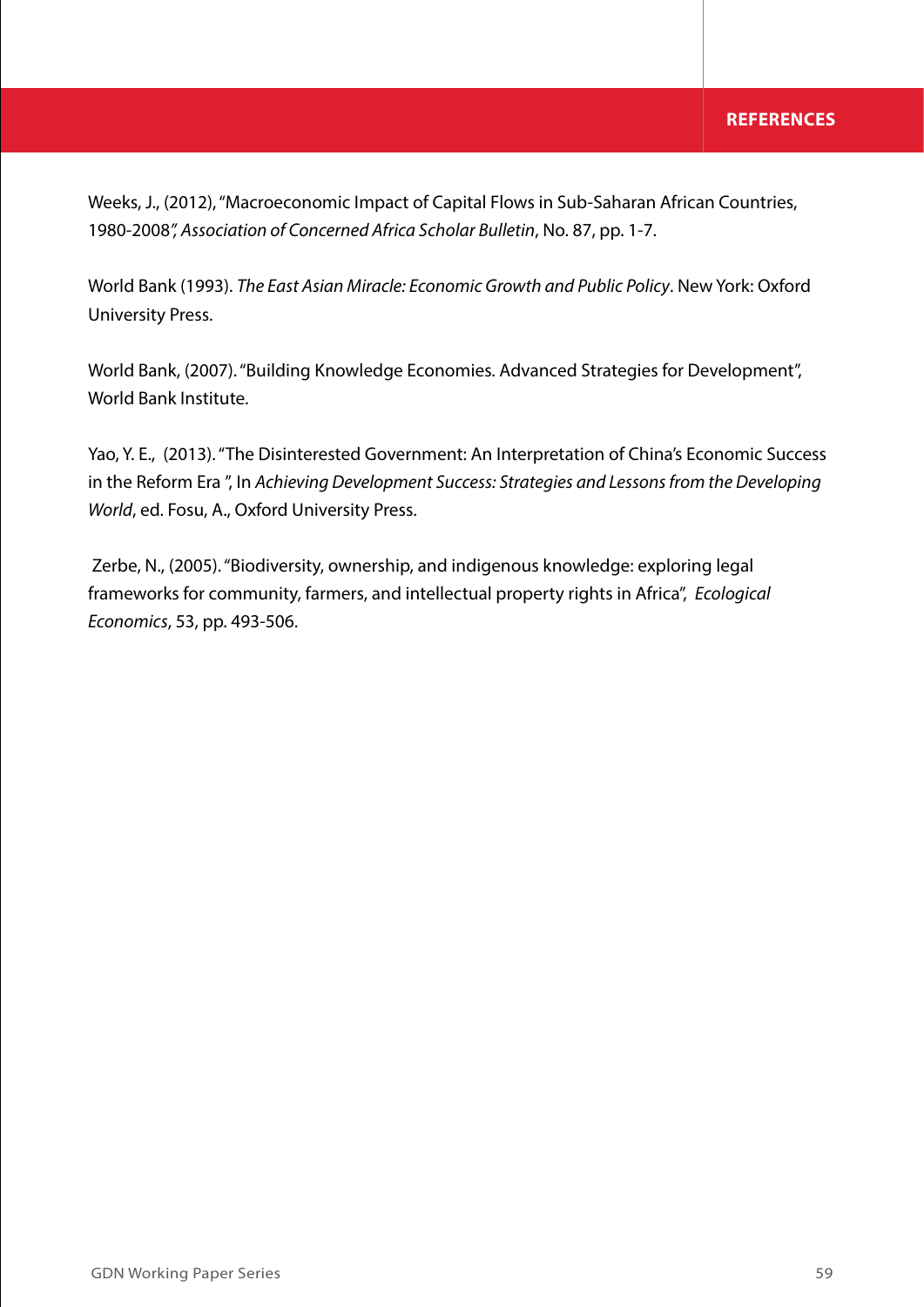Weeks, J., (2012), "Macroeconomic Impact of Capital Flows in Sub-Saharan African Countries, 1980-2008", *Association of Concerned Africa Scholar Bulletin*, No. 87, pp. 1-7.

World Bank (1993). *The East Asian Miracle: Economic Growth and Public Policy*. New York: Oxford University Press.

World Bank, (2007). "Building Knowledge Economies. Advanced Strategies for Development", World Bank Institute.

Yao, Y. E., (2013). "The Disinterested Government: An Interpretation of China's Economic Success in the Reform Era ", In *Achieving Development Success: Strategies and Lessons from the Developing World*, ed. Fosu, A., Oxford University Press.

Zerbe, N., (2005). "Biodiversity, ownership, and indigenous knowledge: exploring legal frameworks for community, farmers, and intellectual property rights in Africa", *Ecological Economics*, 53, pp. 493-506.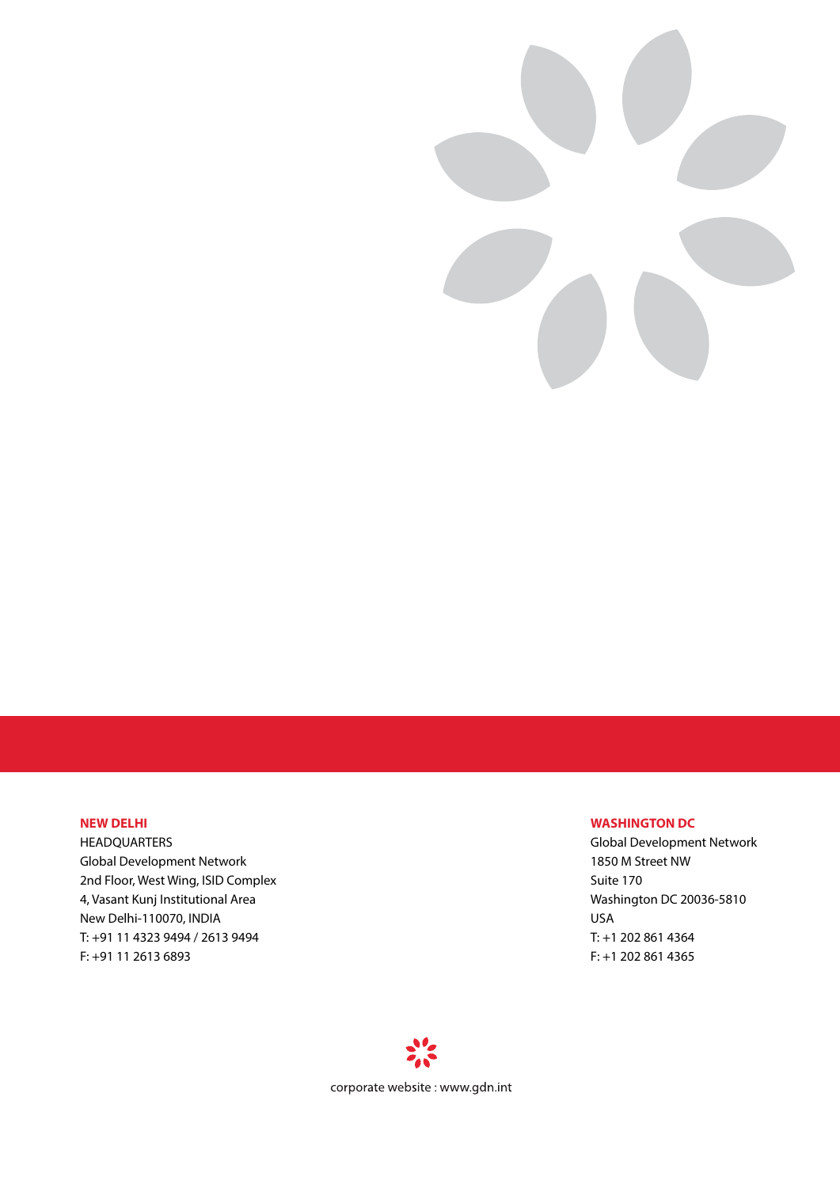**NEW DELHI**

HEADQUARTERS
Global Development Network
2nd Floor, West Wing, ISID Complex
4, Vasant Kunj Institutional Area
New Delhi-110070, INDIA
T: +91 11 4323 9494 / 2613 9494
F: +91 11 2613 6893

**WASHINGTON DC**

Global Development Network
1850 M Street NW
Suite 170
Washington DC 20036-5810
USA
T: +1 202 861 4364
F: +1 202 861 4365

corporate website : www.gdn.int